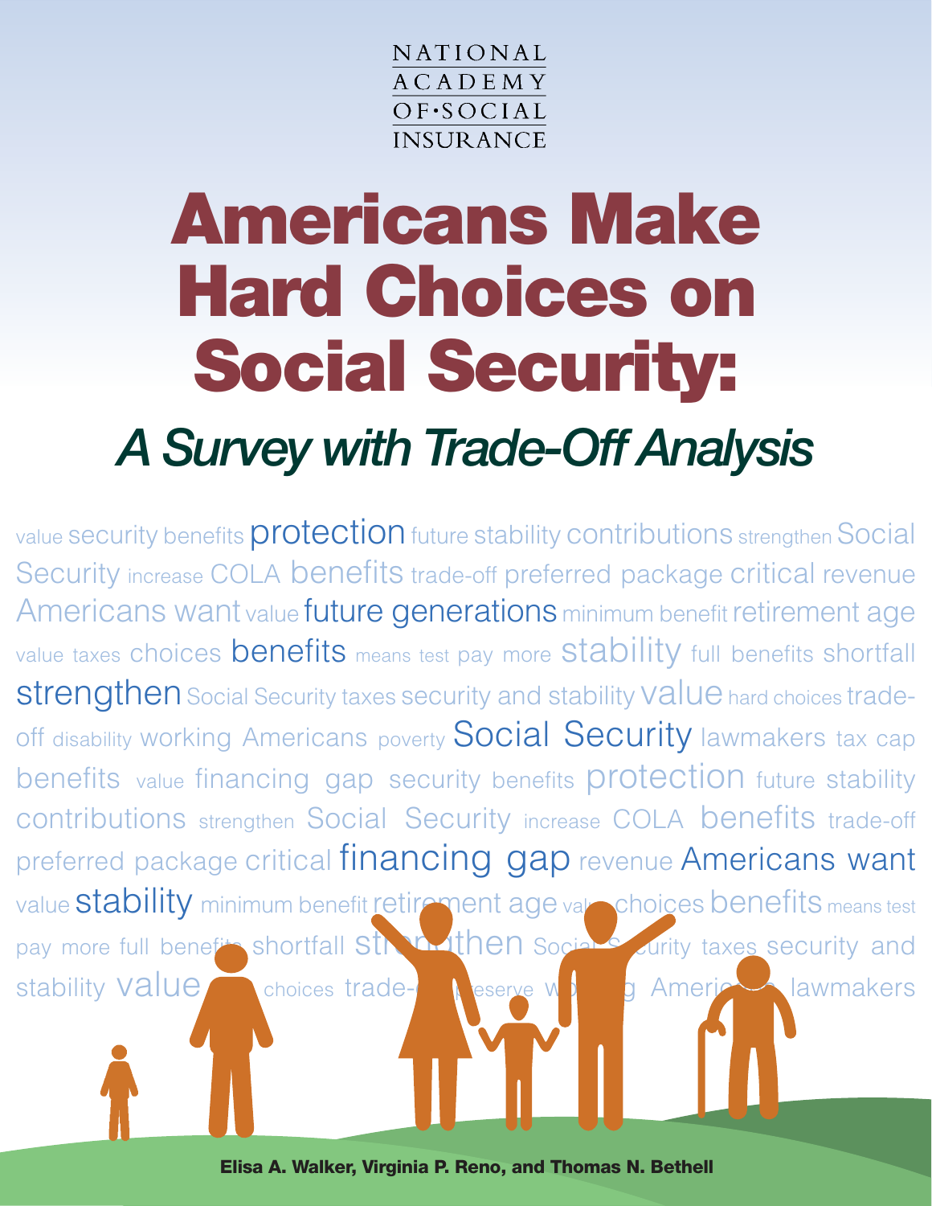NATIONAL ACADEMY OF SOCIAL INSURANCE

# Americans Make Hard Choices on Social Security:

## *A Survey with Trade-Off Analysis*

**Elisa A. Walker, Virginia P. Reno, and Thomas N. Bethell**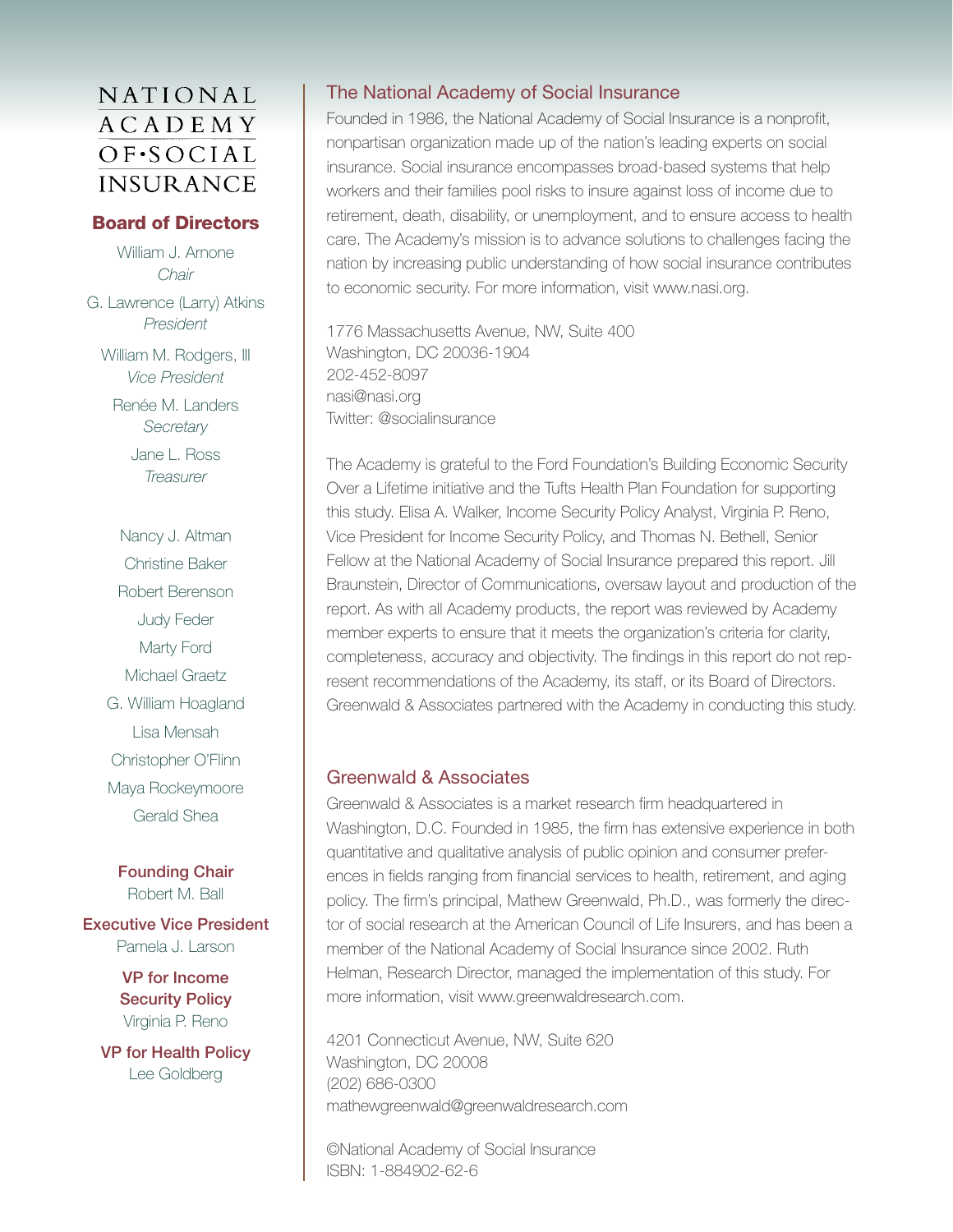NATIONAL ACADEMY OF•SOCIAL INSURANCE

## Board of Directors

William J. Arnone
*Chair*

G. Lawrence (Larry) Atkins
*President*

William M. Rodgers, III
*Vice President*

Renée M. Landers
*Secretary*

Jane L. Ross
*Treasurer*

Nancy J. Altman
Christine Baker
Robert Berenson
Judy Feder
Marty Ford
Michael Graetz
G. William Hoagland
Lisa Mensah
Christopher O'Flinn
Maya Rockeymoore
Gerald Shea

**Founding Chair**
Robert M. Ball

**Executive Vice President**
Pamela J. Larson

**VP for Income Security Policy**
Virginia P. Reno

**VP for Health Policy**
Lee Goldberg

## The National Academy of Social Insurance

Founded in 1986, the National Academy of Social Insurance is a nonprofit, nonpartisan organization made up of the nation's leading experts on social insurance. Social insurance encompasses broad-based systems that help workers and their families pool risks to insure against loss of income due to retirement, death, disability, or unemployment, and to ensure access to health care. The Academy's mission is to advance solutions to challenges facing the nation by increasing public understanding of how social insurance contributes to economic security. For more information, visit www.nasi.org.

1776 Massachusetts Avenue, NW, Suite 400
Washington, DC 20036-1904
202-452-8097
nasi@nasi.org
Twitter: @socialinsurance

The Academy is grateful to the Ford Foundation's Building Economic Security Over a Lifetime initiative and the Tufts Health Plan Foundation for supporting this study. Elisa A. Walker, Income Security Policy Analyst, Virginia P. Reno, Vice President for Income Security Policy, and Thomas N. Bethell, Senior Fellow at the National Academy of Social Insurance prepared this report. Jill Braunstein, Director of Communications, oversaw layout and production of the report. As with all Academy products, the report was reviewed by Academy member experts to ensure that it meets the organization's criteria for clarity, completeness, accuracy and objectivity. The findings in this report do not represent recommendations of the Academy, its staff, or its Board of Directors. Greenwald & Associates partnered with the Academy in conducting this study.

## Greenwald & Associates

Greenwald & Associates is a market research firm headquartered in Washington, D.C. Founded in 1985, the firm has extensive experience in both quantitative and qualitative analysis of public opinion and consumer preferences in fields ranging from financial services to health, retirement, and aging policy. The firm's principal, Mathew Greenwald, Ph.D., was formerly the director of social research at the American Council of Life Insurers, and has been a member of the National Academy of Social Insurance since 2002. Ruth Helman, Research Director, managed the implementation of this study. For more information, visit www.greenwaldresearch.com.

4201 Connecticut Avenue, NW, Suite 620
Washington, DC 20008
(202) 686-0300
mathewgreenwald@greenwaldresearch.com

©National Academy of Social Insurance
ISBN: 1-884902-62-6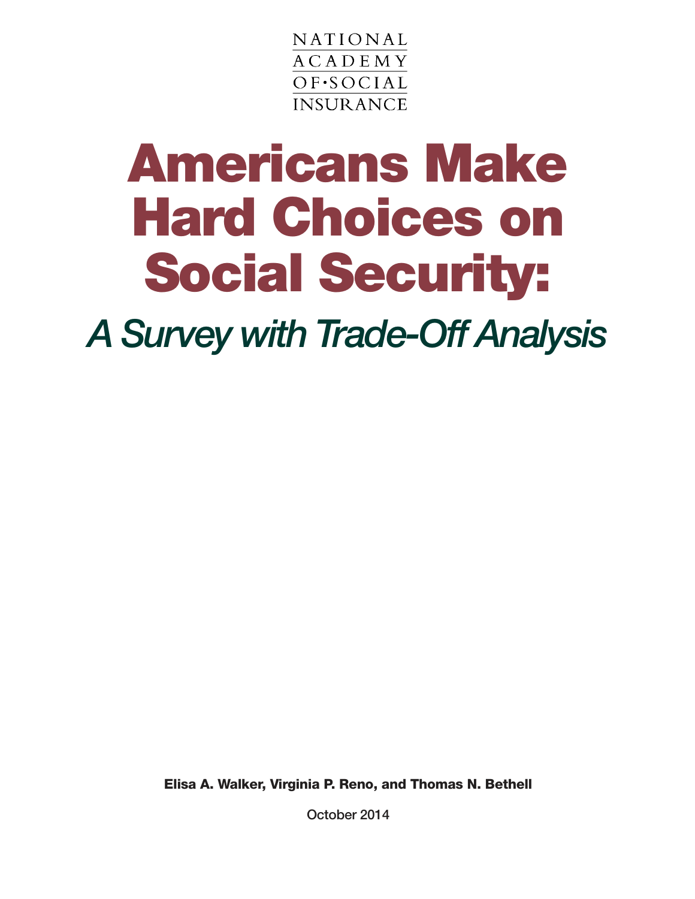NATIONAL
ACADEMY
OF·SOCIAL
INSURANCE

# Americans Make Hard Choices on Social Security:

## *A Survey with Trade-Off Analysis*

**Elisa A. Walker, Virginia P. Reno, and Thomas N. Bethell**

October 2014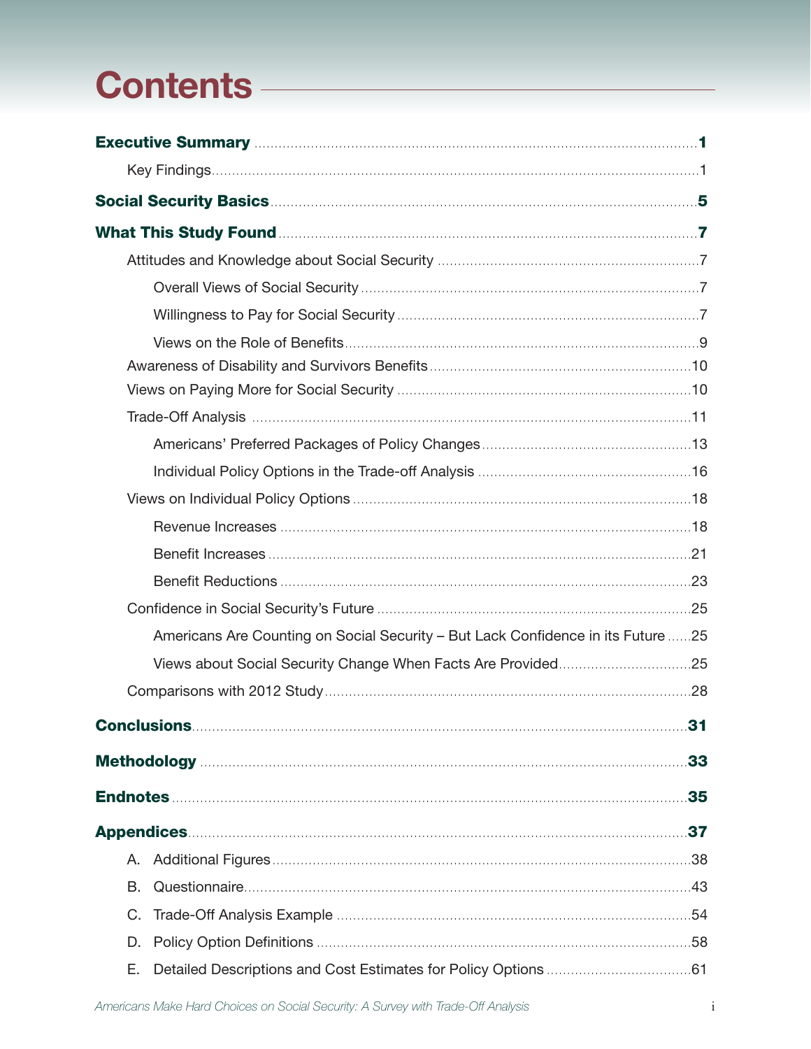# Contents

**Executive Summary** ..... **1**

- Key Findings ..... 1

**Social Security Basics** ..... **5**

**What This Study Found** ..... **7**

- Attitudes and Knowledge about Social Security ..... 7
  - Overall Views of Social Security ..... 7
  - Willingness to Pay for Social Security ..... 7
  - Views on the Role of Benefits ..... 9
- Awareness of Disability and Survivors Benefits ..... 10
- Views on Paying More for Social Security ..... 10
- Trade-Off Analysis ..... 11
  - Americans' Preferred Packages of Policy Changes ..... 13
  - Individual Policy Options in the Trade-off Analysis ..... 16
- Views on Individual Policy Options ..... 18
  - Revenue Increases ..... 18
  - Benefit Increases ..... 21
  - Benefit Reductions ..... 23
- Confidence in Social Security's Future ..... 25
  - Americans Are Counting on Social Security – But Lack Confidence in its Future ..... 25
  - Views about Social Security Change When Facts Are Provided ..... 25
- Comparisons with 2012 Study ..... 28

**Conclusions** ..... **31**

**Methodology** ..... **33**

**Endnotes** ..... **35**

**Appendices** ..... **37**

- A. Additional Figures ..... 38
- B. Questionnaire ..... 43
- C. Trade-Off Analysis Example ..... 54
- D. Policy Option Definitions ..... 58
- E. Detailed Descriptions and Cost Estimates for Policy Options ..... 61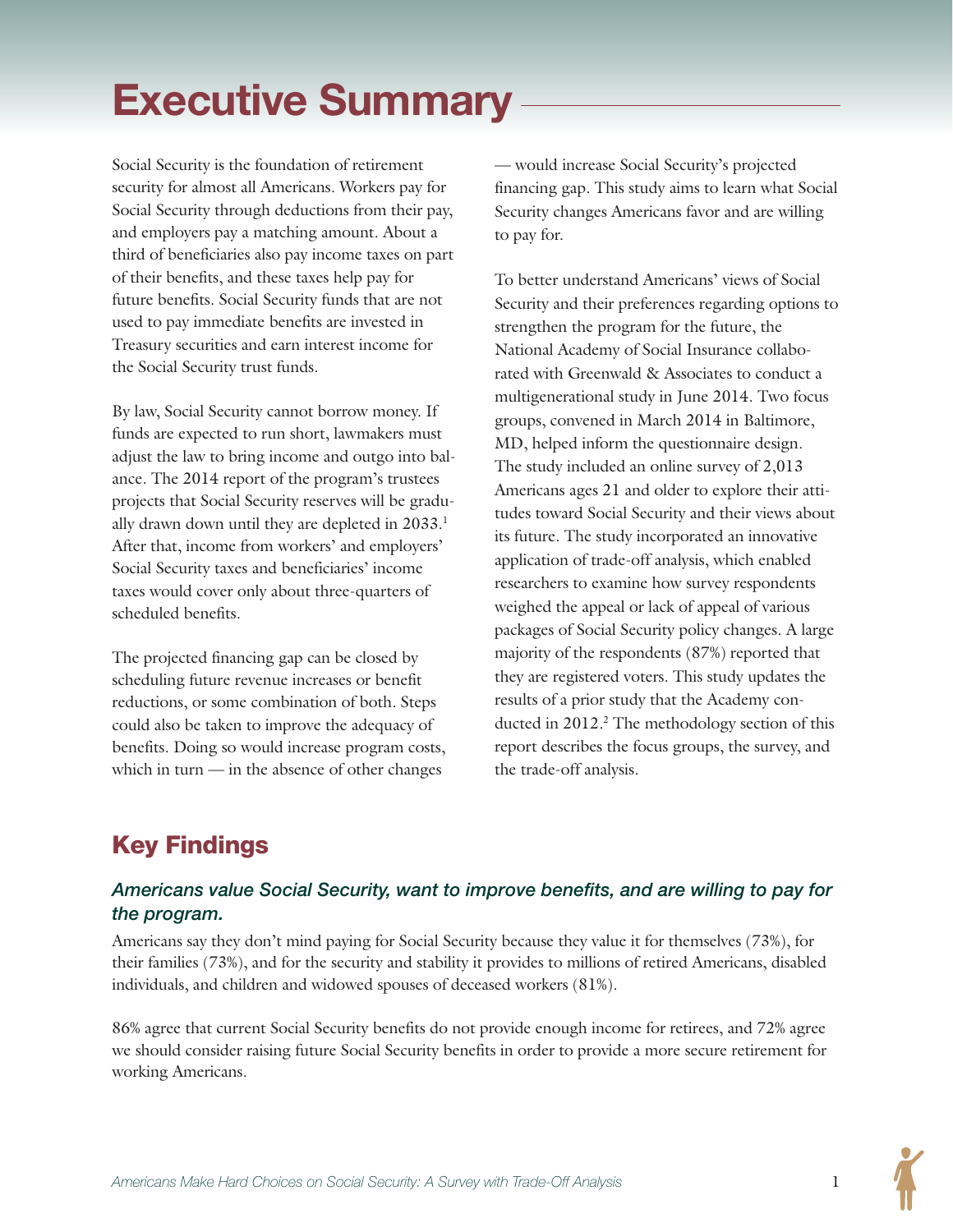# Executive Summary

Social Security is the foundation of retirement security for almost all Americans. Workers pay for Social Security through deductions from their pay, and employers pay a matching amount. About a third of beneficiaries also pay income taxes on part of their benefits, and these taxes help pay for future benefits. Social Security funds that are not used to pay immediate benefits are invested in Treasury securities and earn interest income for the Social Security trust funds.

By law, Social Security cannot borrow money. If funds are expected to run short, lawmakers must adjust the law to bring income and outgo into balance. The 2014 report of the program's trustees projects that Social Security reserves will be gradually drawn down until they are depleted in 2033.[1] After that, income from workers' and employers' Social Security taxes and beneficiaries' income taxes would cover only about three-quarters of scheduled benefits.

The projected financing gap can be closed by scheduling future revenue increases or benefit reductions, or some combination of both. Steps could also be taken to improve the adequacy of benefits. Doing so would increase program costs, which in turn — in the absence of other changes — would increase Social Security's projected financing gap. This study aims to learn what Social Security changes Americans favor and are willing to pay for.

To better understand Americans' views of Social Security and their preferences regarding options to strengthen the program for the future, the National Academy of Social Insurance collaborated with Greenwald & Associates to conduct a multigenerational study in June 2014. Two focus groups, convened in March 2014 in Baltimore, MD, helped inform the questionnaire design. The study included an online survey of 2,013 Americans ages 21 and older to explore their attitudes toward Social Security and their views about its future. The study incorporated an innovative application of trade-off analysis, which enabled researchers to examine how survey respondents weighed the appeal or lack of appeal of various packages of Social Security policy changes. A large majority of the respondents (87%) reported that they are registered voters. This study updates the results of a prior study that the Academy conducted in 2012.[2] The methodology section of this report describes the focus groups, the survey, and the trade-off analysis.

## Key Findings

### *Americans value Social Security, want to improve benefits, and are willing to pay for the program.*

Americans say they don't mind paying for Social Security because they value it for themselves (73%), for their families (73%), and for the security and stability it provides to millions of retired Americans, disabled individuals, and children and widowed spouses of deceased workers (81%).

86% agree that current Social Security benefits do not provide enough income for retirees, and 72% agree we should consider raising future Social Security benefits in order to provide a more secure retirement for working Americans.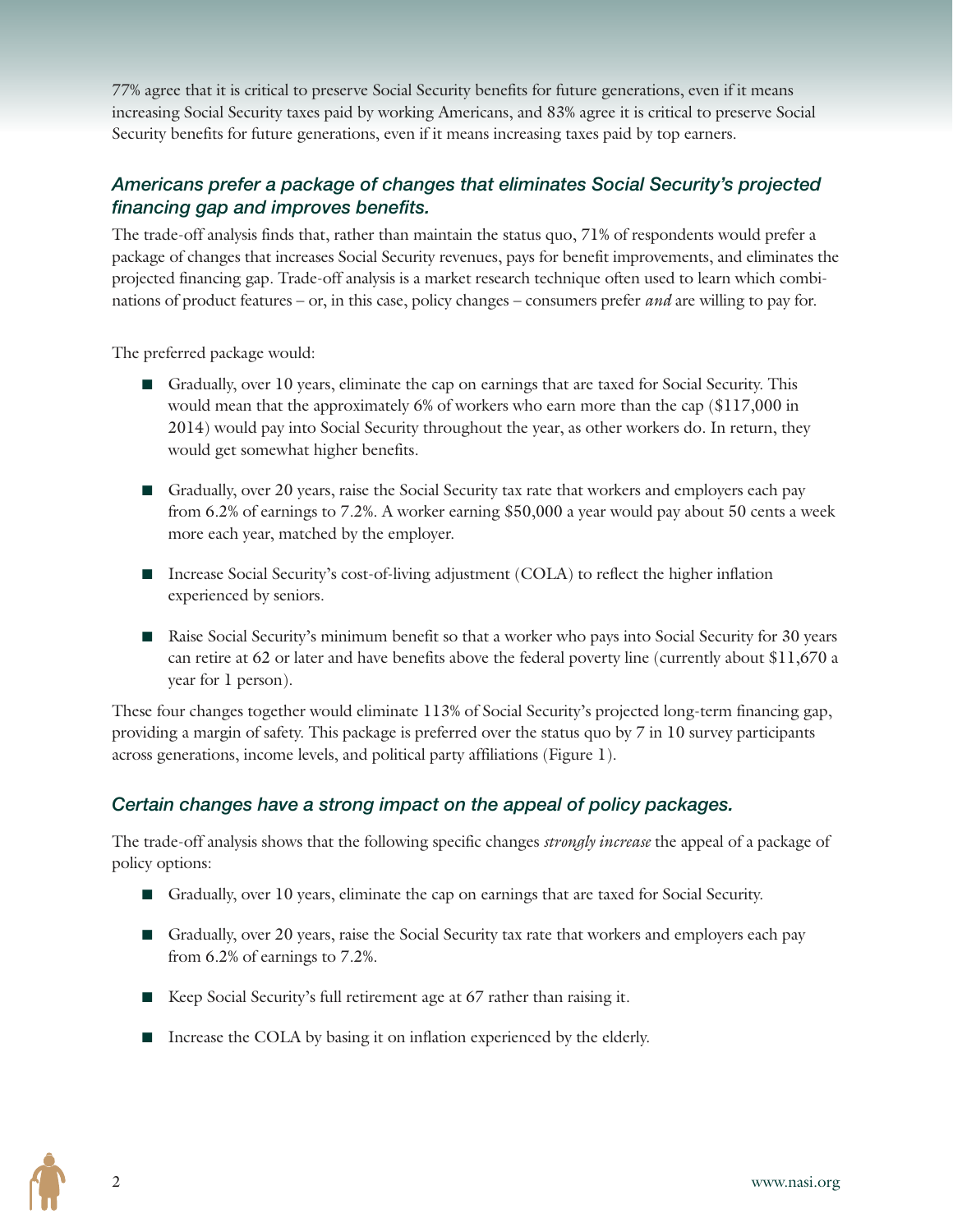77% agree that it is critical to preserve Social Security benefits for future generations, even if it means increasing Social Security taxes paid by working Americans, and 83% agree it is critical to preserve Social Security benefits for future generations, even if it means increasing taxes paid by top earners.

### *Americans prefer a package of changes that eliminates Social Security's projected financing gap and improves benefits.*

The trade-off analysis finds that, rather than maintain the status quo, 71% of respondents would prefer a package of changes that increases Social Security revenues, pays for benefit improvements, and eliminates the projected financing gap. Trade-off analysis is a market research technique often used to learn which combinations of product features – or, in this case, policy changes – consumers prefer *and* are willing to pay for.

The preferred package would:

- Gradually, over 10 years, eliminate the cap on earnings that are taxed for Social Security. This would mean that the approximately 6% of workers who earn more than the cap ($117,000 in 2014) would pay into Social Security throughout the year, as other workers do. In return, they would get somewhat higher benefits.
- Gradually, over 20 years, raise the Social Security tax rate that workers and employers each pay from 6.2% of earnings to 7.2%. A worker earning $50,000 a year would pay about 50 cents a week more each year, matched by the employer.
- Increase Social Security's cost-of-living adjustment (COLA) to reflect the higher inflation experienced by seniors.
- Raise Social Security's minimum benefit so that a worker who pays into Social Security for 30 years can retire at 62 or later and have benefits above the federal poverty line (currently about $11,670 a year for 1 person).

These four changes together would eliminate 113% of Social Security's projected long-term financing gap, providing a margin of safety. This package is preferred over the status quo by 7 in 10 survey participants across generations, income levels, and political party affiliations (Figure 1).

### *Certain changes have a strong impact on the appeal of policy packages.*

The trade-off analysis shows that the following specific changes *strongly increase* the appeal of a package of policy options:

- Gradually, over 10 years, eliminate the cap on earnings that are taxed for Social Security.
- Gradually, over 20 years, raise the Social Security tax rate that workers and employers each pay from 6.2% of earnings to 7.2%.
- Keep Social Security's full retirement age at 67 rather than raising it.
- Increase the COLA by basing it on inflation experienced by the elderly.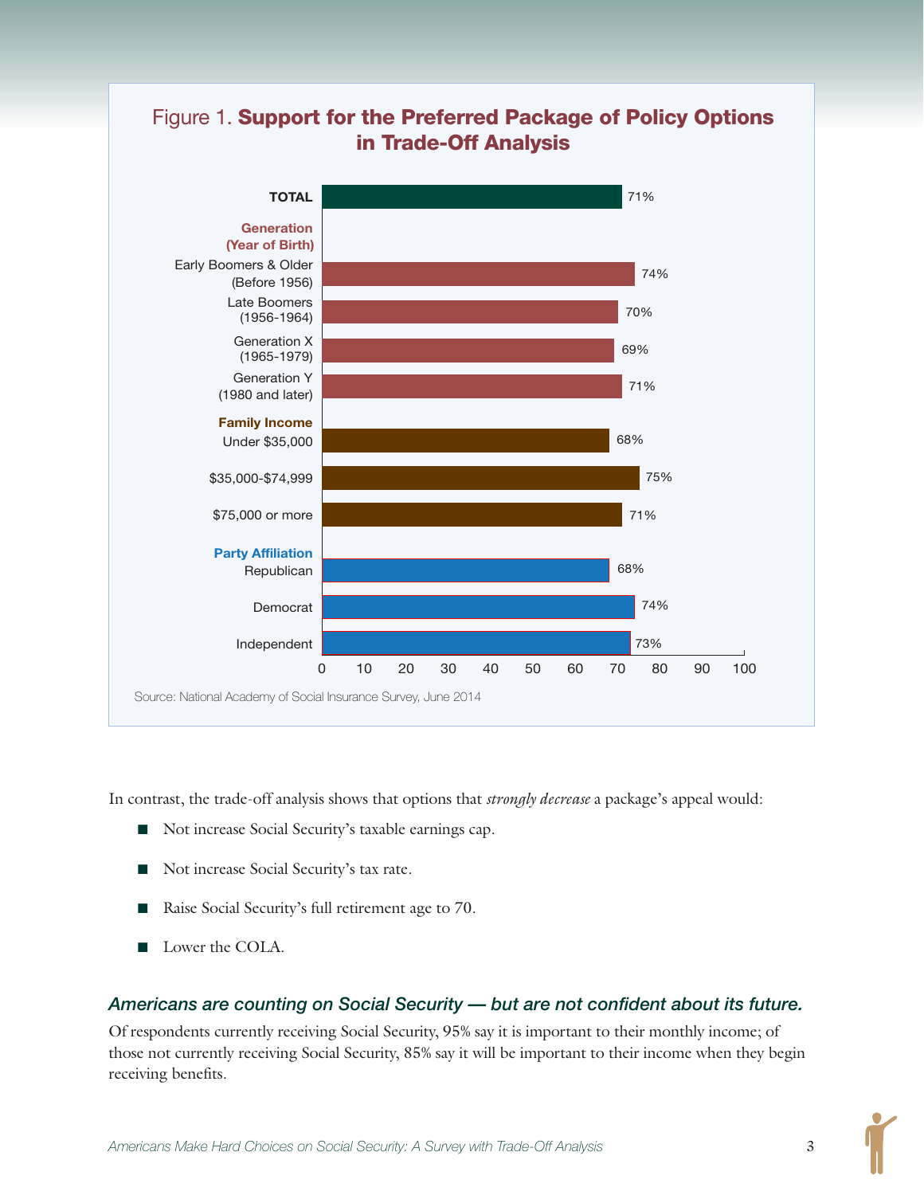Figure 1. **Support for the Preferred Package of Policy Options in Trade-Off Analysis**

| | Support |
|---|---|
| **TOTAL** | 71% |
| **Generation (Year of Birth)** | |
| Early Boomers & Older (Before 1956) | 74% |
| Late Boomers (1956-1964) | 70% |
| Generation X (1965-1979) | 69% |
| Generation Y (1980 and later) | 71% |
| **Family Income** | |
| Under $35,000 | 68% |
| $35,000-$74,999 | 75% |
| $75,000 or more | 71% |
| **Party Affiliation** | |
| Republican | 68% |
| Democrat | 74% |
| Independent | 73% |

Source: National Academy of Social Insurance Survey, June 2014

In contrast, the trade-off analysis shows that options that *strongly decrease* a package's appeal would:

- Not increase Social Security's taxable earnings cap.
- Not increase Social Security's tax rate.
- Raise Social Security's full retirement age to 70.
- Lower the COLA.

### *Americans are counting on Social Security — but are not confident about its future.*

Of respondents currently receiving Social Security, 95% say it is important to their monthly income; of those not currently receiving Social Security, 85% say it will be important to their income when they begin receiving benefits.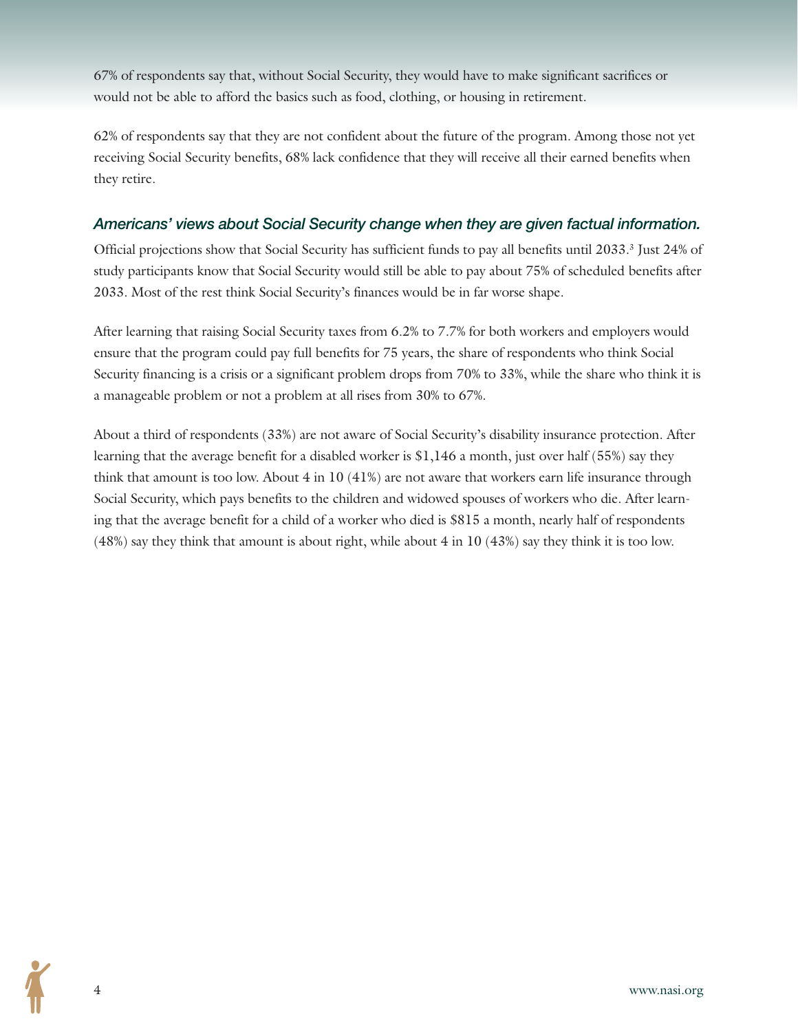67% of respondents say that, without Social Security, they would have to make significant sacrifices or would not be able to afford the basics such as food, clothing, or housing in retirement.

62% of respondents say that they are not confident about the future of the program. Among those not yet receiving Social Security benefits, 68% lack confidence that they will receive all their earned benefits when they retire.

### *Americans' views about Social Security change when they are given factual information.*

Official projections show that Social Security has sufficient funds to pay all benefits until 2033.[3] Just 24% of study participants know that Social Security would still be able to pay about 75% of scheduled benefits after 2033. Most of the rest think Social Security's finances would be in far worse shape.

After learning that raising Social Security taxes from 6.2% to 7.7% for both workers and employers would ensure that the program could pay full benefits for 75 years, the share of respondents who think Social Security financing is a crisis or a significant problem drops from 70% to 33%, while the share who think it is a manageable problem or not a problem at all rises from 30% to 67%.

About a third of respondents (33%) are not aware of Social Security's disability insurance protection. After learning that the average benefit for a disabled worker is $1,146 a month, just over half (55%) say they think that amount is too low. About 4 in 10 (41%) are not aware that workers earn life insurance through Social Security, which pays benefits to the children and widowed spouses of workers who die. After learning that the average benefit for a child of a worker who died is $815 a month, nearly half of respondents (48%) say they think that amount is about right, while about 4 in 10 (43%) say they think it is too low.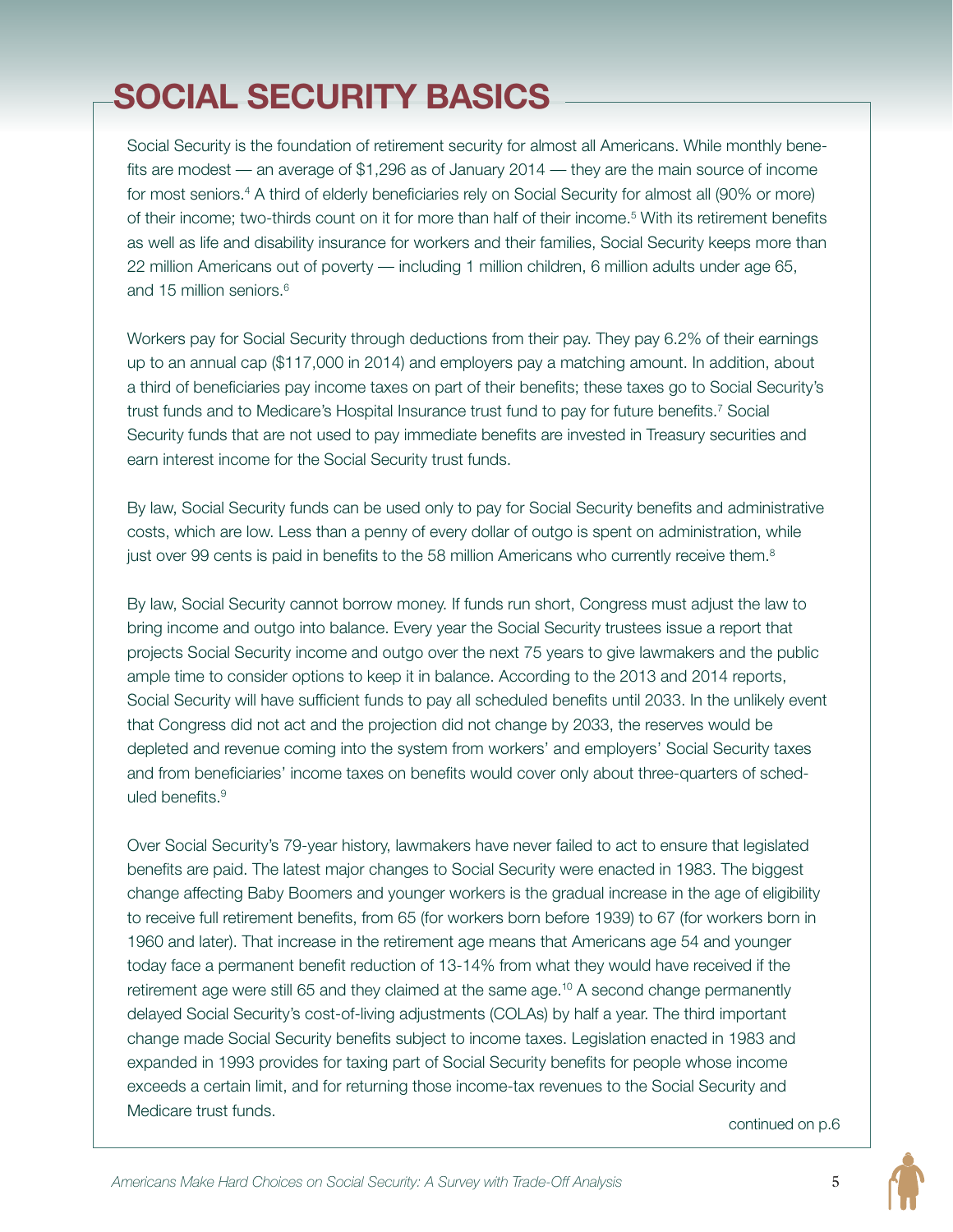# SOCIAL SECURITY BASICS

Social Security is the foundation of retirement security for almost all Americans. While monthly benefits are modest — an average of $1,296 as of January 2014 — they are the main source of income for most seniors.[4] A third of elderly beneficiaries rely on Social Security for almost all (90% or more) of their income; two-thirds count on it for more than half of their income.[5] With its retirement benefits as well as life and disability insurance for workers and their families, Social Security keeps more than 22 million Americans out of poverty — including 1 million children, 6 million adults under age 65, and 15 million seniors.[6]

Workers pay for Social Security through deductions from their pay. They pay 6.2% of their earnings up to an annual cap ($117,000 in 2014) and employers pay a matching amount. In addition, about a third of beneficiaries pay income taxes on part of their benefits; these taxes go to Social Security's trust funds and to Medicare's Hospital Insurance trust fund to pay for future benefits.[7] Social Security funds that are not used to pay immediate benefits are invested in Treasury securities and earn interest income for the Social Security trust funds.

By law, Social Security funds can be used only to pay for Social Security benefits and administrative costs, which are low. Less than a penny of every dollar of outgo is spent on administration, while just over 99 cents is paid in benefits to the 58 million Americans who currently receive them.[8]

By law, Social Security cannot borrow money. If funds run short, Congress must adjust the law to bring income and outgo into balance. Every year the Social Security trustees issue a report that projects Social Security income and outgo over the next 75 years to give lawmakers and the public ample time to consider options to keep it in balance. According to the 2013 and 2014 reports, Social Security will have sufficient funds to pay all scheduled benefits until 2033. In the unlikely event that Congress did not act and the projection did not change by 2033, the reserves would be depleted and revenue coming into the system from workers' and employers' Social Security taxes and from beneficiaries' income taxes on benefits would cover only about three-quarters of scheduled benefits.[9]

Over Social Security's 79-year history, lawmakers have never failed to act to ensure that legislated benefits are paid. The latest major changes to Social Security were enacted in 1983. The biggest change affecting Baby Boomers and younger workers is the gradual increase in the age of eligibility to receive full retirement benefits, from 65 (for workers born before 1939) to 67 (for workers born in 1960 and later). That increase in the retirement age means that Americans age 54 and younger today face a permanent benefit reduction of 13-14% from what they would have received if the retirement age were still 65 and they claimed at the same age.[10] A second change permanently delayed Social Security's cost-of-living adjustments (COLAs) by half a year. The third important change made Social Security benefits subject to income taxes. Legislation enacted in 1983 and expanded in 1993 provides for taxing part of Social Security benefits for people whose income exceeds a certain limit, and for returning those income-tax revenues to the Social Security and Medicare trust funds.

continued on p.6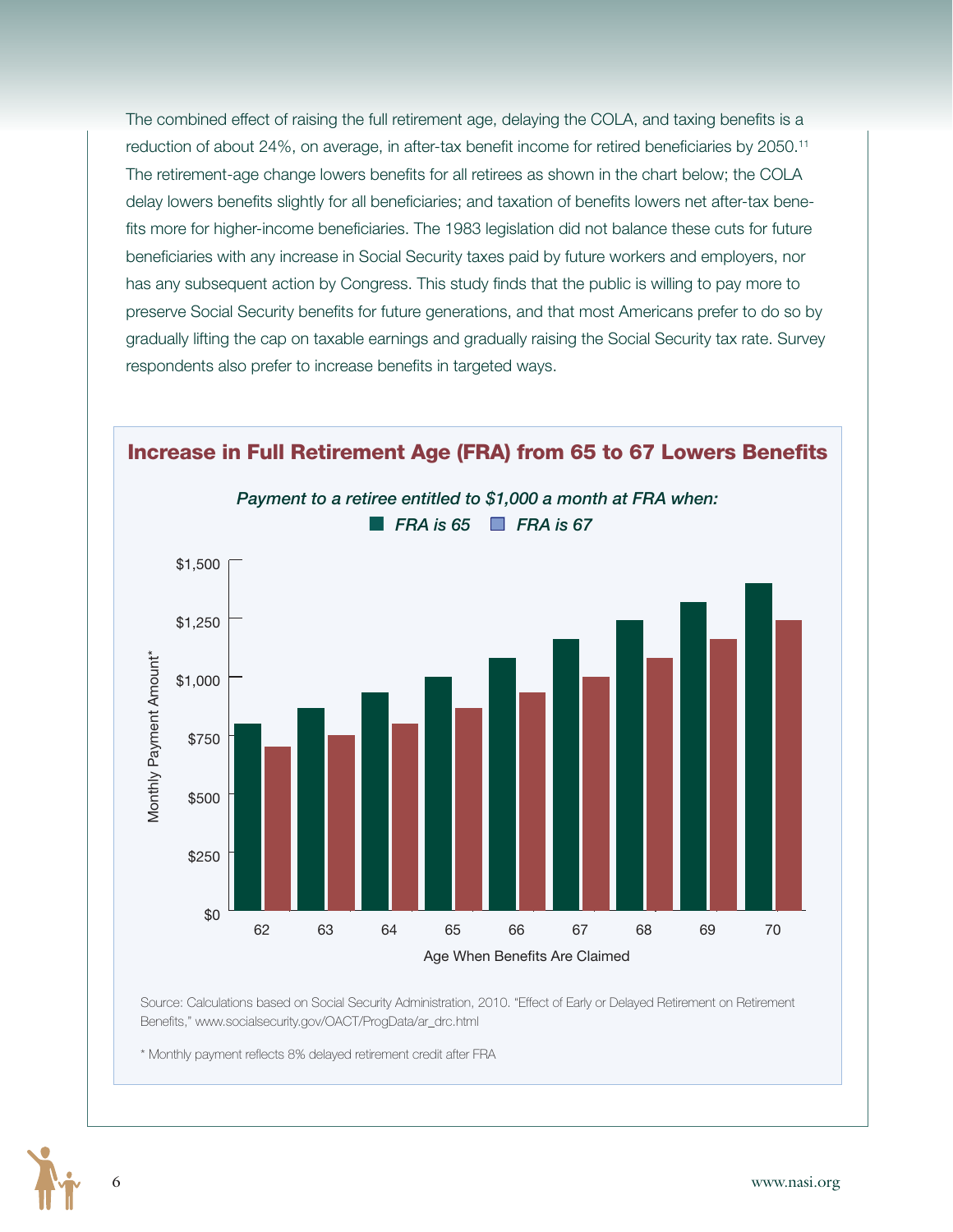The combined effect of raising the full retirement age, delaying the COLA, and taxing benefits is a reduction of about 24%, on average, in after-tax benefit income for retired beneficiaries by 2050.[11] The retirement-age change lowers benefits for all retirees as shown in the chart below; the COLA delay lowers benefits slightly for all beneficiaries; and taxation of benefits lowers net after-tax benefits more for higher-income beneficiaries. The 1983 legislation did not balance these cuts for future beneficiaries with any increase in Social Security taxes paid by future workers and employers, nor has any subsequent action by Congress. This study finds that the public is willing to pay more to preserve Social Security benefits for future generations, and that most Americans prefer to do so by gradually lifting the cap on taxable earnings and gradually raising the Social Security tax rate. Survey respondents also prefer to increase benefits in targeted ways.

## Increase in Full Retirement Age (FRA) from 65 to 67 Lowers Benefits

*Payment to a retiree entitled to $1,000 a month at FRA when:*

*FRA is 65* *FRA is 67*

Monthly Payment Amount*

$1,500
$1,250
$1,000
$750
$500
$250
$0

62 63 64 65 66 67 68 69 70

Age When Benefits Are Claimed

Source: Calculations based on Social Security Administration, 2010. "Effect of Early or Delayed Retirement on Retirement Benefits," www.socialsecurity.gov/OACT/ProgData/ar_drc.html

* Monthly payment reflects 8% delayed retirement credit after FRA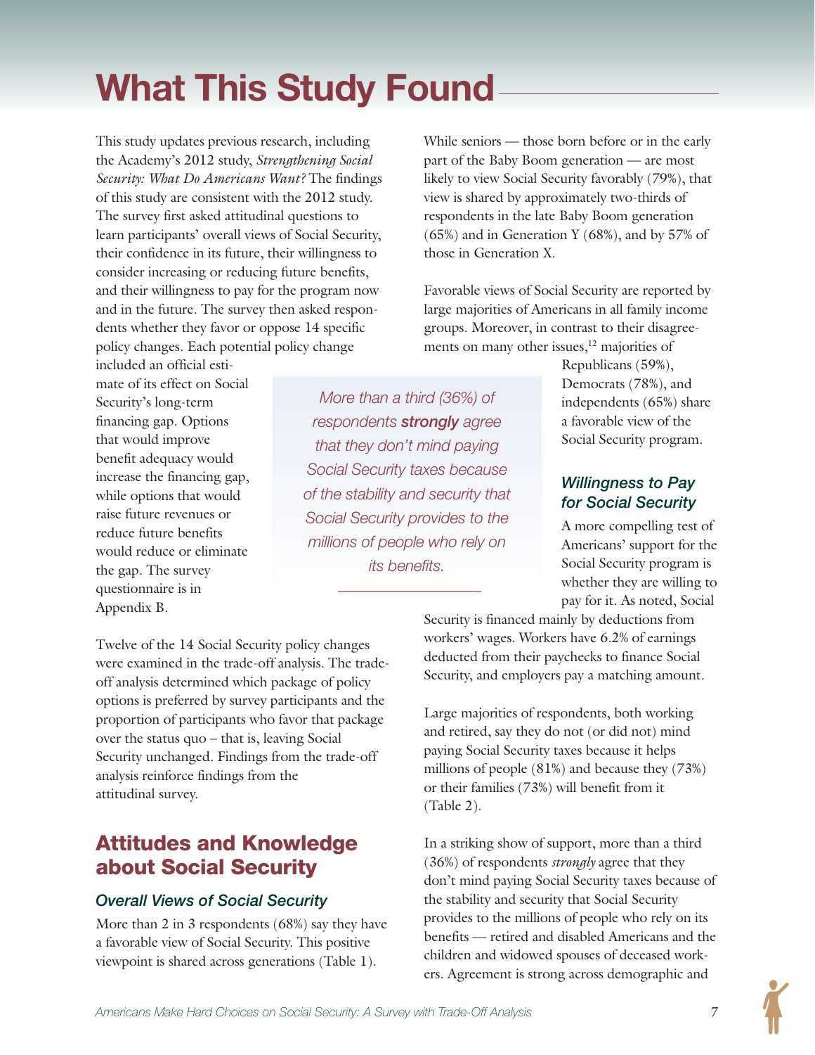# What This Study Found

This study updates previous research, including the Academy's 2012 study, *Strengthening Social Security: What Do Americans Want?* The findings of this study are consistent with the 2012 study. The survey first asked attitudinal questions to learn participants' overall views of Social Security, their confidence in its future, their willingness to consider increasing or reducing future benefits, and their willingness to pay for the program now and in the future. The survey then asked respondents whether they favor or oppose 14 specific policy changes. Each potential policy change included an official estimate of its effect on Social Security's long-term financing gap. Options that would improve benefit adequacy would increase the financing gap, while options that would raise future revenues or reduce future benefits would reduce or eliminate the gap. The survey questionnaire is in Appendix B.

> *More than a third (36%) of respondents **strongly** agree that they don't mind paying Social Security taxes because of the stability and security that Social Security provides to the millions of people who rely on its benefits.*

Twelve of the 14 Social Security policy changes were examined in the trade-off analysis. The trade-off analysis determined which package of policy options is preferred by survey participants and the proportion of participants who favor that package over the status quo – that is, leaving Social Security unchanged. Findings from the trade-off analysis reinforce findings from the attitudinal survey.

## Attitudes and Knowledge about Social Security

### *Overall Views of Social Security*

More than 2 in 3 respondents (68%) say they have a favorable view of Social Security. This positive viewpoint is shared across generations (Table 1).

While seniors — those born before or in the early part of the Baby Boom generation — are most likely to view Social Security favorably (79%), that view is shared by approximately two-thirds of respondents in the late Baby Boom generation (65%) and in Generation Y (68%), and by 57% of those in Generation X.

Favorable views of Social Security are reported by large majorities of Americans in all family income groups. Moreover, in contrast to their disagreements on many other issues,[12] majorities of Republicans (59%), Democrats (78%), and independents (65%) share a favorable view of the Social Security program.

### *Willingness to Pay for Social Security*

A more compelling test of Americans' support for the Social Security program is whether they are willing to pay for it. As noted, Social Security is financed mainly by deductions from workers' wages. Workers have 6.2% of earnings deducted from their paychecks to finance Social Security, and employers pay a matching amount.

Large majorities of respondents, both working and retired, say they do not (or did not) mind paying Social Security taxes because it helps millions of people (81%) and because they (73%) or their families (73%) will benefit from it (Table 2).

In a striking show of support, more than a third (36%) of respondents *strongly* agree that they don't mind paying Social Security taxes because of the stability and security that Social Security provides to the millions of people who rely on its benefits — retired and disabled Americans and the children and widowed spouses of deceased workers. Agreement is strong across demographic and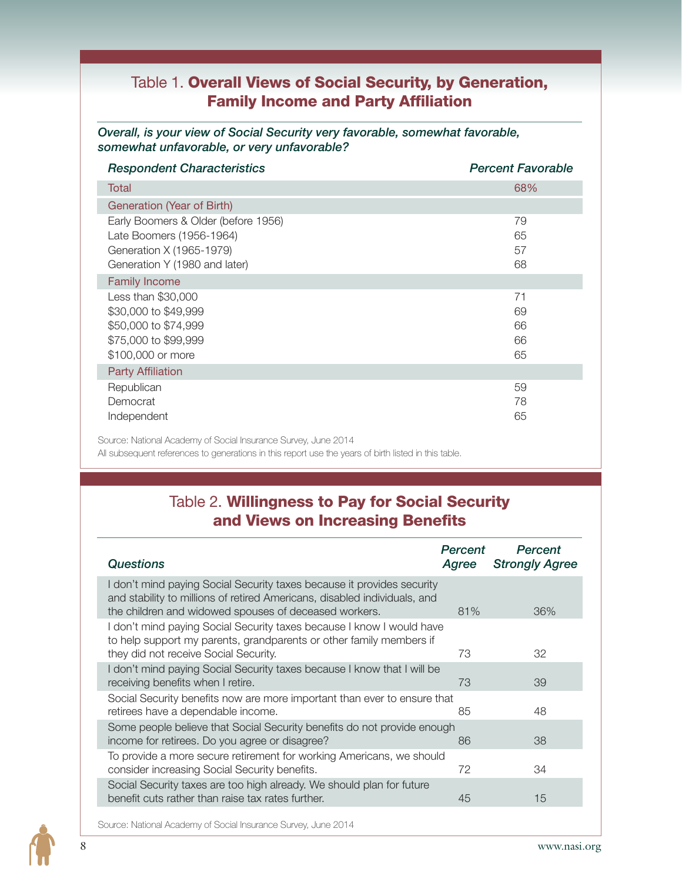## Table 1. **Overall Views of Social Security, by Generation, Family Income and Party Affiliation**

***Overall, is your view of Social Security very favorable, somewhat favorable, somewhat unfavorable, or very unfavorable?***

| *Respondent Characteristics* | *Percent Favorable* |
|---|---|
| Total | 68% |
| Generation (Year of Birth) | |
| Early Boomers & Older (before 1956) | 79 |
| Late Boomers (1956-1964) | 65 |
| Generation X (1965-1979) | 57 |
| Generation Y (1980 and later) | 68 |
| Family Income | |
| Less than $30,000 | 71 |
| $30,000 to $49,999 | 69 |
| $50,000 to $74,999 | 66 |
| $75,000 to $99,999 | 66 |
| $100,000 or more | 65 |
| Party Affiliation | |
| Republican | 59 |
| Democrat | 78 |
| Independent | 65 |

Source: National Academy of Social Insurance Survey, June 2014

All subsequent references to generations in this report use the years of birth listed in this table.

## Table 2. **Willingness to Pay for Social Security and Views on Increasing Benefits**

| *Questions* | *Percent Agree* | *Percent Strongly Agree* |
|---|---|---|
| I don't mind paying Social Security taxes because it provides security and stability to millions of retired Americans, disabled individuals, and the children and widowed spouses of deceased workers. | 81% | 36% |
| I don't mind paying Social Security taxes because I know I would have to help support my parents, grandparents or other family members if they did not receive Social Security. | 73 | 32 |
| I don't mind paying Social Security taxes because I know that I will be receiving benefits when I retire. | 73 | 39 |
| Social Security benefits now are more important than ever to ensure that retirees have a dependable income. | 85 | 48 |
| Some people believe that Social Security benefits do not provide enough income for retirees. Do you agree or disagree? | 86 | 38 |
| To provide a more secure retirement for working Americans, we should consider increasing Social Security benefits. | 72 | 34 |
| Social Security taxes are too high already. We should plan for future benefit cuts rather than raise tax rates further. | 45 | 15 |

Source: National Academy of Social Insurance Survey, June 2014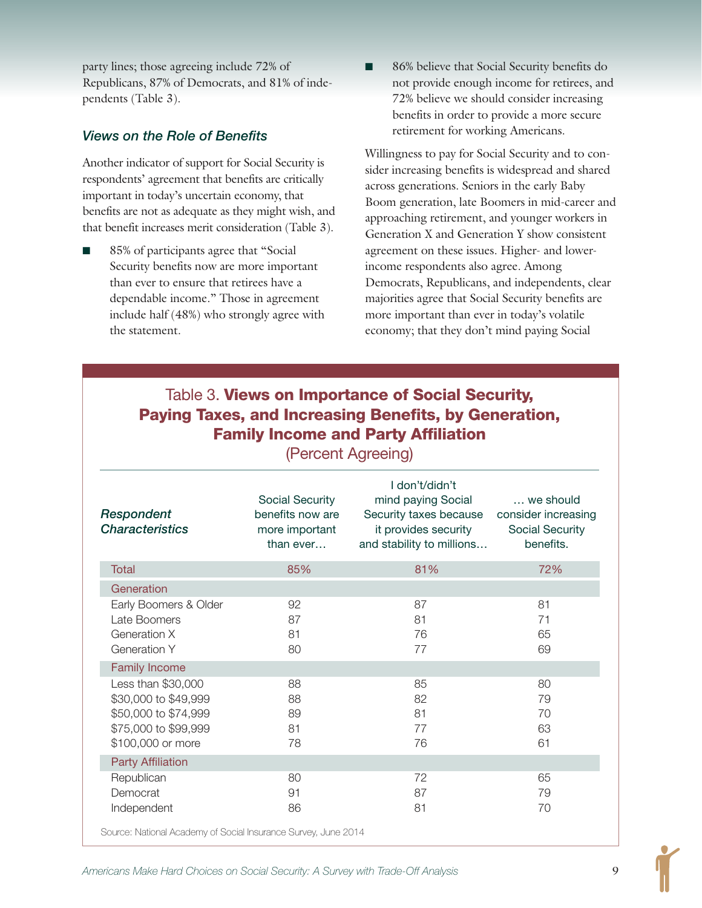party lines; those agreeing include 72% of Republicans, 87% of Democrats, and 81% of independents (Table 3).

### *Views on the Role of Benefits*

Another indicator of support for Social Security is respondents' agreement that benefits are critically important in today's uncertain economy, that benefits are not as adequate as they might wish, and that benefit increases merit consideration (Table 3).

- 85% of participants agree that "Social Security benefits now are more important than ever to ensure that retirees have a dependable income." Those in agreement include half (48%) who strongly agree with the statement.
- 86% believe that Social Security benefits do not provide enough income for retirees, and 72% believe we should consider increasing benefits in order to provide a more secure retirement for working Americans.

Willingness to pay for Social Security and to consider increasing benefits is widespread and shared across generations. Seniors in the early Baby Boom generation, late Boomers in mid-career and approaching retirement, and younger workers in Generation X and Generation Y show consistent agreement on these issues. Higher- and lower-income respondents also agree. Among Democrats, Republicans, and independents, clear majorities agree that Social Security benefits are more important than ever in today's volatile economy; that they don't mind paying Social

Table 3. **Views on Importance of Social Security, Paying Taxes, and Increasing Benefits, by Generation, Family Income and Party Affiliation**
(Percent Agreeing)

| *Respondent Characteristics* | Social Security benefits now are more important than ever… | I don't/didn't mind paying Social Security taxes because it provides security and stability to millions… | … we should consider increasing Social Security benefits. |
|---|---|---|---|
| Total | 85% | 81% | 72% |
| Generation | | | |
| Early Boomers & Older | 92 | 87 | 81 |
| Late Boomers | 87 | 81 | 71 |
| Generation X | 81 | 76 | 65 |
| Generation Y | 80 | 77 | 69 |
| Family Income | | | |
| Less than $30,000 | 88 | 85 | 80 |
| $30,000 to $49,999 | 88 | 82 | 79 |
| $50,000 to $74,999 | 89 | 81 | 70 |
| $75,000 to $99,999 | 81 | 77 | 63 |
| $100,000 or more | 78 | 76 | 61 |
| Party Affiliation | | | |
| Republican | 80 | 72 | 65 |
| Democrat | 91 | 87 | 79 |
| Independent | 86 | 81 | 70 |

Source: National Academy of Social Insurance Survey, June 2014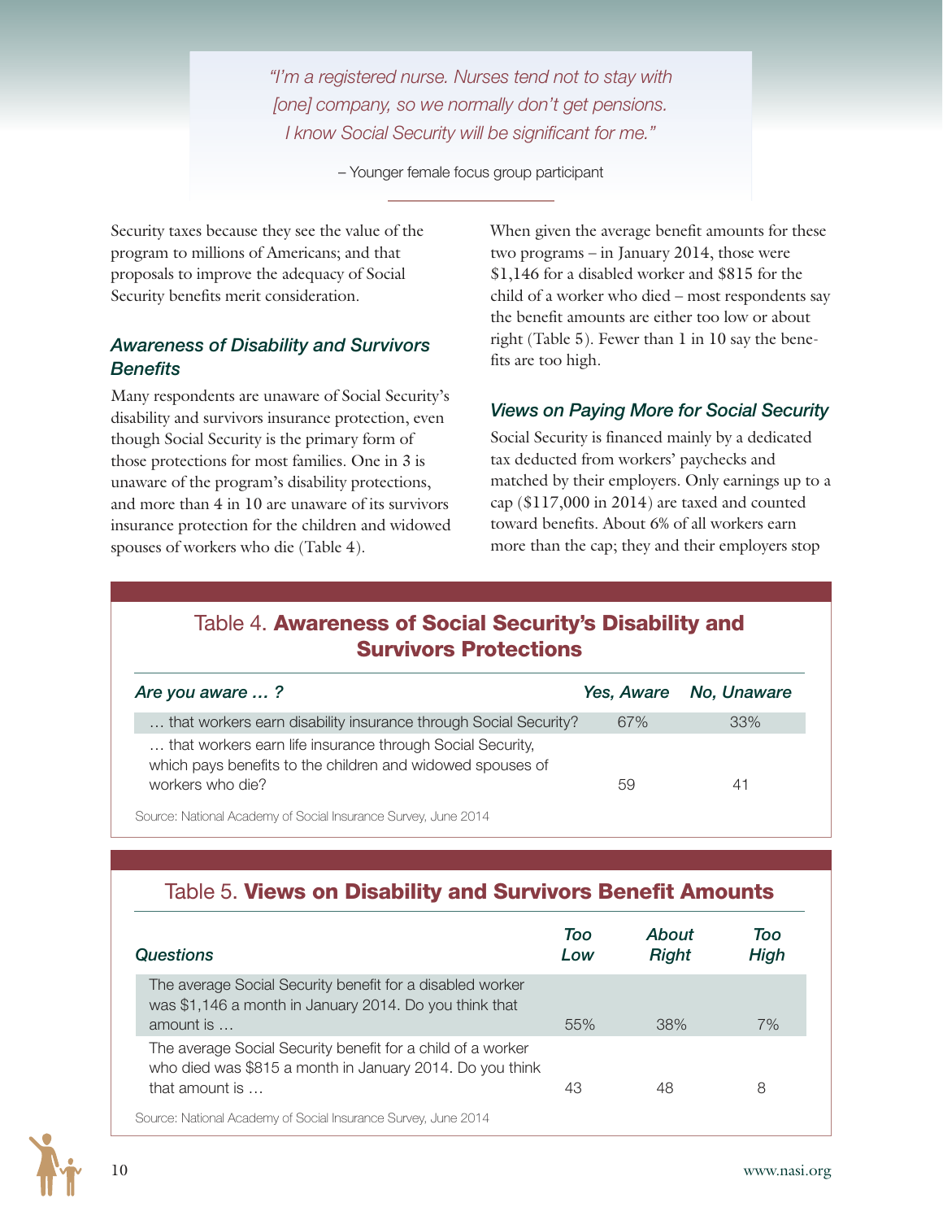> *"I'm a registered nurse. Nurses tend not to stay with [one] company, so we normally don't get pensions. I know Social Security will be significant for me."*
>
> – Younger female focus group participant

Security taxes because they see the value of the program to millions of Americans; and that proposals to improve the adequacy of Social Security benefits merit consideration.

### *Awareness of Disability and Survivors Benefits*

Many respondents are unaware of Social Security's disability and survivors insurance protection, even though Social Security is the primary form of those protections for most families. One in 3 is unaware of the program's disability protections, and more than 4 in 10 are unaware of its survivors insurance protection for the children and widowed spouses of workers who die (Table 4).

When given the average benefit amounts for these two programs – in January 2014, those were $1,146 for a disabled worker and $815 for the child of a worker who died – most respondents say the benefit amounts are either too low or about right (Table 5). Fewer than 1 in 10 say the benefits are too high.

### *Views on Paying More for Social Security*

Social Security is financed mainly by a dedicated tax deducted from workers' paychecks and matched by their employers. Only earnings up to a cap ($117,000 in 2014) are taxed and counted toward benefits. About 6% of all workers earn more than the cap; they and their employers stop

## Table 4. **Awareness of Social Security's Disability and Survivors Protections**

| *Are you aware … ?* | *Yes, Aware* | *No, Unaware* |
|---|---|---|
| … that workers earn disability insurance through Social Security? | 67% | 33% |
| … that workers earn life insurance through Social Security, which pays benefits to the children and widowed spouses of workers who die? | 59 | 41 |

Source: National Academy of Social Insurance Survey, June 2014

## Table 5. **Views on Disability and Survivors Benefit Amounts**

| *Questions* | *Too Low* | *About Right* | *Too High* |
|---|---|---|---|
| The average Social Security benefit for a disabled worker was $1,146 a month in January 2014. Do you think that amount is … | 55% | 38% | 7% |
| The average Social Security benefit for a child of a worker who died was $815 a month in January 2014. Do you think that amount is … | 43 | 48 | 8 |

Source: National Academy of Social Insurance Survey, June 2014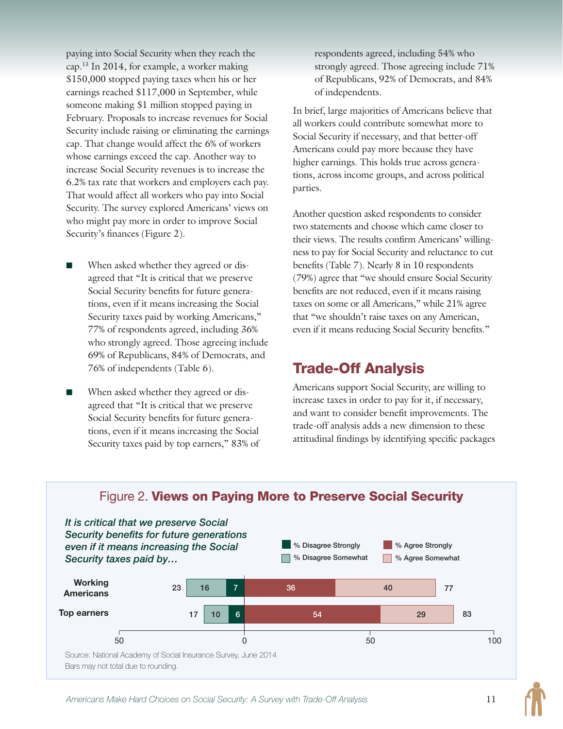paying into Social Security when they reach the cap.[13] In 2014, for example, a worker making $150,000 stopped paying taxes when his or her earnings reached $117,000 in September, while someone making $1 million stopped paying in February. Proposals to increase revenues for Social Security include raising or eliminating the earnings cap. That change would affect the 6% of workers whose earnings exceed the cap. Another way to increase Social Security revenues is to increase the 6.2% tax rate that workers and employers each pay. That would affect all workers who pay into Social Security. The survey explored Americans' views on who might pay more in order to improve Social Security's finances (Figure 2).

- When asked whether they agreed or disagreed that "It is critical that we preserve Social Security benefits for future generations, even if it means increasing the Social Security taxes paid by working Americans," 77% of respondents agreed, including 36% who strongly agreed. Those agreeing include 69% of Republicans, 84% of Democrats, and 76% of independents (Table 6).

- When asked whether they agreed or disagreed that "It is critical that we preserve Social Security benefits for future generations, even if it means increasing the Social Security taxes paid by top earners," 83% of respondents agreed, including 54% who strongly agreed. Those agreeing include 71% of Republicans, 92% of Democrats, and 84% of independents.

In brief, large majorities of Americans believe that all workers could contribute somewhat more to Social Security if necessary, and that better-off Americans could pay more because they have higher earnings. This holds true across generations, across income groups, and across political parties.

Another question asked respondents to consider two statements and choose which came closer to their views. The results confirm Americans' willingness to pay for Social Security and reluctance to cut benefits (Table 7). Nearly 8 in 10 respondents (79%) agree that "we should ensure Social Security benefits are not reduced, even if it means raising taxes on some or all Americans," while 21% agree that "we shouldn't raise taxes on any American, even if it means reducing Social Security benefits."

## Trade-Off Analysis

Americans support Social Security, are willing to increase taxes in order to pay for it, if necessary, and want to consider benefit improvements. The trade-off analysis adds a new dimension to these attitudinal findings by identifying specific packages

Figure 2. **Views on Paying More to Preserve Social Security**

*It is critical that we preserve Social Security benefits for future generations even if it means increasing the Social Security taxes paid by…*

% Disagree Strongly
% Disagree Somewhat
% Agree Strongly
% Agree Somewhat

Working Americans: 23 16 7 36 40 77

Top earners: 17 10 6 54 29 83

50 0 50 100

Source: National Academy of Social Insurance Survey, June 2014
Bars may not total due to rounding.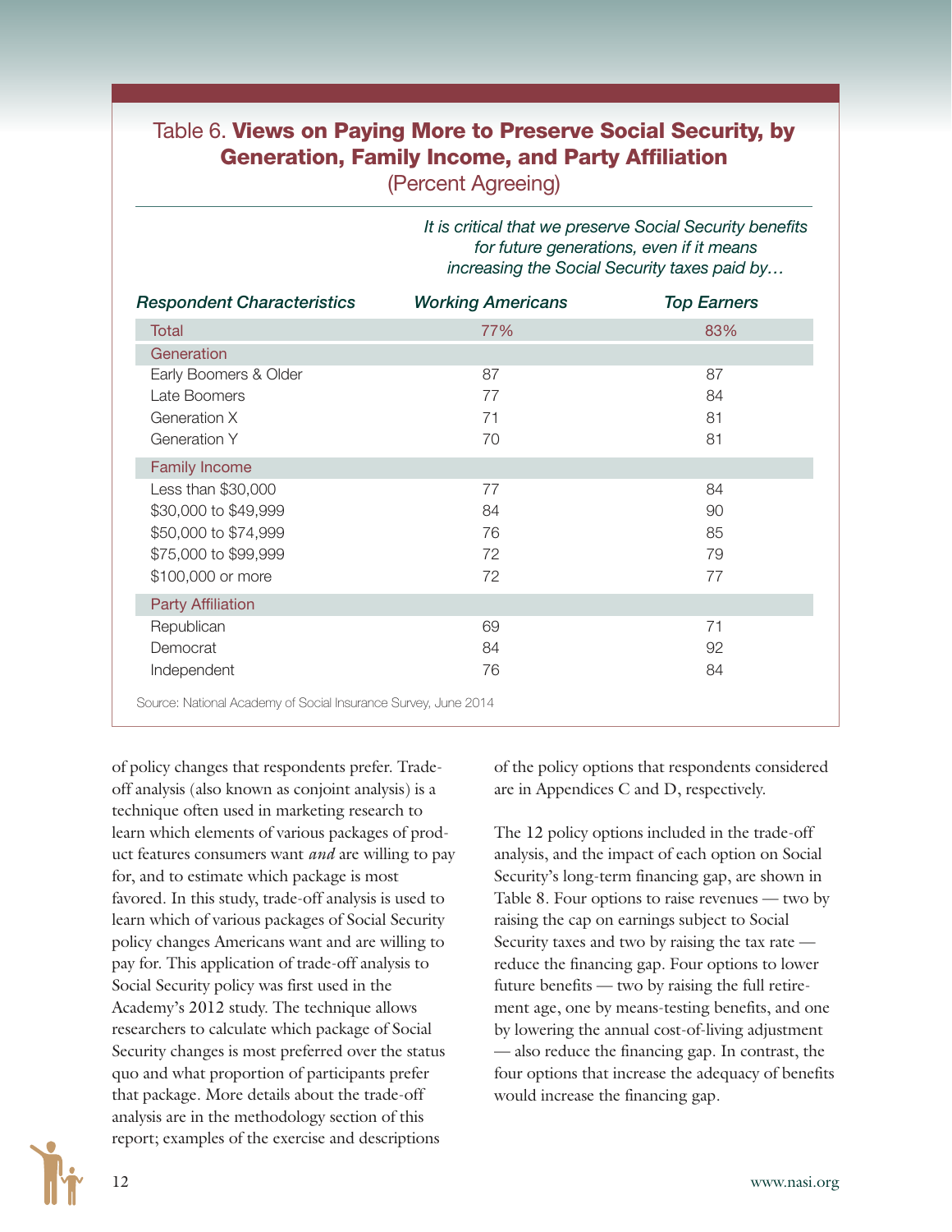## Table 6. **Views on Paying More to Preserve Social Security, by Generation, Family Income, and Party Affiliation**

(Percent Agreeing)

| | *It is critical that we preserve Social Security benefits for future generations, even if it means increasing the Social Security taxes paid by…* | |
|---|---|---|
| *Respondent Characteristics* | *Working Americans* | *Top Earners* |
| Total | 77% | 83% |
| Generation | | |
| Early Boomers & Older | 87 | 87 |
| Late Boomers | 77 | 84 |
| Generation X | 71 | 81 |
| Generation Y | 70 | 81 |
| Family Income | | |
| Less than $30,000 | 77 | 84 |
| $30,000 to $49,999 | 84 | 90 |
| $50,000 to $74,999 | 76 | 85 |
| $75,000 to $99,999 | 72 | 79 |
| $100,000 or more | 72 | 77 |
| Party Affiliation | | |
| Republican | 69 | 71 |
| Democrat | 84 | 92 |
| Independent | 76 | 84 |

Source: National Academy of Social Insurance Survey, June 2014

of policy changes that respondents prefer. Trade-off analysis (also known as conjoint analysis) is a technique often used in marketing research to learn which elements of various packages of product features consumers want *and* are willing to pay for, and to estimate which package is most favored. In this study, trade-off analysis is used to learn which of various packages of Social Security policy changes Americans want and are willing to pay for. This application of trade-off analysis to Social Security policy was first used in the Academy's 2012 study. The technique allows researchers to calculate which package of Social Security changes is most preferred over the status quo and what proportion of participants prefer that package. More details about the trade-off analysis are in the methodology section of this report; examples of the exercise and descriptions of the policy options that respondents considered are in Appendices C and D, respectively.

The 12 policy options included in the trade-off analysis, and the impact of each option on Social Security's long-term financing gap, are shown in Table 8. Four options to raise revenues — two by raising the cap on earnings subject to Social Security taxes and two by raising the tax rate — reduce the financing gap. Four options to lower future benefits — two by raising the full retirement age, one by means-testing benefits, and one by lowering the annual cost-of-living adjustment — also reduce the financing gap. In contrast, the four options that increase the adequacy of benefits would increase the financing gap.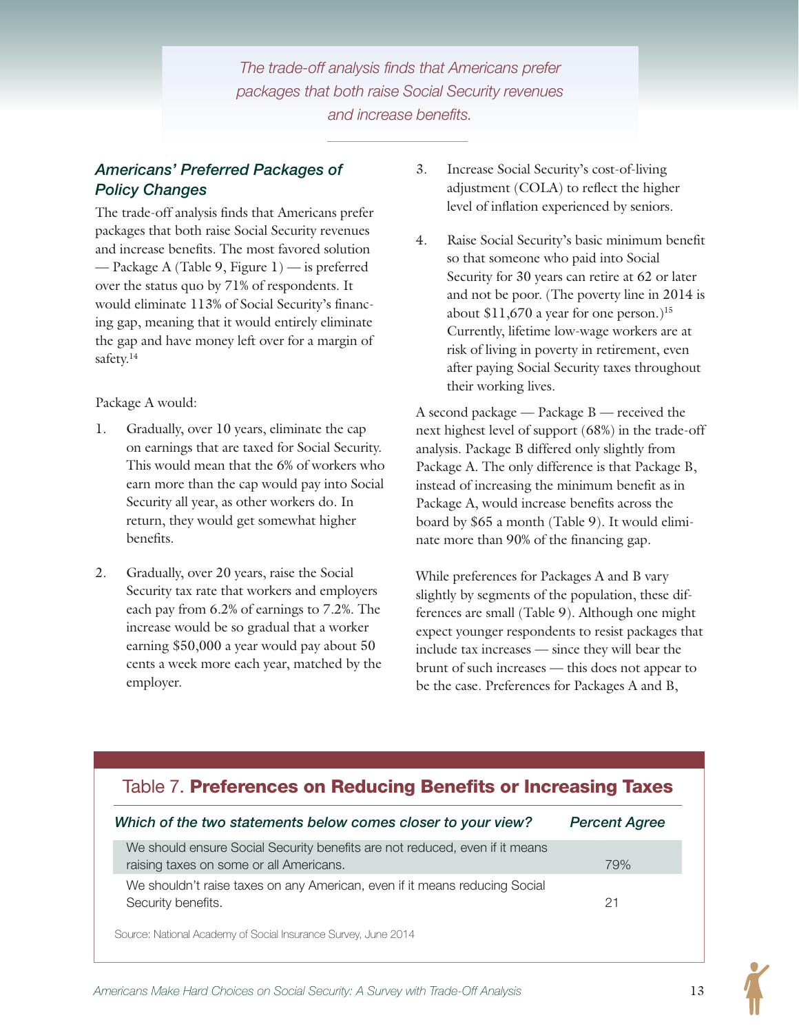*The trade-off analysis finds that Americans prefer packages that both raise Social Security revenues and increase benefits.*

## *Americans' Preferred Packages of Policy Changes*

The trade-off analysis finds that Americans prefer packages that both raise Social Security revenues and increase benefits. The most favored solution — Package A (Table 9, Figure 1) — is preferred over the status quo by 71% of respondents. It would eliminate 113% of Social Security's financing gap, meaning that it would entirely eliminate the gap and have money left over for a margin of safety.[14]

Package A would:

1. Gradually, over 10 years, eliminate the cap on earnings that are taxed for Social Security. This would mean that the 6% of workers who earn more than the cap would pay into Social Security all year, as other workers do. In return, they would get somewhat higher benefits.

2. Gradually, over 20 years, raise the Social Security tax rate that workers and employers each pay from 6.2% of earnings to 7.2%. The increase would be so gradual that a worker earning $50,000 a year would pay about 50 cents a week more each year, matched by the employer.

3. Increase Social Security's cost-of-living adjustment (COLA) to reflect the higher level of inflation experienced by seniors.

4. Raise Social Security's basic minimum benefit so that someone who paid into Social Security for 30 years can retire at 62 or later and not be poor. (The poverty line in 2014 is about $11,670 a year for one person.)[15] Currently, lifetime low-wage workers are at risk of living in poverty in retirement, even after paying Social Security taxes throughout their working lives.

A second package — Package B — received the next highest level of support (68%) in the trade-off analysis. Package B differed only slightly from Package A. The only difference is that Package B, instead of increasing the minimum benefit as in Package A, would increase benefits across the board by $65 a month (Table 9). It would eliminate more than 90% of the financing gap.

While preferences for Packages A and B vary slightly by segments of the population, these differences are small (Table 9). Although one might expect younger respondents to resist packages that include tax increases — since they will bear the brunt of such increases — this does not appear to be the case. Preferences for Packages A and B,

### Table 7. **Preferences on Reducing Benefits or Increasing Taxes**

| *Which of the two statements below comes closer to your view?* | *Percent Agree* |
|---|---|
| We should ensure Social Security benefits are not reduced, even if it means raising taxes on some or all Americans. | 79% |
| We shouldn't raise taxes on any American, even if it means reducing Social Security benefits. | 21 |

Source: National Academy of Social Insurance Survey, June 2014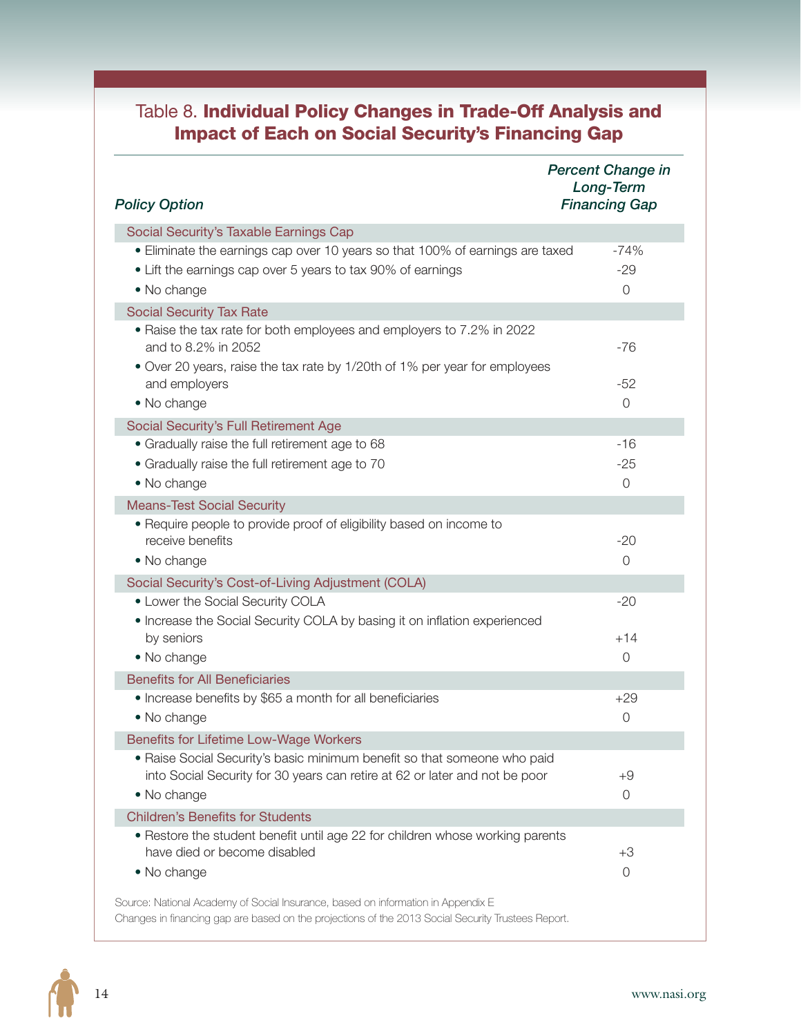## Table 8. **Individual Policy Changes in Trade-Off Analysis and Impact of Each on Social Security's Financing Gap**

| *Policy Option* | *Percent Change in Long-Term Financing Gap* |
|---|---|
| **Social Security's Taxable Earnings Cap** | |
| • Eliminate the earnings cap over 10 years so that 100% of earnings are taxed | -74% |
| • Lift the earnings cap over 5 years to tax 90% of earnings | -29 |
| • No change | 0 |
| **Social Security Tax Rate** | |
| • Raise the tax rate for both employees and employers to 7.2% in 2022 and to 8.2% in 2052 | -76 |
| • Over 20 years, raise the tax rate by 1/20th of 1% per year for employees and employers | -52 |
| • No change | 0 |
| **Social Security's Full Retirement Age** | |
| • Gradually raise the full retirement age to 68 | -16 |
| • Gradually raise the full retirement age to 70 | -25 |
| • No change | 0 |
| **Means-Test Social Security** | |
| • Require people to provide proof of eligibility based on income to receive benefits | -20 |
| • No change | 0 |
| **Social Security's Cost-of-Living Adjustment (COLA)** | |
| • Lower the Social Security COLA | -20 |
| • Increase the Social Security COLA by basing it on inflation experienced by seniors | +14 |
| • No change | 0 |
| **Benefits for All Beneficiaries** | |
| • Increase benefits by $65 a month for all beneficiaries | +29 |
| • No change | 0 |
| **Benefits for Lifetime Low-Wage Workers** | |
| • Raise Social Security's basic minimum benefit so that someone who paid into Social Security for 30 years can retire at 62 or later and not be poor | +9 |
| • No change | 0 |
| **Children's Benefits for Students** | |
| • Restore the student benefit until age 22 for children whose working parents have died or become disabled | +3 |
| • No change | 0 |

Source: National Academy of Social Insurance, based on information in Appendix E

Changes in financing gap are based on the projections of the 2013 Social Security Trustees Report.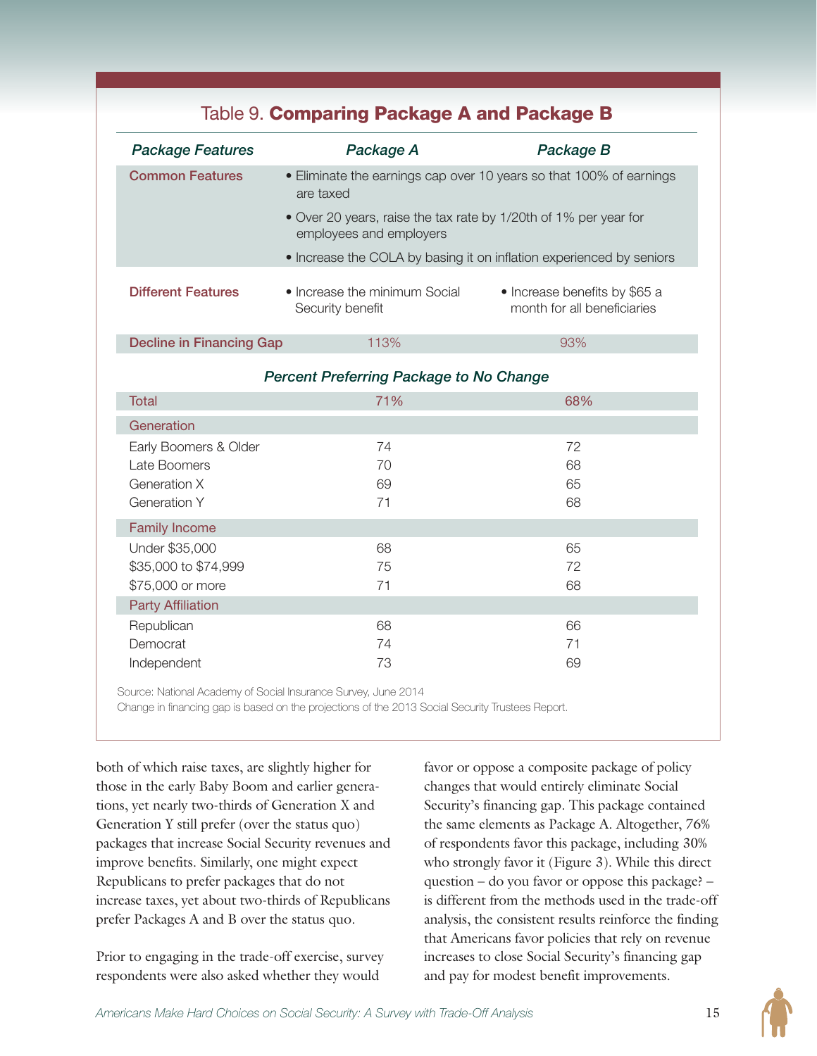## Table 9. **Comparing Package A and Package B**

| *Package Features* | *Package A* | *Package B* |
|---|---|---|
| Common Features | • Eliminate the earnings cap over 10 years so that 100% of earnings are taxed<br>• Over 20 years, raise the tax rate by 1/20th of 1% per year for employees and employers<br>• Increase the COLA by basing it on inflation experienced by seniors | |
| Different Features | • Increase the minimum Social Security benefit | • Increase benefits by $65 a month for all beneficiaries |
| Decline in Financing Gap | 113% | 93% |
| ***Percent Preferring Package to No Change*** | | |
| Total | 71% | 68% |
| **Generation** | | |
| Early Boomers & Older | 74 | 72 |
| Late Boomers | 70 | 68 |
| Generation X | 69 | 65 |
| Generation Y | 71 | 68 |
| **Family Income** | | |
| Under $35,000 | 68 | 65 |
| $35,000 to $74,999 | 75 | 72 |
| $75,000 or more | 71 | 68 |
| **Party Affiliation** | | |
| Republican | 68 | 66 |
| Democrat | 74 | 71 |
| Independent | 73 | 69 |

Source: National Academy of Social Insurance Survey, June 2014
Change in financing gap is based on the projections of the 2013 Social Security Trustees Report.

both of which raise taxes, are slightly higher for those in the early Baby Boom and earlier generations, yet nearly two-thirds of Generation X and Generation Y still prefer (over the status quo) packages that increase Social Security revenues and improve benefits. Similarly, one might expect Republicans to prefer packages that do not increase taxes, yet about two-thirds of Republicans prefer Packages A and B over the status quo.

Prior to engaging in the trade-off exercise, survey respondents were also asked whether they would favor or oppose a composite package of policy changes that would entirely eliminate Social Security's financing gap. This package contained the same elements as Package A. Altogether, 76% of respondents favor this package, including 30% who strongly favor it (Figure 3). While this direct question – do you favor or oppose this package? – is different from the methods used in the trade-off analysis, the consistent results reinforce the finding that Americans favor policies that rely on revenue increases to close Social Security's financing gap and pay for modest benefit improvements.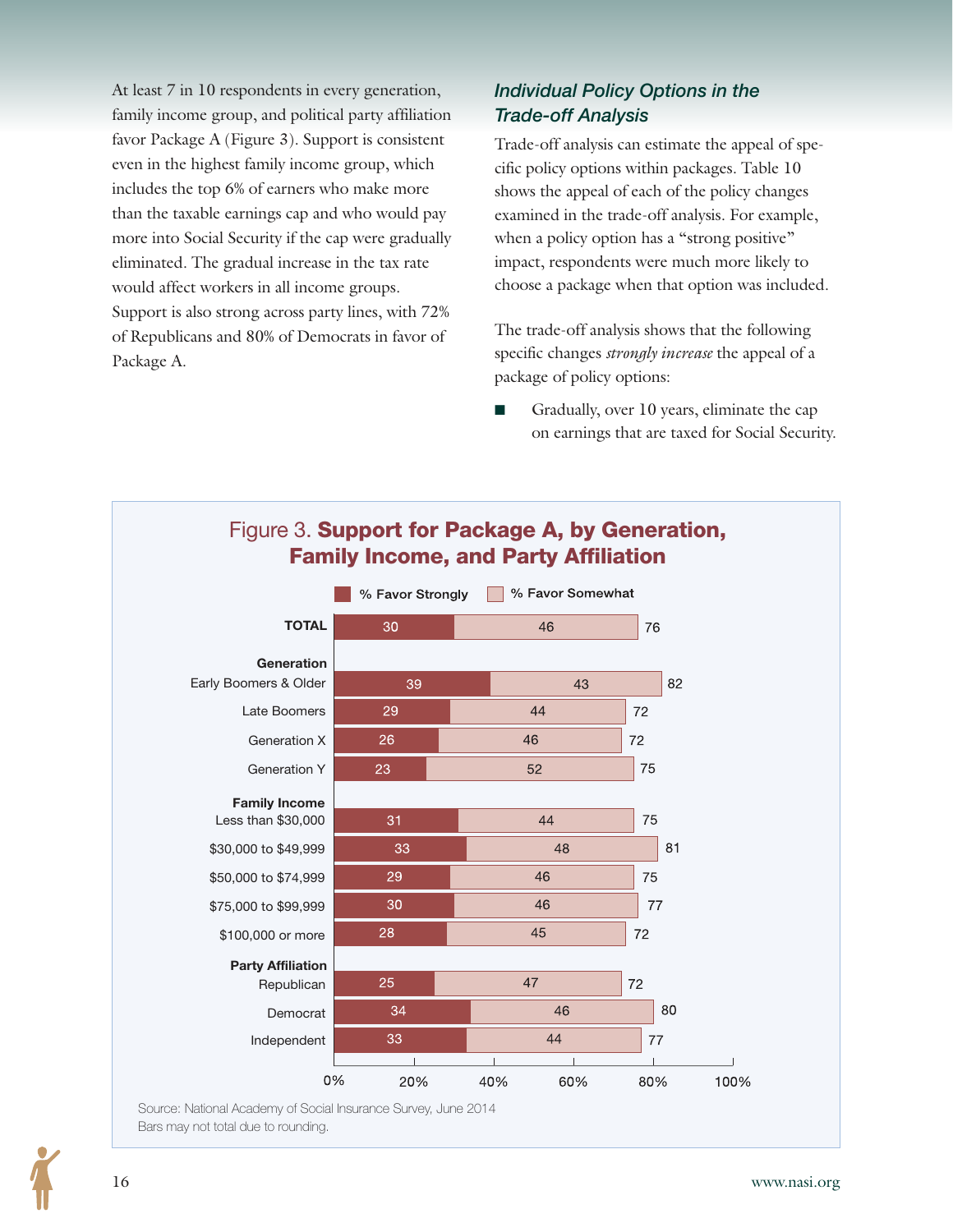At least 7 in 10 respondents in every generation, family income group, and political party affiliation favor Package A (Figure 3). Support is consistent even in the highest family income group, which includes the top 6% of earners who make more than the taxable earnings cap and who would pay more into Social Security if the cap were gradually eliminated. The gradual increase in the tax rate would affect workers in all income groups. Support is also strong across party lines, with 72% of Republicans and 80% of Democrats in favor of Package A.

### *Individual Policy Options in the Trade-off Analysis*

Trade-off analysis can estimate the appeal of specific policy options within packages. Table 10 shows the appeal of each of the policy changes examined in the trade-off analysis. For example, when a policy option has a "strong positive" impact, respondents were much more likely to choose a package when that option was included.

The trade-off analysis shows that the following specific changes *strongly increase* the appeal of a package of policy options:

- Gradually, over 10 years, eliminate the cap on earnings that are taxed for Social Security.

## Figure 3. **Support for Package A, by Generation, Family Income, and Party Affiliation**

% Favor Strongly
% Favor Somewhat

TOTAL 30 46 76

Generation
Early Boomers & Older 39 43 82
Late Boomers 29 44 72
Generation X 26 46 72
Generation Y 23 52 75

Family Income
Less than $30,000 31 44 75
$30,000 to $49,999 33 48 81
$50,000 to $74,999 29 46 75
$75,000 to $99,999 30 46 77
$100,000 or more 28 45 72

Party Affiliation
Republican 25 47 72
Democrat 34 46 80
Independent 33 44 77

0% 20% 40% 60% 80% 100%

Source: National Academy of Social Insurance Survey, June 2014
Bars may not total due to rounding.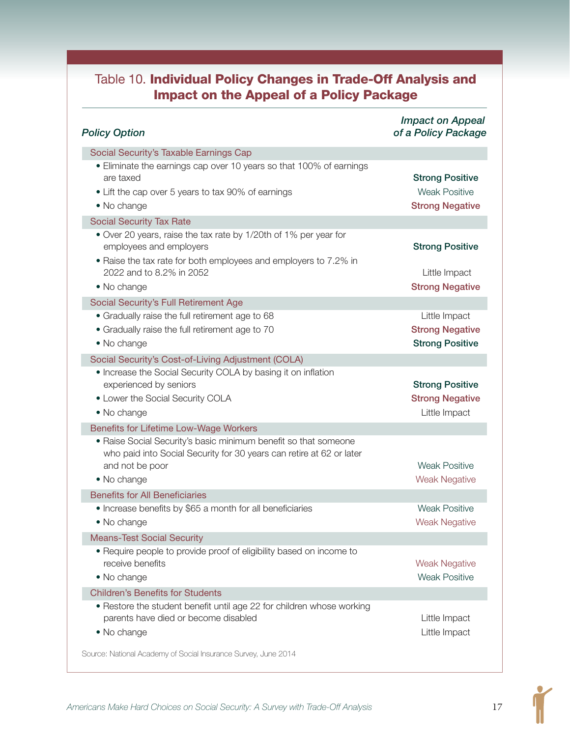## Table 10. **Individual Policy Changes in Trade-Off Analysis and Impact on the Appeal of a Policy Package**

| *Policy Option* | *Impact on Appeal of a Policy Package* |
| --- | --- |
| **Social Security's Taxable Earnings Cap** | |
| • Eliminate the earnings cap over 10 years so that 100% of earnings are taxed | **Strong Positive** |
| • Lift the cap over 5 years to tax 90% of earnings | Weak Positive |
| • No change | **Strong Negative** |
| **Social Security Tax Rate** | |
| • Over 20 years, raise the tax rate by 1/20th of 1% per year for employees and employers | **Strong Positive** |
| • Raise the tax rate for both employees and employers to 7.2% in 2022 and to 8.2% in 2052 | Little Impact |
| • No change | **Strong Negative** |
| **Social Security's Full Retirement Age** | |
| • Gradually raise the full retirement age to 68 | Little Impact |
| • Gradually raise the full retirement age to 70 | **Strong Negative** |
| • No change | **Strong Positive** |
| **Social Security's Cost-of-Living Adjustment (COLA)** | |
| • Increase the Social Security COLA by basing it on inflation experienced by seniors | **Strong Positive** |
| • Lower the Social Security COLA | **Strong Negative** |
| • No change | Little Impact |
| **Benefits for Lifetime Low-Wage Workers** | |
| • Raise Social Security's basic minimum benefit so that someone who paid into Social Security for 30 years can retire at 62 or later and not be poor | Weak Positive |
| • No change | Weak Negative |
| **Benefits for All Beneficiaries** | |
| • Increase benefits by $65 a month for all beneficiaries | Weak Positive |
| • No change | Weak Negative |
| **Means-Test Social Security** | |
| • Require people to provide proof of eligibility based on income to receive benefits | Weak Negative |
| • No change | Weak Positive |
| **Children's Benefits for Students** | |
| • Restore the student benefit until age 22 for children whose working parents have died or become disabled | Little Impact |
| • No change | Little Impact |

Source: National Academy of Social Insurance Survey, June 2014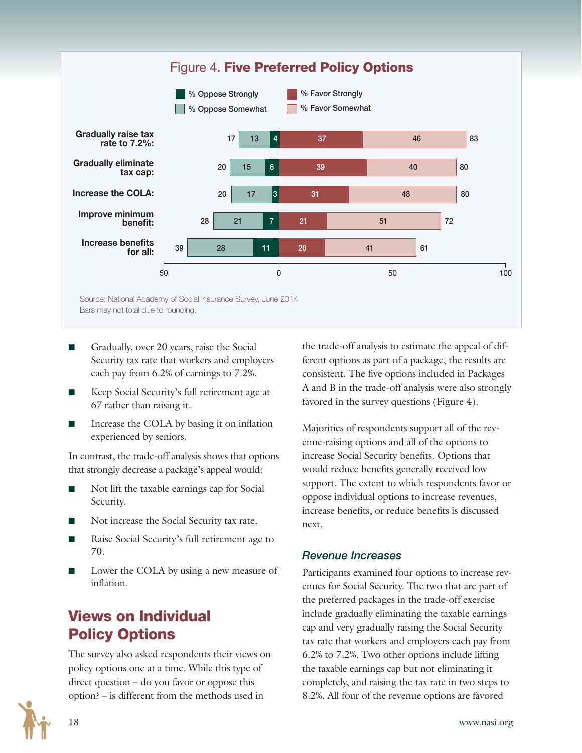Figure 4. **Five Preferred Policy Options**

% Oppose Strongly
% Oppose Somewhat
% Favor Strongly
% Favor Somewhat

Gradually raise tax rate to 7.2%: 17 13 4 37 46 83

Gradually eliminate tax cap: 20 15 6 39 40 80

Increase the COLA: 20 17 3 31 48 80

Improve minimum benefit: 28 21 7 21 51 72

Increase benefits for all: 39 28 11 20 41 61

50 0 50 100

Source: National Academy of Social Insurance Survey, June 2014
Bars may not total due to rounding.

- Gradually, over 20 years, raise the Social Security tax rate that workers and employers each pay from 6.2% of earnings to 7.2%.
- Keep Social Security's full retirement age at 67 rather than raising it.
- Increase the COLA by basing it on inflation experienced by seniors.

In contrast, the trade-off analysis shows that options that strongly decrease a package's appeal would:

- Not lift the taxable earnings cap for Social Security.
- Not increase the Social Security tax rate.
- Raise Social Security's full retirement age to 70.
- Lower the COLA by using a new measure of inflation.

## Views on Individual Policy Options

The survey also asked respondents their views on policy options one at a time. While this type of direct question – do you favor or oppose this option? – is different from the methods used in the trade-off analysis to estimate the appeal of different options as part of a package, the results are consistent. The five options included in Packages A and B in the trade-off analysis were also strongly favored in the survey questions (Figure 4).

Majorities of respondents support all of the revenue-raising options and all of the options to increase Social Security benefits. Options that would reduce benefits generally received low support. The extent to which respondents favor or oppose individual options to increase revenues, increase benefits, or reduce benefits is discussed next.

### *Revenue Increases*

Participants examined four options to increase revenues for Social Security. The two that are part of the preferred packages in the trade-off exercise include gradually eliminating the taxable earnings cap and very gradually raising the Social Security tax rate that workers and employers each pay from 6.2% to 7.2%. Two other options include lifting the taxable earnings cap but not eliminating it completely, and raising the tax rate in two steps to 8.2%. All four of the revenue options are favored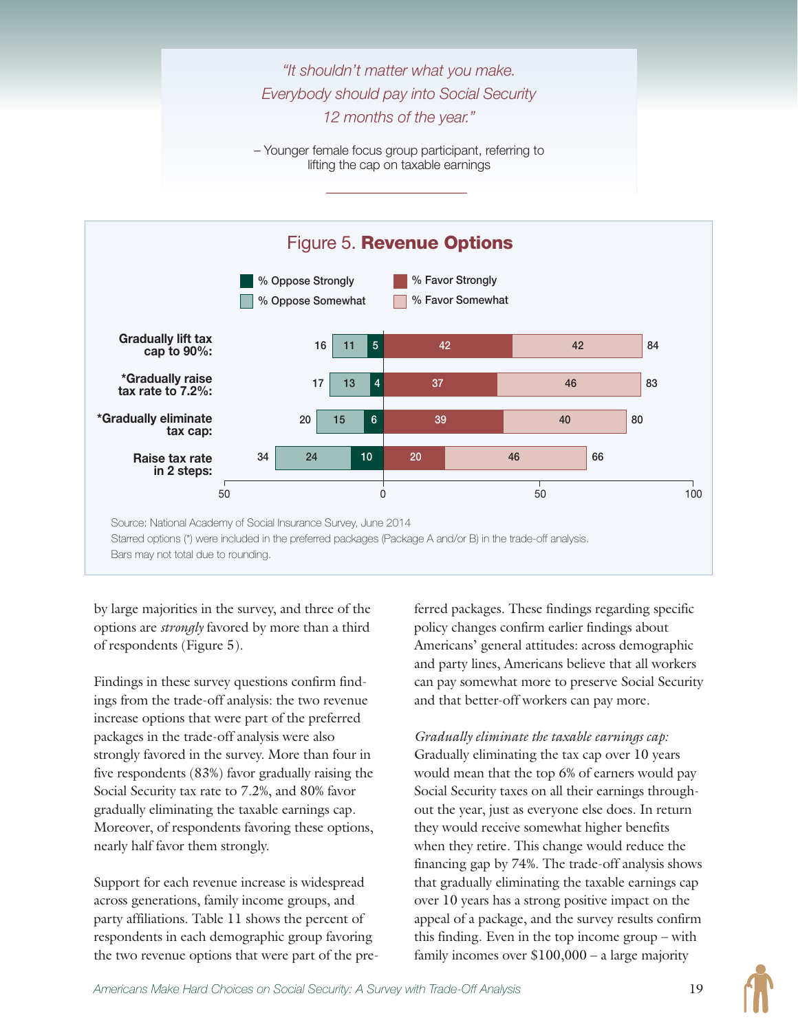> *"It shouldn't matter what you make. Everybody should pay into Social Security 12 months of the year."*
>
> – Younger female focus group participant, referring to lifting the cap on taxable earnings

Figure 5. **Revenue Options**

% Oppose Strongly
% Oppose Somewhat
% Favor Strongly
% Favor Somewhat

Gradually lift tax cap to 90%: 16 11 5 42 42 84

*Gradually raise tax rate to 7.2%: 17 13 4 37 46 83

*Gradually eliminate tax cap: 20 15 6 39 40 80

Raise tax rate in 2 steps: 34 24 10 20 46 66

50 0 50 100

Source: National Academy of Social Insurance Survey, June 2014
Starred options (*) were included in the preferred packages (Package A and/or B) in the trade-off analysis.
Bars may not total due to rounding.

by large majorities in the survey, and three of the options are *strongly* favored by more than a third of respondents (Figure 5).

Findings in these survey questions confirm findings from the trade-off analysis: the two revenue increase options that were part of the preferred packages in the trade-off analysis were also strongly favored in the survey. More than four in five respondents (83%) favor gradually raising the Social Security tax rate to 7.2%, and 80% favor gradually eliminating the taxable earnings cap. Moreover, of respondents favoring these options, nearly half favor them strongly.

Support for each revenue increase is widespread across generations, family income groups, and party affiliations. Table 11 shows the percent of respondents in each demographic group favoring the two revenue options that were part of the preferred packages. These findings regarding specific policy changes confirm earlier findings about Americans' general attitudes: across demographic and party lines, Americans believe that all workers can pay somewhat more to preserve Social Security and that better-off workers can pay more.

*Gradually eliminate the taxable earnings cap:* Gradually eliminating the tax cap over 10 years would mean that the top 6% of earners would pay Social Security taxes on all their earnings throughout the year, just as everyone else does. In return they would receive somewhat higher benefits when they retire. This change would reduce the financing gap by 74%. The trade-off analysis shows that gradually eliminating the taxable earnings cap over 10 years has a strong positive impact on the appeal of a package, and the survey results confirm this finding. Even in the top income group – with family incomes over $100,000 – a large majority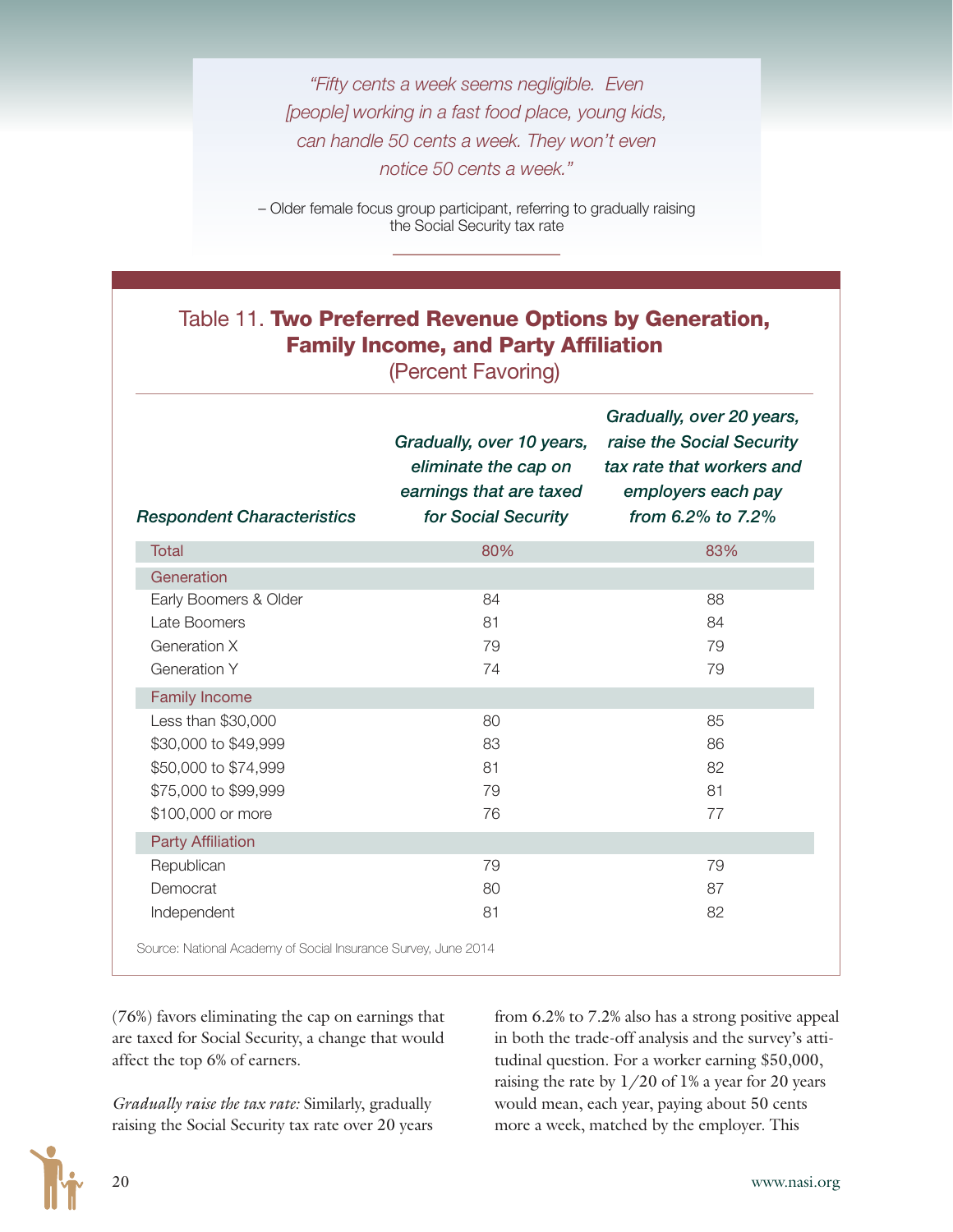*"Fifty cents a week seems negligible. Even [people] working in a fast food place, young kids, can handle 50 cents a week. They won't even notice 50 cents a week."*

– Older female focus group participant, referring to gradually raising the Social Security tax rate

### Table 11. Two Preferred Revenue Options by Generation, Family Income, and Party Affiliation
(Percent Favoring)

| *Respondent Characteristics* | *Gradually, over 10 years, eliminate the cap on earnings that are taxed for Social Security* | *Gradually, over 20 years, raise the Social Security tax rate that workers and employers each pay from 6.2% to 7.2%* |
|---|---|---|
| Total | 80% | 83% |
| **Generation** | | |
| Early Boomers & Older | 84 | 88 |
| Late Boomers | 81 | 84 |
| Generation X | 79 | 79 |
| Generation Y | 74 | 79 |
| **Family Income** | | |
| Less than $30,000 | 80 | 85 |
| $30,000 to $49,999 | 83 | 86 |
| $50,000 to $74,999 | 81 | 82 |
| $75,000 to $99,999 | 79 | 81 |
| $100,000 or more | 76 | 77 |
| **Party Affiliation** | | |
| Republican | 79 | 79 |
| Democrat | 80 | 87 |
| Independent | 81 | 82 |

Source: National Academy of Social Insurance Survey, June 2014

(76%) favors eliminating the cap on earnings that are taxed for Social Security, a change that would affect the top 6% of earners.

*Gradually raise the tax rate:* Similarly, gradually raising the Social Security tax rate over 20 years from 6.2% to 7.2% also has a strong positive appeal in both the trade-off analysis and the survey's attitudinal question. For a worker earning $50,000, raising the rate by 1/20 of 1% a year for 20 years would mean, each year, paying about 50 cents more a week, matched by the employer. This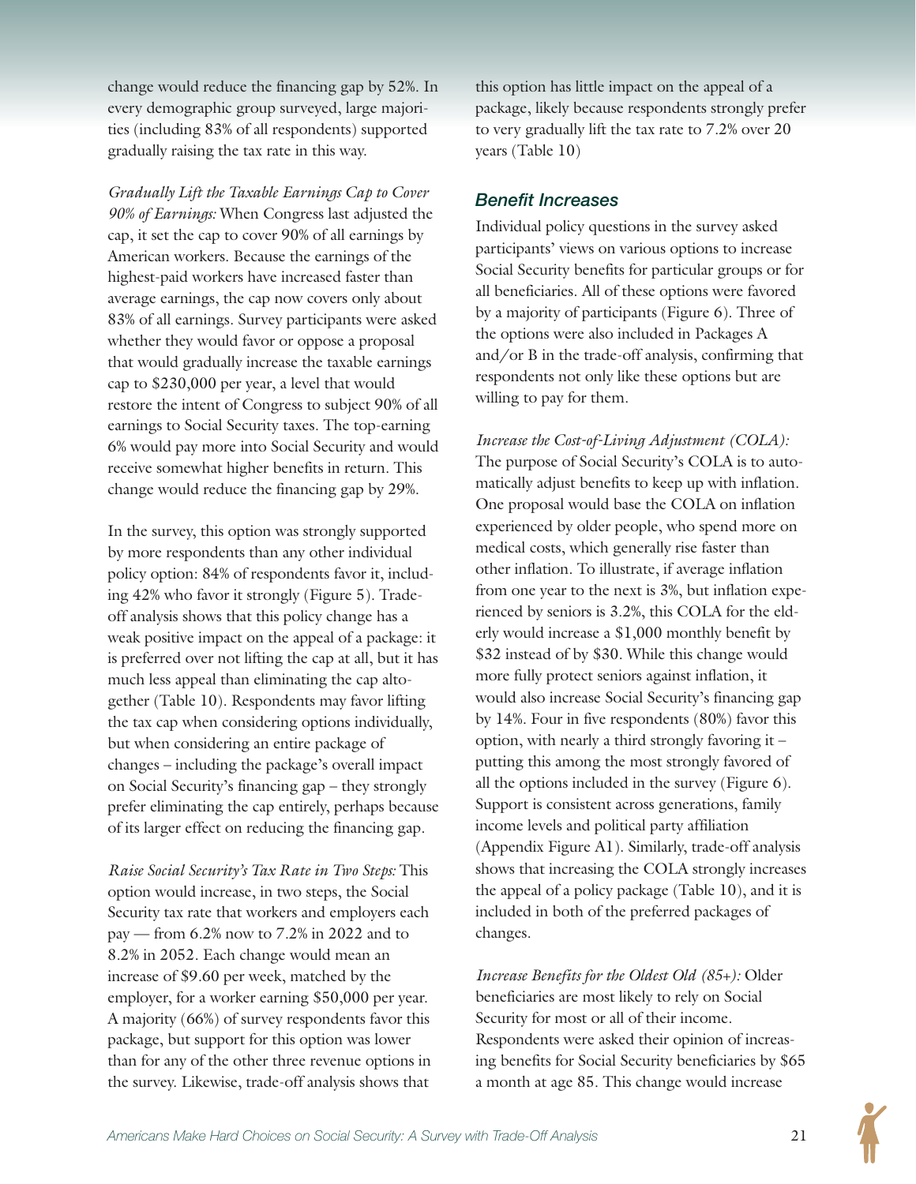change would reduce the financing gap by 52%. In every demographic group surveyed, large majorities (including 83% of all respondents) supported gradually raising the tax rate in this way.

*Gradually Lift the Taxable Earnings Cap to Cover 90% of Earnings:* When Congress last adjusted the cap, it set the cap to cover 90% of all earnings by American workers. Because the earnings of the highest-paid workers have increased faster than average earnings, the cap now covers only about 83% of all earnings. Survey participants were asked whether they would favor or oppose a proposal that would gradually increase the taxable earnings cap to $230,000 per year, a level that would restore the intent of Congress to subject 90% of all earnings to Social Security taxes. The top-earning 6% would pay more into Social Security and would receive somewhat higher benefits in return. This change would reduce the financing gap by 29%.

In the survey, this option was strongly supported by more respondents than any other individual policy option: 84% of respondents favor it, including 42% who favor it strongly (Figure 5). Trade-off analysis shows that this policy change has a weak positive impact on the appeal of a package: it is preferred over not lifting the cap at all, but it has much less appeal than eliminating the cap altogether (Table 10). Respondents may favor lifting the tax cap when considering options individually, but when considering an entire package of changes – including the package's overall impact on Social Security's financing gap – they strongly prefer eliminating the cap entirely, perhaps because of its larger effect on reducing the financing gap.

*Raise Social Security's Tax Rate in Two Steps:* This option would increase, in two steps, the Social Security tax rate that workers and employers each pay — from 6.2% now to 7.2% in 2022 and to 8.2% in 2052. Each change would mean an increase of $9.60 per week, matched by the employer, for a worker earning $50,000 per year. A majority (66%) of survey respondents favor this package, but support for this option was lower than for any of the other three revenue options in the survey. Likewise, trade-off analysis shows that this option has little impact on the appeal of a package, likely because respondents strongly prefer to very gradually lift the tax rate to 7.2% over 20 years (Table 10)

### Benefit Increases

Individual policy questions in the survey asked participants' views on various options to increase Social Security benefits for particular groups or for all beneficiaries. All of these options were favored by a majority of participants (Figure 6). Three of the options were also included in Packages A and/or B in the trade-off analysis, confirming that respondents not only like these options but are willing to pay for them.

*Increase the Cost-of-Living Adjustment (COLA):* The purpose of Social Security's COLA is to automatically adjust benefits to keep up with inflation. One proposal would base the COLA on inflation experienced by older people, who spend more on medical costs, which generally rise faster than other inflation. To illustrate, if average inflation from one year to the next is 3%, but inflation experienced by seniors is 3.2%, this COLA for the elderly would increase a $1,000 monthly benefit by $32 instead of by $30. While this change would more fully protect seniors against inflation, it would also increase Social Security's financing gap by 14%. Four in five respondents (80%) favor this option, with nearly a third strongly favoring it – putting this among the most strongly favored of all the options included in the survey (Figure 6). Support is consistent across generations, family income levels and political party affiliation (Appendix Figure A1). Similarly, trade-off analysis shows that increasing the COLA strongly increases the appeal of a policy package (Table 10), and it is included in both of the preferred packages of changes.

*Increase Benefits for the Oldest Old (85+):* Older beneficiaries are most likely to rely on Social Security for most or all of their income. Respondents were asked their opinion of increasing benefits for Social Security beneficiaries by $65 a month at age 85. This change would increase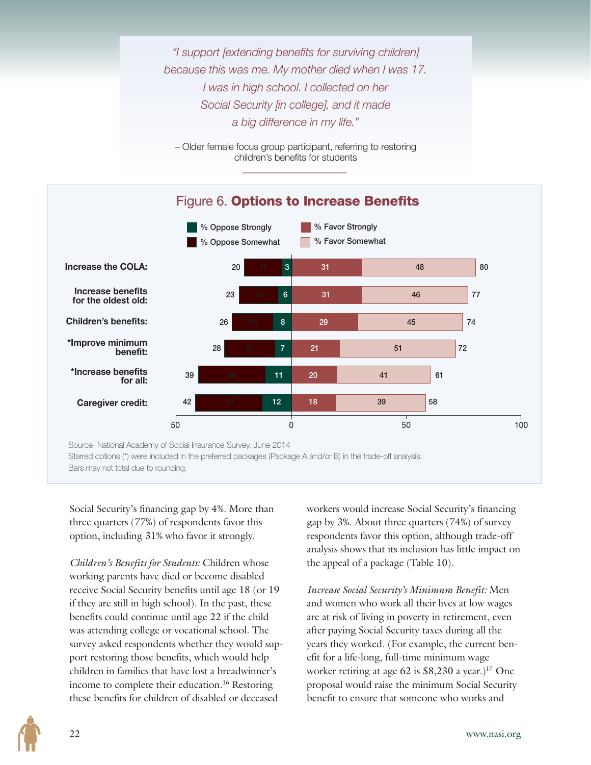*"I support [extending benefits for surviving children] because this was me. My mother died when I was 17. I was in high school. I collected on her Social Security [in college], and it made a big difference in my life."*

– Older female focus group participant, referring to restoring children's benefits for students

Figure 6. **Options to Increase Benefits**

% Oppose Strongly
% Oppose Somewhat
% Favor Strongly
% Favor Somewhat

Increase the COLA: 20 17 3 31 48 80

Increase benefits for the oldest old: 23 16 6 31 46 77

Children's benefits: 26 18 8 29 45 74

*Improve minimum benefit: 28 21 7 21 51 72

*Increase benefits for all: 39 28 11 20 41 61

Caregiver credit: 42 30 12 18 39 58

50 0 50 100

Source: National Academy of Social Insurance Survey, June 2014
Starred options (*) were included in the preferred packages (Package A and/or B) in the trade-off analysis.
Bars may not total due to rounding.

Social Security's financing gap by 4%. More than three quarters (77%) of respondents favor this option, including 31% who favor it strongly.

*Children's Benefits for Students:* Children whose working parents have died or become disabled receive Social Security benefits until age 18 (or 19 if they are still in high school). In the past, these benefits could continue until age 22 if the child was attending college or vocational school. The survey asked respondents whether they would support restoring those benefits, which would help children in families that have lost a breadwinner's income to complete their education.[16] Restoring these benefits for children of disabled or deceased workers would increase Social Security's financing gap by 3%. About three quarters (74%) of survey respondents favor this option, although trade-off analysis shows that its inclusion has little impact on the appeal of a package (Table 10).

*Increase Social Security's Minimum Benefit:* Men and women who work all their lives at low wages are at risk of living in poverty in retirement, even after paying Social Security taxes during all the years they worked. (For example, the current benefit for a life-long, full-time minimum wage worker retiring at age 62 is $8,230 a year.)[17] One proposal would raise the minimum Social Security benefit to ensure that someone who works and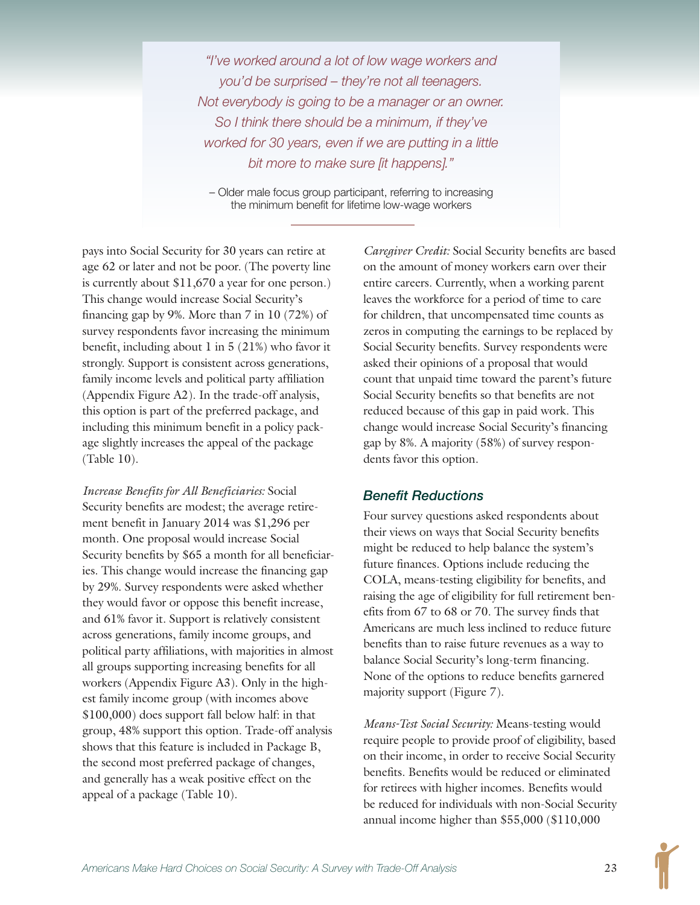*"I've worked around a lot of low wage workers and you'd be surprised – they're not all teenagers. Not everybody is going to be a manager or an owner. So I think there should be a minimum, if they've worked for 30 years, even if we are putting in a little bit more to make sure [it happens]."*

– Older male focus group participant, referring to increasing the minimum benefit for lifetime low-wage workers

pays into Social Security for 30 years can retire at age 62 or later and not be poor. (The poverty line is currently about $11,670 a year for one person.) This change would increase Social Security's financing gap by 9%. More than 7 in 10 (72%) of survey respondents favor increasing the minimum benefit, including about 1 in 5 (21%) who favor it strongly. Support is consistent across generations, family income levels and political party affiliation (Appendix Figure A2). In the trade-off analysis, this option is part of the preferred package, and including this minimum benefit in a policy package slightly increases the appeal of the package (Table 10).

*Increase Benefits for All Beneficiaries:* Social Security benefits are modest; the average retirement benefit in January 2014 was $1,296 per month. One proposal would increase Social Security benefits by $65 a month for all beneficiaries. This change would increase the financing gap by 29%. Survey respondents were asked whether they would favor or oppose this benefit increase, and 61% favor it. Support is relatively consistent across generations, family income groups, and political party affiliations, with majorities in almost all groups supporting increasing benefits for all workers (Appendix Figure A3). Only in the highest family income group (with incomes above $100,000) does support fall below half: in that group, 48% support this option. Trade-off analysis shows that this feature is included in Package B, the second most preferred package of changes, and generally has a weak positive effect on the appeal of a package (Table 10).

*Caregiver Credit:* Social Security benefits are based on the amount of money workers earn over their entire careers. Currently, when a working parent leaves the workforce for a period of time to care for children, that uncompensated time counts as zeros in computing the earnings to be replaced by Social Security benefits. Survey respondents were asked their opinions of a proposal that would count that unpaid time toward the parent's future Social Security benefits so that benefits are not reduced because of this gap in paid work. This change would increase Social Security's financing gap by 8%. A majority (58%) of survey respondents favor this option.

### Benefit Reductions

Four survey questions asked respondents about their views on ways that Social Security benefits might be reduced to help balance the system's future finances. Options include reducing the COLA, means-testing eligibility for benefits, and raising the age of eligibility for full retirement benefits from 67 to 68 or 70. The survey finds that Americans are much less inclined to reduce future benefits than to raise future revenues as a way to balance Social Security's long-term financing. None of the options to reduce benefits garnered majority support (Figure 7).

*Means-Test Social Security:* Means-testing would require people to provide proof of eligibility, based on their income, in order to receive Social Security benefits. Benefits would be reduced or eliminated for retirees with higher incomes. Benefits would be reduced for individuals with non-Social Security annual income higher than $55,000 ($110,000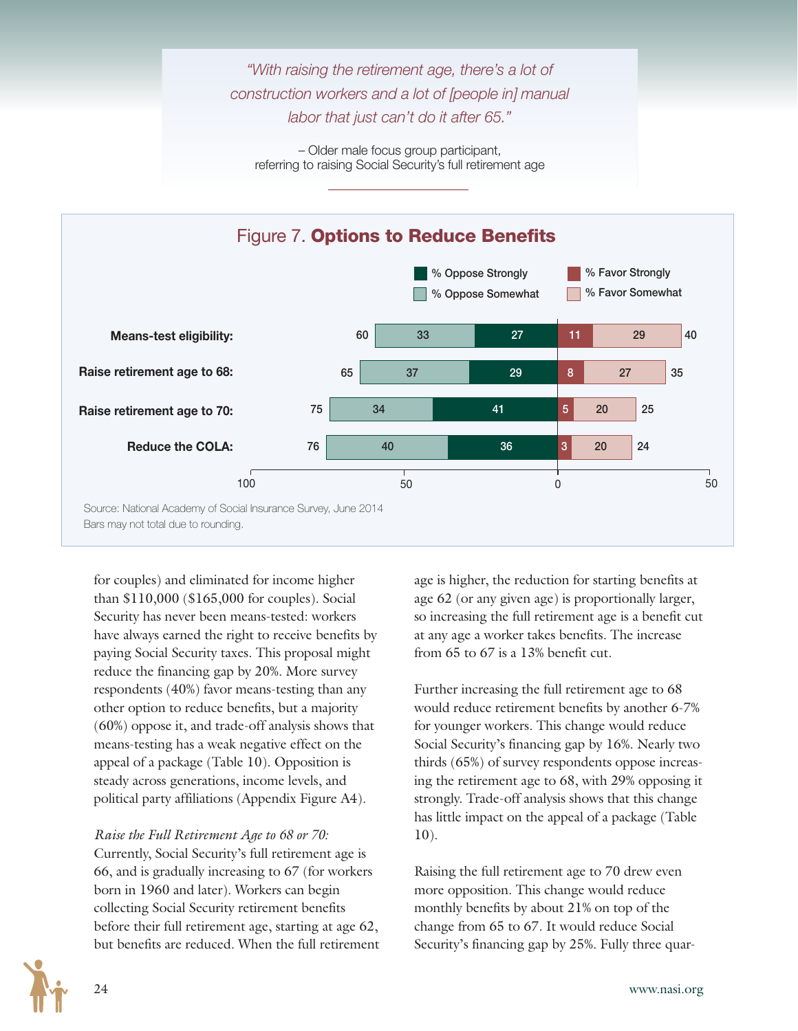*"With raising the retirement age, there's a lot of construction workers and a lot of [people in] manual labor that just can't do it after 65."*

– Older male focus group participant, referring to raising Social Security's full retirement age

## Figure 7. **Options to Reduce Benefits**

% Oppose Strongly
% Oppose Somewhat
% Favor Strongly
% Favor Somewhat

Means-test eligibility: 60 33 27 11 29 40

Raise retirement age to 68: 65 37 29 8 27 35

Raise retirement age to 70: 75 34 41 5 20 25

Reduce the COLA: 76 40 36 3 20 24

100 50 0 50

Source: National Academy of Social Insurance Survey, June 2014
Bars may not total due to rounding.

for couples) and eliminated for income higher than $110,000 ($165,000 for couples). Social Security has never been means-tested: workers have always earned the right to receive benefits by paying Social Security taxes. This proposal might reduce the financing gap by 20%. More survey respondents (40%) favor means-testing than any other option to reduce benefits, but a majority (60%) oppose it, and trade-off analysis shows that means-testing has a weak negative effect on the appeal of a package (Table 10). Opposition is steady across generations, income levels, and political party affiliations (Appendix Figure A4).

*Raise the Full Retirement Age to 68 or 70:* Currently, Social Security's full retirement age is 66, and is gradually increasing to 67 (for workers born in 1960 and later). Workers can begin collecting Social Security retirement benefits before their full retirement age, starting at age 62, but benefits are reduced. When the full retirement age is higher, the reduction for starting benefits at age 62 (or any given age) is proportionally larger, so increasing the full retirement age is a benefit cut at any age a worker takes benefits. The increase from 65 to 67 is a 13% benefit cut.

Further increasing the full retirement age to 68 would reduce retirement benefits by another 6-7% for younger workers. This change would reduce Social Security's financing gap by 16%. Nearly two thirds (65%) of survey respondents oppose increasing the retirement age to 68, with 29% opposing it strongly. Trade-off analysis shows that this change has little impact on the appeal of a package (Table 10).

Raising the full retirement age to 70 drew even more opposition. This change would reduce monthly benefits by about 21% on top of the change from 65 to 67. It would reduce Social Security's financing gap by 25%. Fully three quar-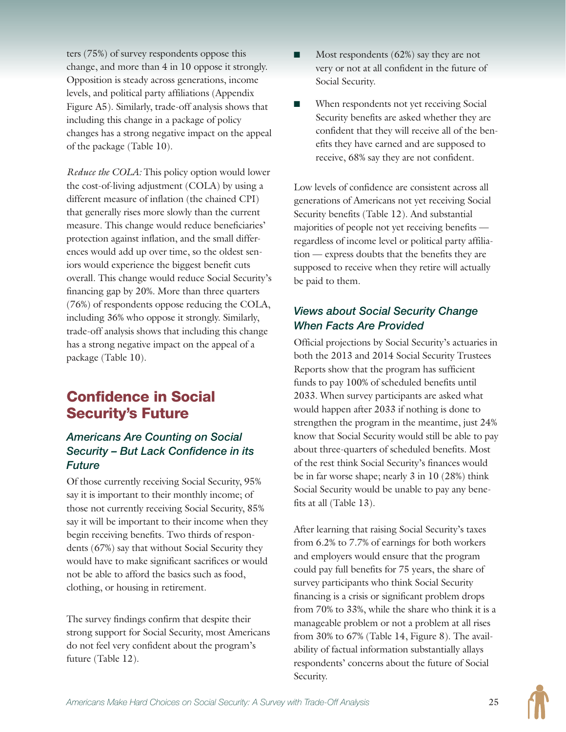ters (75%) of survey respondents oppose this change, and more than 4 in 10 oppose it strongly. Opposition is steady across generations, income levels, and political party affiliations (Appendix Figure A5). Similarly, trade-off analysis shows that including this change in a package of policy changes has a strong negative impact on the appeal of the package (Table 10).

*Reduce the COLA:* This policy option would lower the cost-of-living adjustment (COLA) by using a different measure of inflation (the chained CPI) that generally rises more slowly than the current measure. This change would reduce beneficiaries' protection against inflation, and the small differences would add up over time, so the oldest seniors would experience the biggest benefit cuts overall. This change would reduce Social Security's financing gap by 20%. More than three quarters (76%) of respondents oppose reducing the COLA, including 36% who oppose it strongly. Similarly, trade-off analysis shows that including this change has a strong negative impact on the appeal of a package (Table 10).

## Confidence in Social Security's Future

### Americans Are Counting on Social Security – But Lack Confidence in its Future

Of those currently receiving Social Security, 95% say it is important to their monthly income; of those not currently receiving Social Security, 85% say it will be important to their income when they begin receiving benefits. Two thirds of respondents (67%) say that without Social Security they would have to make significant sacrifices or would not be able to afford the basics such as food, clothing, or housing in retirement.

The survey findings confirm that despite their strong support for Social Security, most Americans do not feel very confident about the program's future (Table 12).

- Most respondents (62%) say they are not very or not at all confident in the future of Social Security.
- When respondents not yet receiving Social Security benefits are asked whether they are confident that they will receive all of the benefits they have earned and are supposed to receive, 68% say they are not confident.

Low levels of confidence are consistent across all generations of Americans not yet receiving Social Security benefits (Table 12). And substantial majorities of people not yet receiving benefits — regardless of income level or political party affiliation — express doubts that the benefits they are supposed to receive when they retire will actually be paid to them.

### Views about Social Security Change When Facts Are Provided

Official projections by Social Security's actuaries in both the 2013 and 2014 Social Security Trustees Reports show that the program has sufficient funds to pay 100% of scheduled benefits until 2033. When survey participants are asked what would happen after 2033 if nothing is done to strengthen the program in the meantime, just 24% know that Social Security would still be able to pay about three-quarters of scheduled benefits. Most of the rest think Social Security's finances would be in far worse shape; nearly 3 in 10 (28%) think Social Security would be unable to pay any benefits at all (Table 13).

After learning that raising Social Security's taxes from 6.2% to 7.7% of earnings for both workers and employers would ensure that the program could pay full benefits for 75 years, the share of survey participants who think Social Security financing is a crisis or significant problem drops from 70% to 33%, while the share who think it is a manageable problem or not a problem at all rises from 30% to 67% (Table 14, Figure 8). The availability of factual information substantially allays respondents' concerns about the future of Social Security.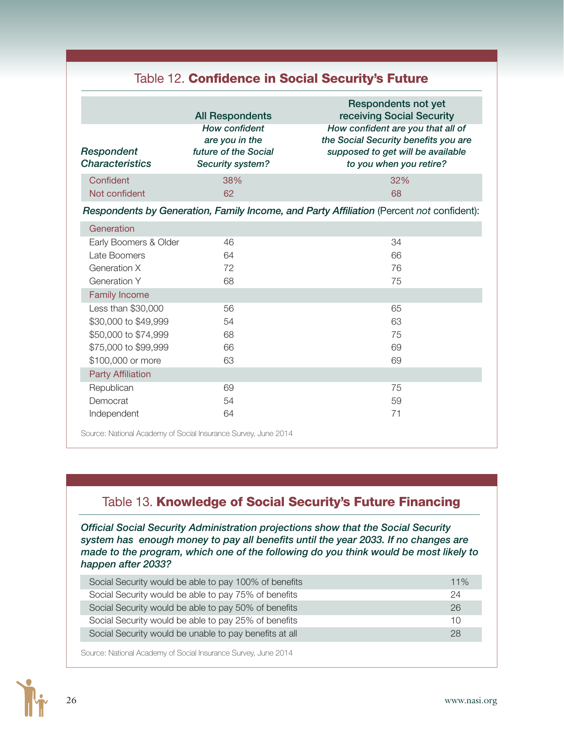## Table 12. **Confidence in Social Security's Future**

| *Respondent Characteristics* | **All Respondents** *How confident are you in the future of the Social Security system?* | **Respondents not yet receiving Social Security** *How confident are you that all of the Social Security benefits you are supposed to get will be available to you when you retire?* |
|---|---|---|
| Confident | 38% | 32% |
| Not confident | 62 | 68 |
| ***Respondents by Generation, Family Income, and Party Affiliation*** (Percent *not* confident): | | |
| Generation | | |
| Early Boomers & Older | 46 | 34 |
| Late Boomers | 64 | 66 |
| Generation X | 72 | 76 |
| Generation Y | 68 | 75 |
| Family Income | | |
| Less than $30,000 | 56 | 65 |
| $30,000 to $49,999 | 54 | 63 |
| $50,000 to $74,999 | 68 | 75 |
| $75,000 to $99,999 | 66 | 69 |
| $100,000 or more | 63 | 69 |
| Party Affiliation | | |
| Republican | 69 | 75 |
| Democrat | 54 | 59 |
| Independent | 64 | 71 |

Source: National Academy of Social Insurance Survey, June 2014

## Table 13. **Knowledge of Social Security's Future Financing**

***Official Social Security Administration projections show that the Social Security system has enough money to pay all benefits until the year 2033. If no changes are made to the program, which one of the following do you think would be most likely to happen after 2033?***

| | |
|---|---|
| Social Security would be able to pay 100% of benefits | 11% |
| Social Security would be able to pay 75% of benefits | 24 |
| Social Security would be able to pay 50% of benefits | 26 |
| Social Security would be able to pay 25% of benefits | 10 |
| Social Security would be unable to pay benefits at all | 28 |

Source: National Academy of Social Insurance Survey, June 2014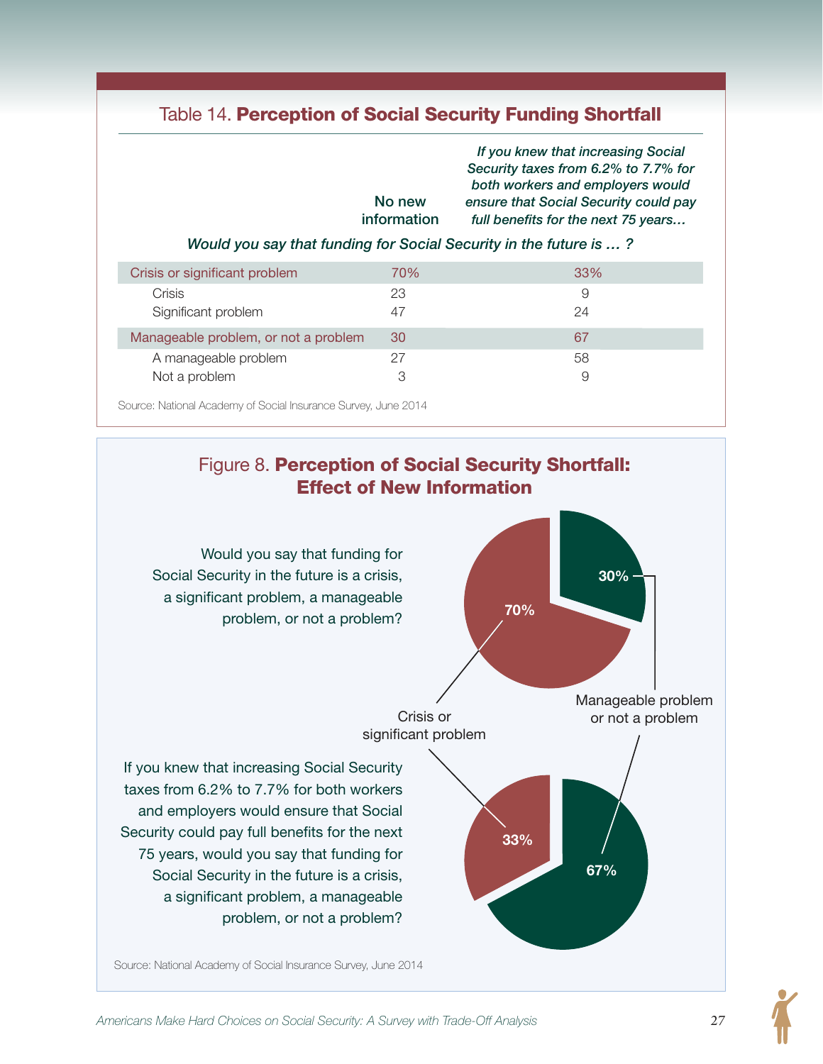## Table 14. **Perception of Social Security Funding Shortfall**

| | No new information | *If you knew that increasing Social Security taxes from 6.2% to 7.7% for both workers and employers would ensure that Social Security could pay full benefits for the next 75 years…* |
|---|---|---|
| ***Would you say that funding for Social Security in the future is … ?*** | | |
| Crisis or significant problem | 70% | 33% |
| Crisis | 23 | 9 |
| Significant problem | 47 | 24 |
| Manageable problem, or not a problem | 30 | 67 |
| A manageable problem | 27 | 58 |
| Not a problem | 3 | 9 |

Source: National Academy of Social Insurance Survey, June 2014

## Figure 8. **Perception of Social Security Shortfall: Effect of New Information**

Would you say that funding for Social Security in the future is a crisis, a significant problem, a manageable problem, or not a problem?

30%

70%

Crisis or significant problem

Manageable problem or not a problem

If you knew that increasing Social Security taxes from 6.2% to 7.7% for both workers and employers would ensure that Social Security could pay full benefits for the next 75 years, would you say that funding for Social Security in the future is a crisis, a significant problem, a manageable problem, or not a problem?

33%

67%

Source: National Academy of Social Insurance Survey, June 2014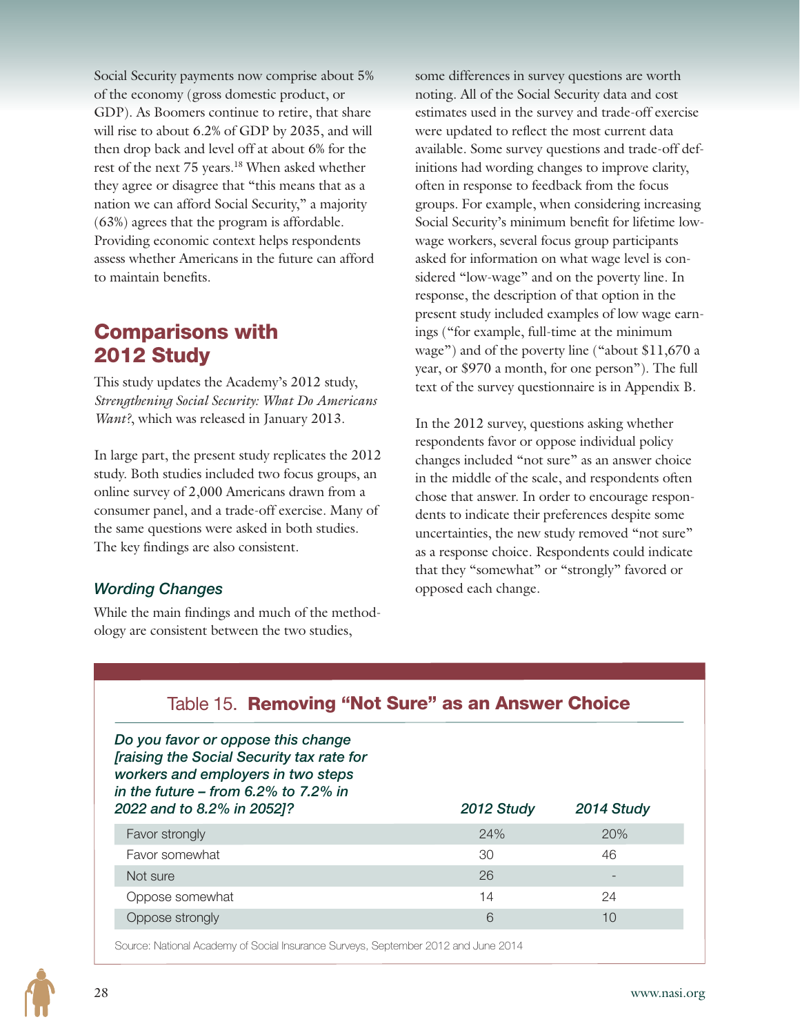Social Security payments now comprise about 5% of the economy (gross domestic product, or GDP). As Boomers continue to retire, that share will rise to about 6.2% of GDP by 2035, and will then drop back and level off at about 6% for the rest of the next 75 years.[18] When asked whether they agree or disagree that "this means that as a nation we can afford Social Security," a majority (63%) agrees that the program is affordable. Providing economic context helps respondents assess whether Americans in the future can afford to maintain benefits.

## Comparisons with 2012 Study

This study updates the Academy's 2012 study, *Strengthening Social Security: What Do Americans Want?*, which was released in January 2013.

In large part, the present study replicates the 2012 study. Both studies included two focus groups, an online survey of 2,000 Americans drawn from a consumer panel, and a trade-off exercise. Many of the same questions were asked in both studies. The key findings are also consistent.

### *Wording Changes*

While the main findings and much of the methodology are consistent between the two studies, some differences in survey questions are worth noting. All of the Social Security data and cost estimates used in the survey and trade-off exercise were updated to reflect the most current data available. Some survey questions and trade-off definitions had wording changes to improve clarity, often in response to feedback from the focus groups. For example, when considering increasing Social Security's minimum benefit for lifetime low-wage workers, several focus group participants asked for information on what wage level is considered "low-wage" and on the poverty line. In response, the description of that option in the present study included examples of low wage earnings ("for example, full-time at the minimum wage") and of the poverty line ("about $11,670 a year, or $970 a month, for one person"). The full text of the survey questionnaire is in Appendix B.

In the 2012 survey, questions asking whether respondents favor or oppose individual policy changes included "not sure" as an answer choice in the middle of the scale, and respondents often chose that answer. In order to encourage respondents to indicate their preferences despite some uncertainties, the new study removed "not sure" as a response choice. Respondents could indicate that they "somewhat" or "strongly" favored or opposed each change.

Table 15. **Removing "Not Sure" as an Answer Choice**

| *Do you favor or oppose this change [raising the Social Security tax rate for workers and employers in two steps in the future – from 6.2% to 7.2% in 2022 and to 8.2% in 2052]?* | *2012 Study* | *2014 Study* |
|---|---|---|
| Favor strongly | 24% | 20% |
| Favor somewhat | 30 | 46 |
| Not sure | 26 | - |
| Oppose somewhat | 14 | 24 |
| Oppose strongly | 6 | 10 |

Source: National Academy of Social Insurance Surveys, September 2012 and June 2014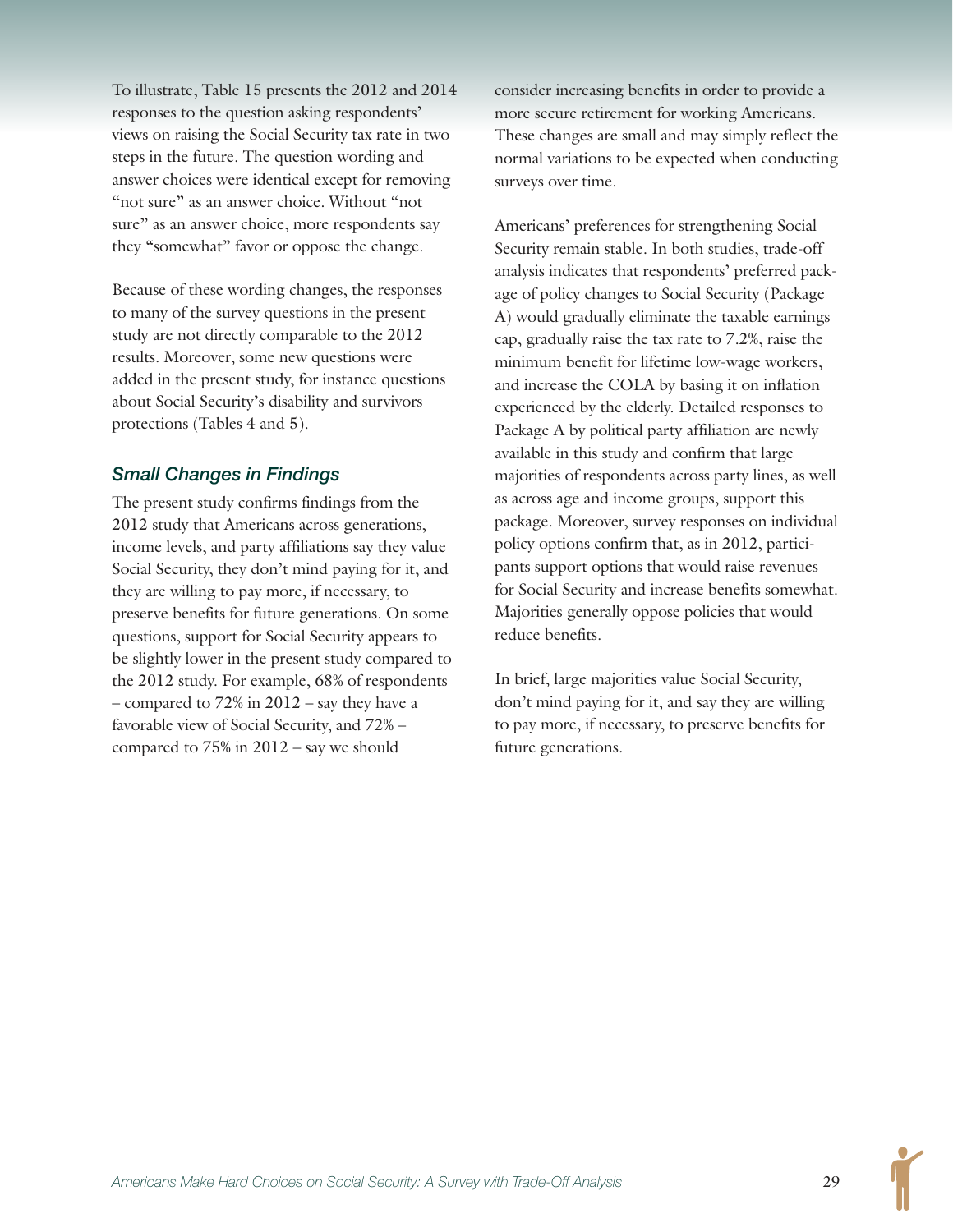To illustrate, Table 15 presents the 2012 and 2014 responses to the question asking respondents' views on raising the Social Security tax rate in two steps in the future. The question wording and answer choices were identical except for removing "not sure" as an answer choice. Without "not sure" as an answer choice, more respondents say they "somewhat" favor or oppose the change.

Because of these wording changes, the responses to many of the survey questions in the present study are not directly comparable to the 2012 results. Moreover, some new questions were added in the present study, for instance questions about Social Security's disability and survivors protections (Tables 4 and 5).

### *Small Changes in Findings*

The present study confirms findings from the 2012 study that Americans across generations, income levels, and party affiliations say they value Social Security, they don't mind paying for it, and they are willing to pay more, if necessary, to preserve benefits for future generations. On some questions, support for Social Security appears to be slightly lower in the present study compared to the 2012 study. For example, 68% of respondents – compared to 72% in 2012 – say they have a favorable view of Social Security, and 72% – compared to 75% in 2012 – say we should consider increasing benefits in order to provide a more secure retirement for working Americans. These changes are small and may simply reflect the normal variations to be expected when conducting surveys over time.

Americans' preferences for strengthening Social Security remain stable. In both studies, trade-off analysis indicates that respondents' preferred package of policy changes to Social Security (Package A) would gradually eliminate the taxable earnings cap, gradually raise the tax rate to 7.2%, raise the minimum benefit for lifetime low-wage workers, and increase the COLA by basing it on inflation experienced by the elderly. Detailed responses to Package A by political party affiliation are newly available in this study and confirm that large majorities of respondents across party lines, as well as across age and income groups, support this package. Moreover, survey responses on individual policy options confirm that, as in 2012, participants support options that would raise revenues for Social Security and increase benefits somewhat. Majorities generally oppose policies that would reduce benefits.

In brief, large majorities value Social Security, don't mind paying for it, and say they are willing to pay more, if necessary, to preserve benefits for future generations.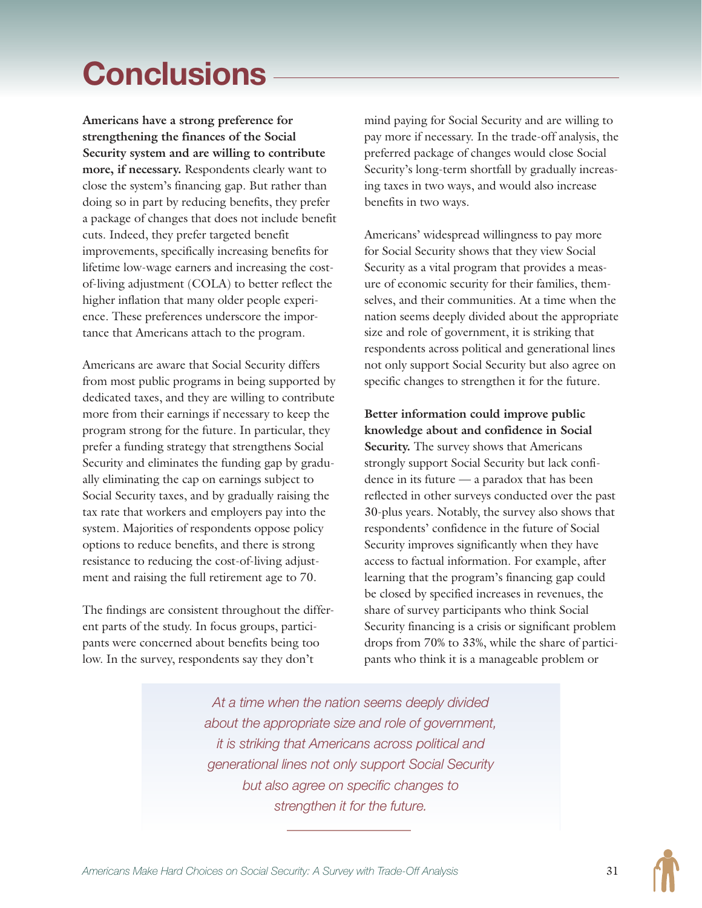# Conclusions

**Americans have a strong preference for strengthening the finances of the Social Security system and are willing to contribute more, if necessary.** Respondents clearly want to close the system's financing gap. But rather than doing so in part by reducing benefits, they prefer a package of changes that does not include benefit cuts. Indeed, they prefer targeted benefit improvements, specifically increasing benefits for lifetime low-wage earners and increasing the cost-of-living adjustment (COLA) to better reflect the higher inflation that many older people experience. These preferences underscore the importance that Americans attach to the program.

Americans are aware that Social Security differs from most public programs in being supported by dedicated taxes, and they are willing to contribute more from their earnings if necessary to keep the program strong for the future. In particular, they prefer a funding strategy that strengthens Social Security and eliminates the funding gap by gradually eliminating the cap on earnings subject to Social Security taxes, and by gradually raising the tax rate that workers and employers pay into the system. Majorities of respondents oppose policy options to reduce benefits, and there is strong resistance to reducing the cost-of-living adjustment and raising the full retirement age to 70.

The findings are consistent throughout the different parts of the study. In focus groups, participants were concerned about benefits being too low. In the survey, respondents say they don't mind paying for Social Security and are willing to pay more if necessary. In the trade-off analysis, the preferred package of changes would close Social Security's long-term shortfall by gradually increasing taxes in two ways, and would also increase benefits in two ways.

Americans' widespread willingness to pay more for Social Security shows that they view Social Security as a vital program that provides a measure of economic security for their families, themselves, and their communities. At a time when the nation seems deeply divided about the appropriate size and role of government, it is striking that respondents across political and generational lines not only support Social Security but also agree on specific changes to strengthen it for the future.

**Better information could improve public knowledge about and confidence in Social Security.** The survey shows that Americans strongly support Social Security but lack confidence in its future — a paradox that has been reflected in other surveys conducted over the past 30-plus years. Notably, the survey also shows that respondents' confidence in the future of Social Security improves significantly when they have access to factual information. For example, after learning that the program's financing gap could be closed by specified increases in revenues, the share of survey participants who think Social Security financing is a crisis or significant problem drops from 70% to 33%, while the share of participants who think it is a manageable problem or

*At a time when the nation seems deeply divided about the appropriate size and role of government, it is striking that Americans across political and generational lines not only support Social Security but also agree on specific changes to strengthen it for the future.*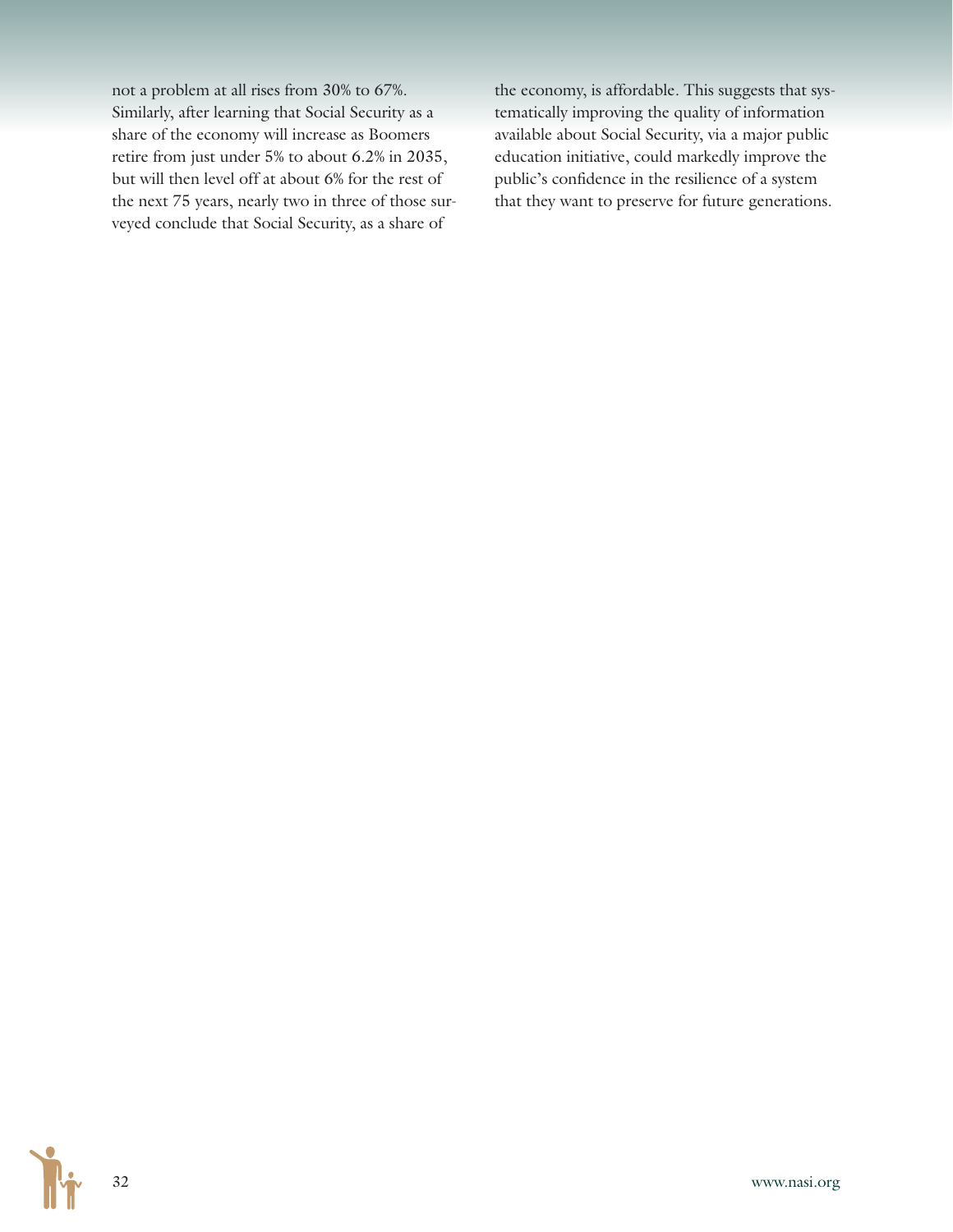not a problem at all rises from 30% to 67%. Similarly, after learning that Social Security as a share of the economy will increase as Boomers retire from just under 5% to about 6.2% in 2035, but will then level off at about 6% for the rest of the next 75 years, nearly two in three of those surveyed conclude that Social Security, as a share of the economy, is affordable. This suggests that systematically improving the quality of information available about Social Security, via a major public education initiative, could markedly improve the public's confidence in the resilience of a system that they want to preserve for future generations.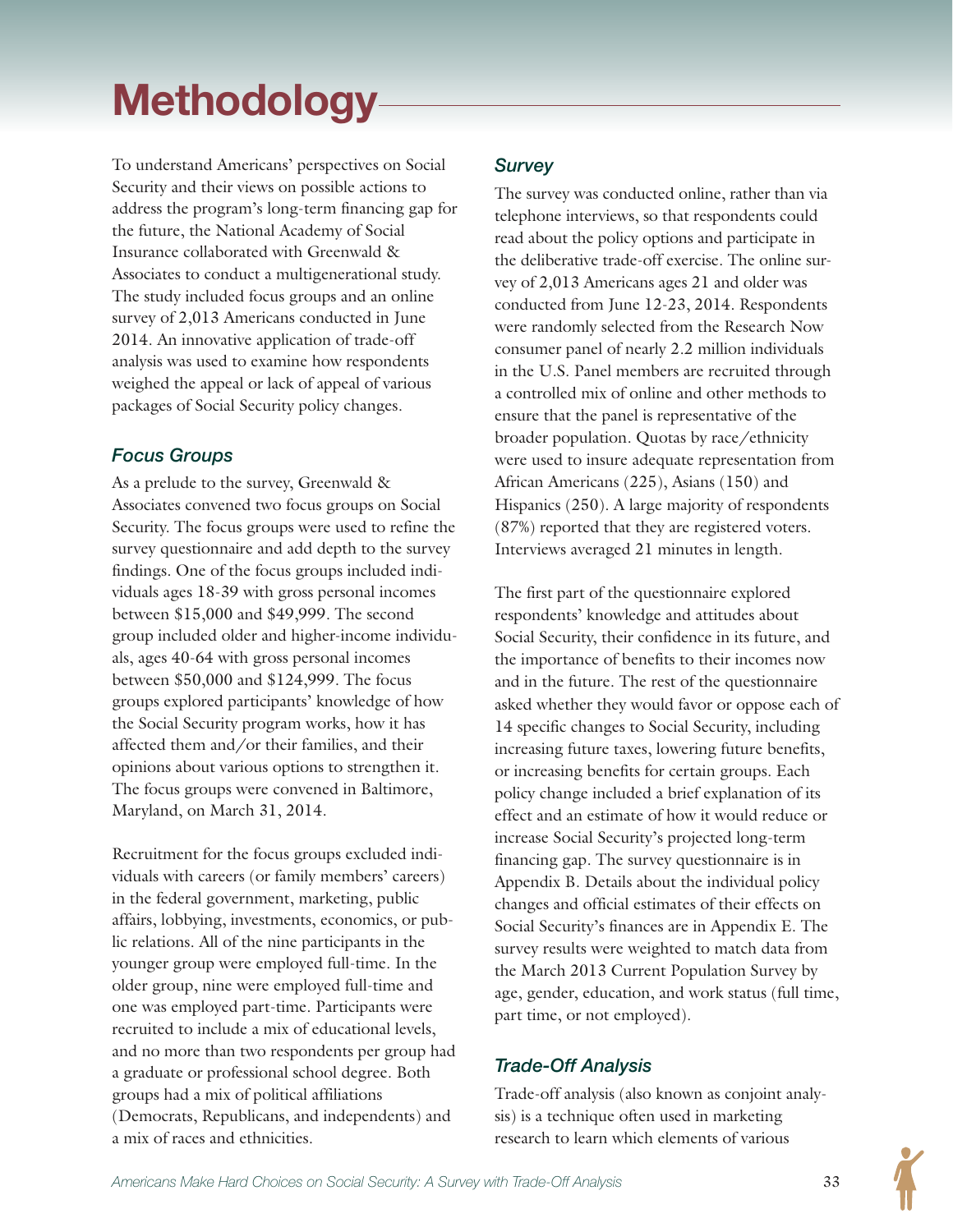# Methodology

To understand Americans' perspectives on Social Security and their views on possible actions to address the program's long-term financing gap for the future, the National Academy of Social Insurance collaborated with Greenwald & Associates to conduct a multigenerational study. The study included focus groups and an online survey of 2,013 Americans conducted in June 2014. An innovative application of trade-off analysis was used to examine how respondents weighed the appeal or lack of appeal of various packages of Social Security policy changes.

### *Focus Groups*

As a prelude to the survey, Greenwald & Associates convened two focus groups on Social Security. The focus groups were used to refine the survey questionnaire and add depth to the survey findings. One of the focus groups included individuals ages 18-39 with gross personal incomes between $15,000 and $49,999. The second group included older and higher-income individuals, ages 40-64 with gross personal incomes between $50,000 and $124,999. The focus groups explored participants' knowledge of how the Social Security program works, how it has affected them and/or their families, and their opinions about various options to strengthen it. The focus groups were convened in Baltimore, Maryland, on March 31, 2014.

Recruitment for the focus groups excluded individuals with careers (or family members' careers) in the federal government, marketing, public affairs, lobbying, investments, economics, or public relations. All of the nine participants in the younger group were employed full-time. In the older group, nine were employed full-time and one was employed part-time. Participants were recruited to include a mix of educational levels, and no more than two respondents per group had a graduate or professional school degree. Both groups had a mix of political affiliations (Democrats, Republicans, and independents) and a mix of races and ethnicities.

### *Survey*

The survey was conducted online, rather than via telephone interviews, so that respondents could read about the policy options and participate in the deliberative trade-off exercise. The online survey of 2,013 Americans ages 21 and older was conducted from June 12-23, 2014. Respondents were randomly selected from the Research Now consumer panel of nearly 2.2 million individuals in the U.S. Panel members are recruited through a controlled mix of online and other methods to ensure that the panel is representative of the broader population. Quotas by race/ethnicity were used to insure adequate representation from African Americans (225), Asians (150) and Hispanics (250). A large majority of respondents (87%) reported that they are registered voters. Interviews averaged 21 minutes in length.

The first part of the questionnaire explored respondents' knowledge and attitudes about Social Security, their confidence in its future, and the importance of benefits to their incomes now and in the future. The rest of the questionnaire asked whether they would favor or oppose each of 14 specific changes to Social Security, including increasing future taxes, lowering future benefits, or increasing benefits for certain groups. Each policy change included a brief explanation of its effect and an estimate of how it would reduce or increase Social Security's projected long-term financing gap. The survey questionnaire is in Appendix B. Details about the individual policy changes and official estimates of their effects on Social Security's finances are in Appendix E. The survey results were weighted to match data from the March 2013 Current Population Survey by age, gender, education, and work status (full time, part time, or not employed).

### *Trade-Off Analysis*

Trade-off analysis (also known as conjoint analysis) is a technique often used in marketing research to learn which elements of various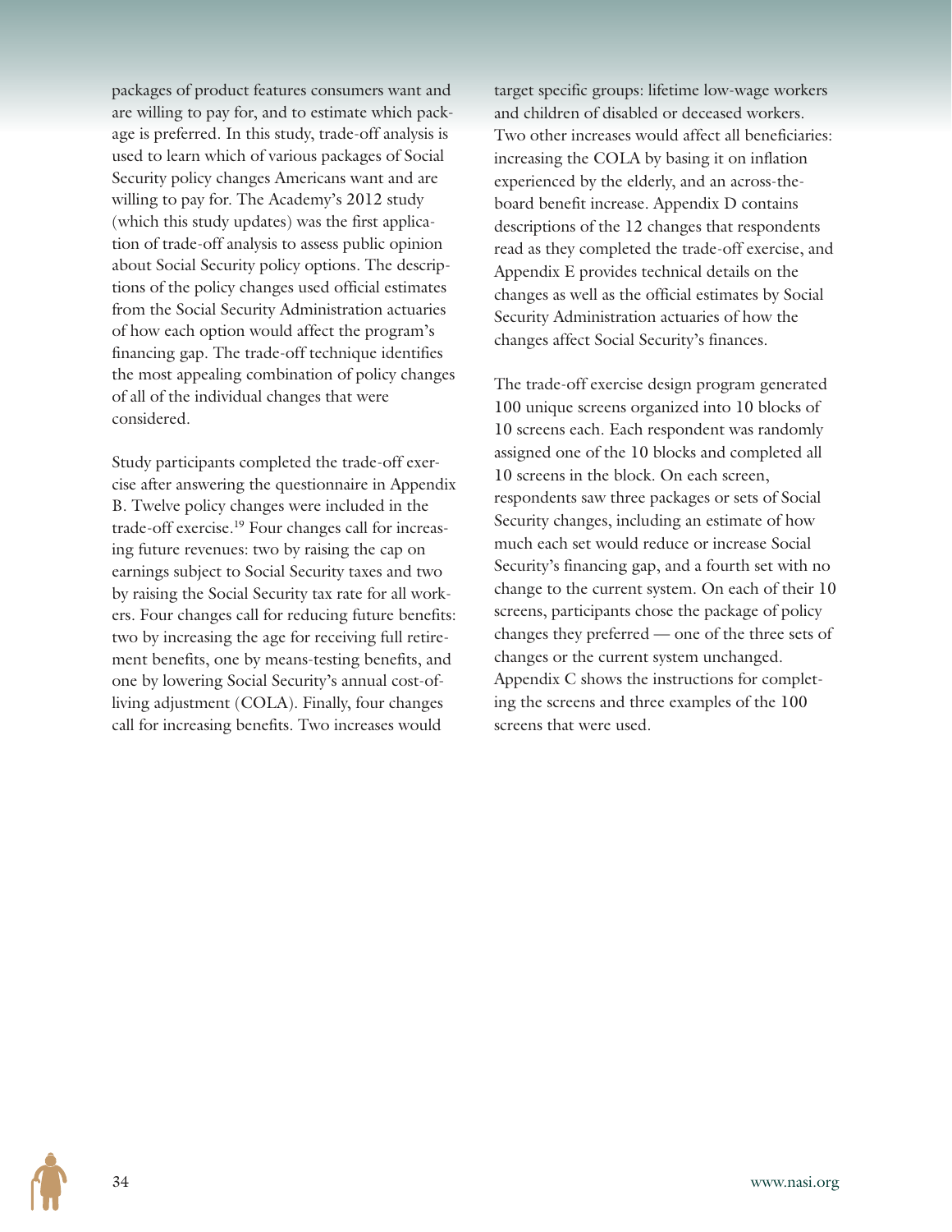packages of product features consumers want and are willing to pay for, and to estimate which package is preferred. In this study, trade-off analysis is used to learn which of various packages of Social Security policy changes Americans want and are willing to pay for. The Academy's 2012 study (which this study updates) was the first application of trade-off analysis to assess public opinion about Social Security policy options. The descriptions of the policy changes used official estimates from the Social Security Administration actuaries of how each option would affect the program's financing gap. The trade-off technique identifies the most appealing combination of policy changes of all of the individual changes that were considered.

Study participants completed the trade-off exercise after answering the questionnaire in Appendix B. Twelve policy changes were included in the trade-off exercise.[19] Four changes call for increasing future revenues: two by raising the cap on earnings subject to Social Security taxes and two by raising the Social Security tax rate for all workers. Four changes call for reducing future benefits: two by increasing the age for receiving full retirement benefits, one by means-testing benefits, and one by lowering Social Security's annual cost-of-living adjustment (COLA). Finally, four changes call for increasing benefits. Two increases would target specific groups: lifetime low-wage workers and children of disabled or deceased workers. Two other increases would affect all beneficiaries: increasing the COLA by basing it on inflation experienced by the elderly, and an across-the-board benefit increase. Appendix D contains descriptions of the 12 changes that respondents read as they completed the trade-off exercise, and Appendix E provides technical details on the changes as well as the official estimates by Social Security Administration actuaries of how the changes affect Social Security's finances.

The trade-off exercise design program generated 100 unique screens organized into 10 blocks of 10 screens each. Each respondent was randomly assigned one of the 10 blocks and completed all 10 screens in the block. On each screen, respondents saw three packages or sets of Social Security changes, including an estimate of how much each set would reduce or increase Social Security's financing gap, and a fourth set with no change to the current system. On each of their 10 screens, participants chose the package of policy changes they preferred — one of the three sets of changes or the current system unchanged. Appendix C shows the instructions for completing the screens and three examples of the 100 screens that were used.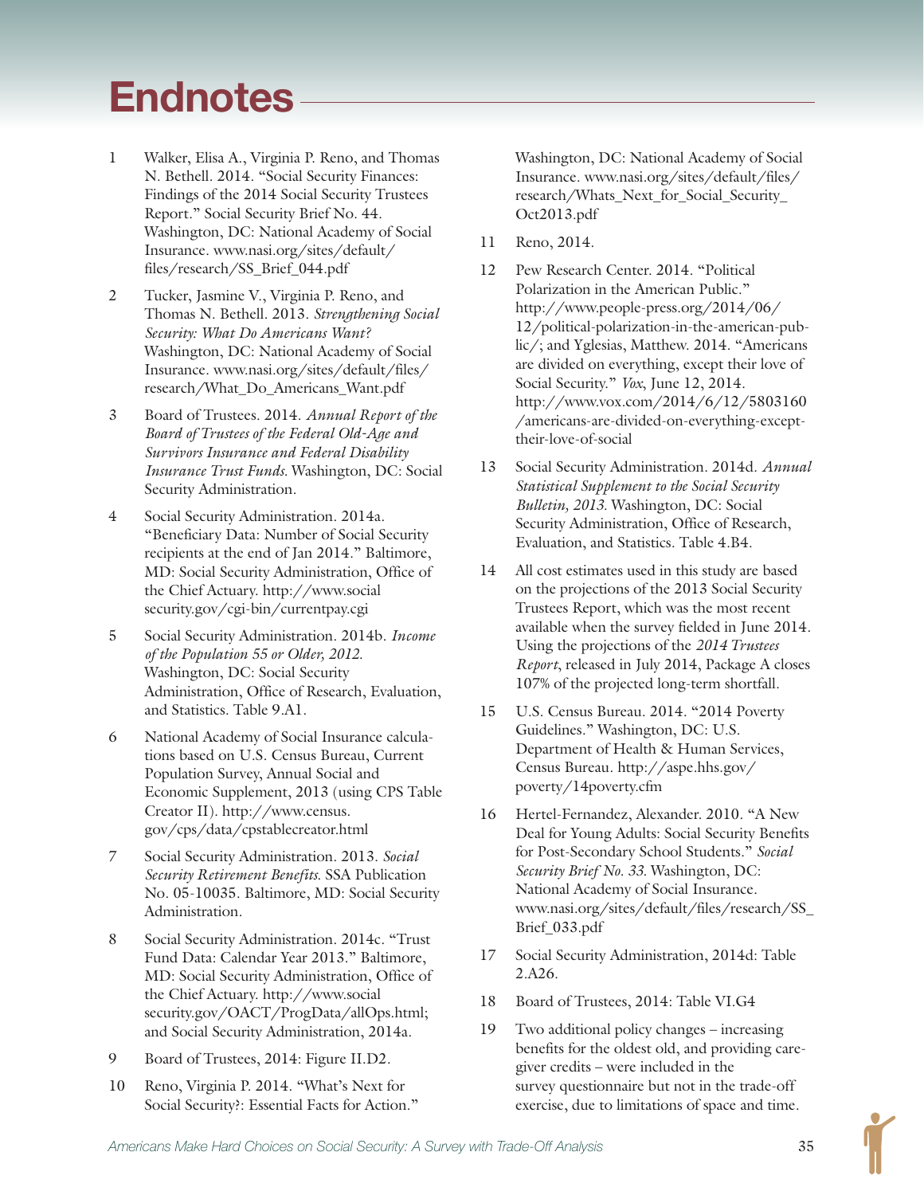# Endnotes

1. Walker, Elisa A., Virginia P. Reno, and Thomas N. Bethell. 2014. "Social Security Finances: Findings of the 2014 Social Security Trustees Report." Social Security Brief No. 44. Washington, DC: National Academy of Social Insurance. www.nasi.org/sites/default/files/research/SS_Brief_044.pdf

2. Tucker, Jasmine V., Virginia P. Reno, and Thomas N. Bethell. 2013. *Strengthening Social Security: What Do Americans Want?* Washington, DC: National Academy of Social Insurance. www.nasi.org/sites/default/files/research/What_Do_Americans_Want.pdf

3. Board of Trustees. 2014. *Annual Report of the Board of Trustees of the Federal Old-Age and Survivors Insurance and Federal Disability Insurance Trust Funds.* Washington, DC: Social Security Administration.

4. Social Security Administration. 2014a. "Beneficiary Data: Number of Social Security recipients at the end of Jan 2014." Baltimore, MD: Social Security Administration, Office of the Chief Actuary. http://www.socialsecurity.gov/cgi-bin/currentpay.cgi

5. Social Security Administration. 2014b. *Income of the Population 55 or Older, 2012.* Washington, DC: Social Security Administration, Office of Research, Evaluation, and Statistics. Table 9.A1.

6. National Academy of Social Insurance calculations based on U.S. Census Bureau, Current Population Survey, Annual Social and Economic Supplement, 2013 (using CPS Table Creator II). http://www.census.gov/cps/data/cpstablecreator.html

7. Social Security Administration. 2013. *Social Security Retirement Benefits.* SSA Publication No. 05-10035. Baltimore, MD: Social Security Administration.

8. Social Security Administration. 2014c. "Trust Fund Data: Calendar Year 2013." Baltimore, MD: Social Security Administration, Office of the Chief Actuary. http://www.socialsecurity.gov/OACT/ProgData/allOps.html; and Social Security Administration, 2014a.

9. Board of Trustees, 2014: Figure II.D2.

10. Reno, Virginia P. 2014. "What's Next for Social Security?: Essential Facts for Action." Washington, DC: National Academy of Social Insurance. www.nasi.org/sites/default/files/research/Whats_Next_for_Social_Security_Oct2013.pdf

11. Reno, 2014.

12. Pew Research Center. 2014. "Political Polarization in the American Public." http://www.people-press.org/2014/06/12/political-polarization-in-the-american-public/; and Yglesias, Matthew. 2014. "Americans are divided on everything, except their love of Social Security." *Vox*, June 12, 2014. http://www.vox.com/2014/6/12/5803160/americans-are-divided-on-everything-except-their-love-of-social

13. Social Security Administration. 2014d. *Annual Statistical Supplement to the Social Security Bulletin, 2013.* Washington, DC: Social Security Administration, Office of Research, Evaluation, and Statistics. Table 4.B4.

14. All cost estimates used in this study are based on the projections of the 2013 Social Security Trustees Report, which was the most recent available when the survey fielded in June 2014. Using the projections of the *2014 Trustees Report*, released in July 2014, Package A closes 107% of the projected long-term shortfall.

15. U.S. Census Bureau. 2014. "2014 Poverty Guidelines." Washington, DC: U.S. Department of Health & Human Services, Census Bureau. http://aspe.hhs.gov/poverty/14poverty.cfm

16. Hertel-Fernandez, Alexander. 2010. "A New Deal for Young Adults: Social Security Benefits for Post-Secondary School Students." *Social Security Brief No. 33.* Washington, DC: National Academy of Social Insurance. www.nasi.org/sites/default/files/research/SS_Brief_033.pdf

17. Social Security Administration, 2014d: Table 2.A26.

18. Board of Trustees, 2014: Table VI.G4

19. Two additional policy changes – increasing benefits for the oldest old, and providing caregiver credits – were included in the survey questionnaire but not in the trade-off exercise, due to limitations of space and time.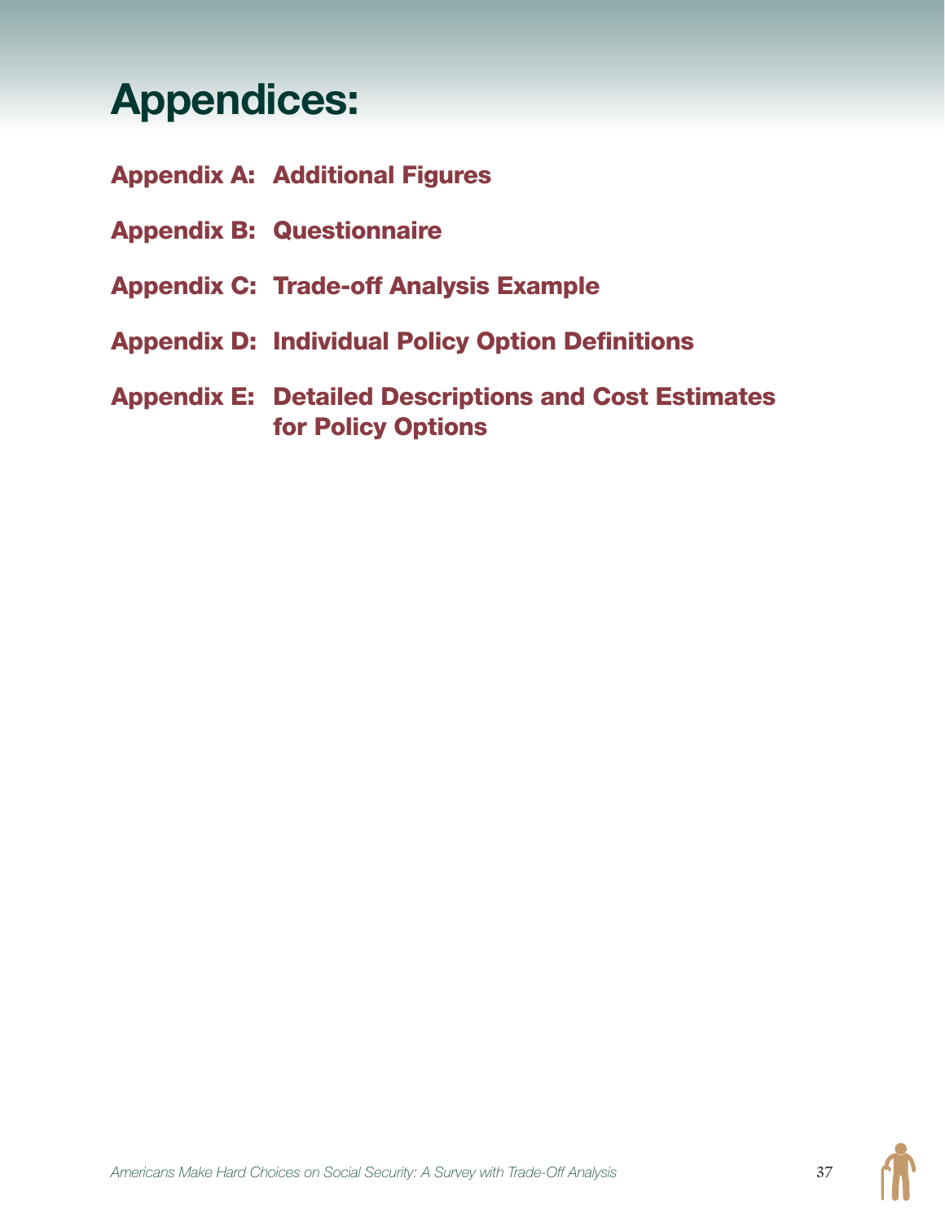# Appendices:

**Appendix A: Additional Figures**

**Appendix B: Questionnaire**

**Appendix C: Trade-off Analysis Example**

**Appendix D: Individual Policy Option Definitions**

**Appendix E: Detailed Descriptions and Cost Estimates for Policy Options**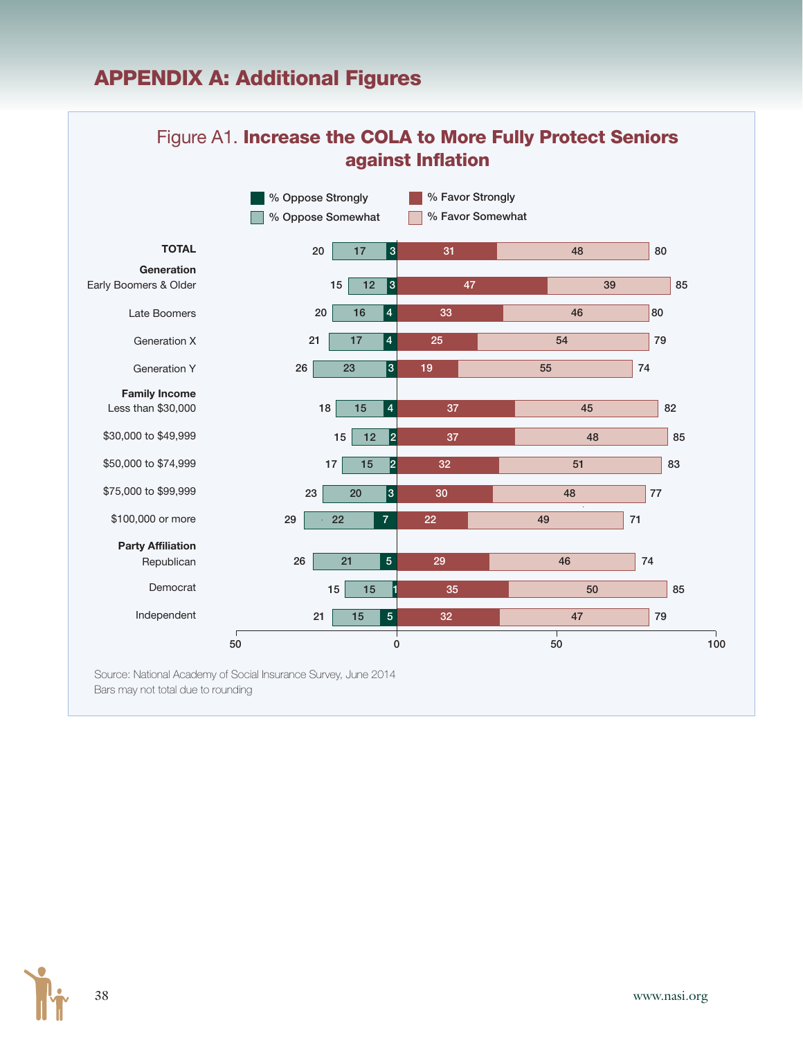# APPENDIX A: Additional Figures

Figure A1. **Increase the COLA to More Fully Protect Seniors against Inflation**

% Oppose Strongly
% Oppose Somewhat
% Favor Strongly
% Favor Somewhat

**TOTAL** 20 17 3 31 48 80

**Generation**

Early Boomers & Older 15 12 3 47 39 85

Late Boomers 20 16 4 33 46 80

Generation X 21 17 4 25 54 79

Generation Y 26 23 3 19 55 74

**Family Income**

Less than $30,000 18 15 4 37 45 82

$30,000 to $49,999 15 12 2 37 48 85

$50,000 to $74,999 17 15 2 32 51 83

$75,000 to $99,999 23 20 3 30 48 77

$100,000 or more 29 22 7 22 49 71

**Party Affiliation**

Republican 26 21 5 29 46 74

Democrat 15 15 1 35 50 85

Independent 21 15 5 32 47 79

50 0 50 100

Source: National Academy of Social Insurance Survey, June 2014

Bars may not total due to rounding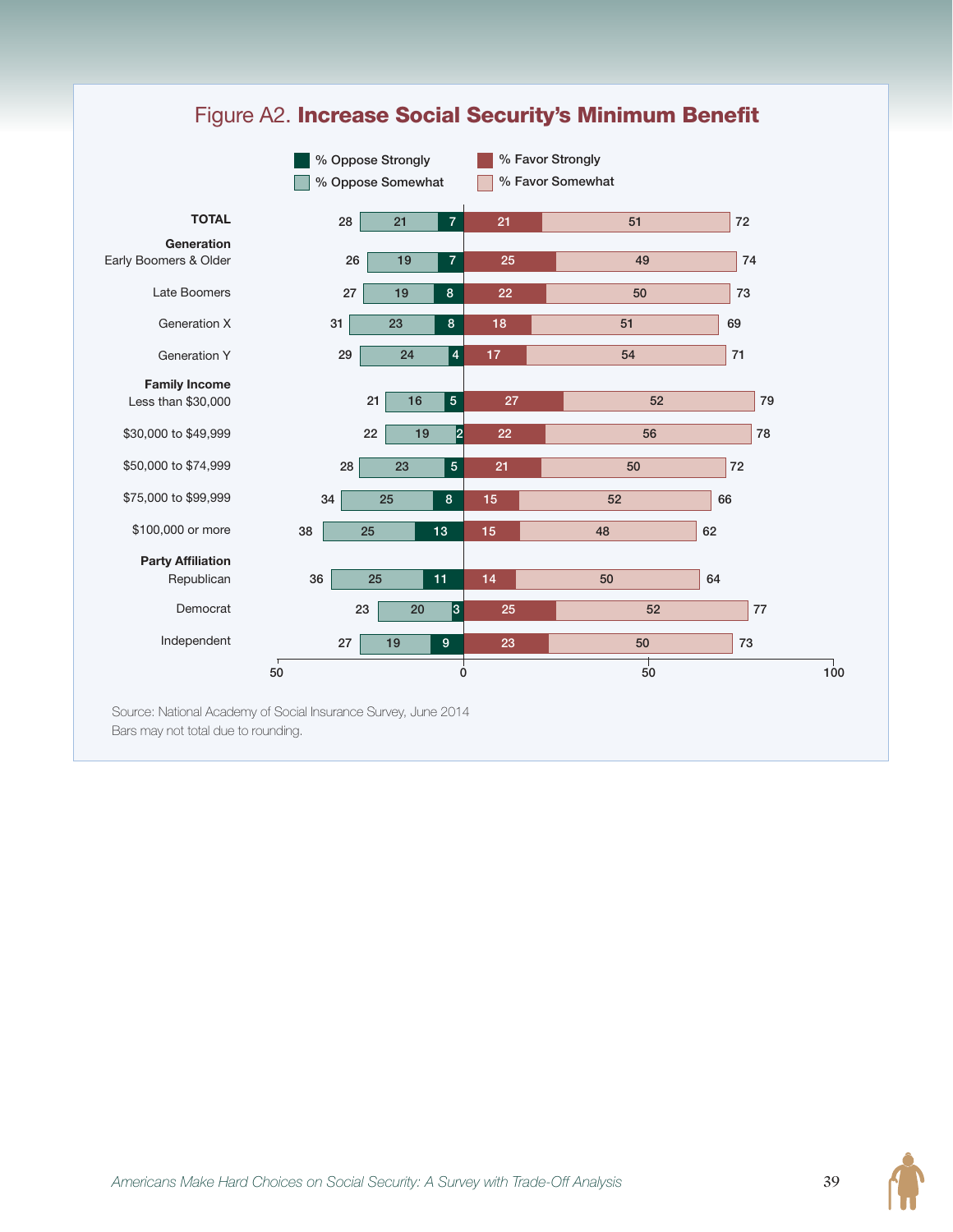## Figure A2. **Increase Social Security's Minimum Benefit**

% Oppose Strongly
% Oppose Somewhat
% Favor Strongly
% Favor Somewhat

**TOTAL** 28 21 7 21 51 72

**Generation**
Early Boomers & Older 26 19 7 25 49 74
Late Boomers 27 19 8 22 50 73
Generation X 31 23 8 18 51 69
Generation Y 29 24 4 17 54 71

**Family Income**
Less than $30,000 21 16 5 27 52 79
$30,000 to $49,999 22 19 2 22 56 78
$50,000 to $74,999 28 23 5 21 50 72
$75,000 to $99,999 34 25 8 15 52 66
$100,000 or more 38 25 13 15 48 62

**Party Affiliation**
Republican 36 25 11 14 50 64
Democrat 23 20 3 25 52 77
Independent 27 19 9 23 50 73

50 0 50 100

Source: National Academy of Social Insurance Survey, June 2014
Bars may not total due to rounding.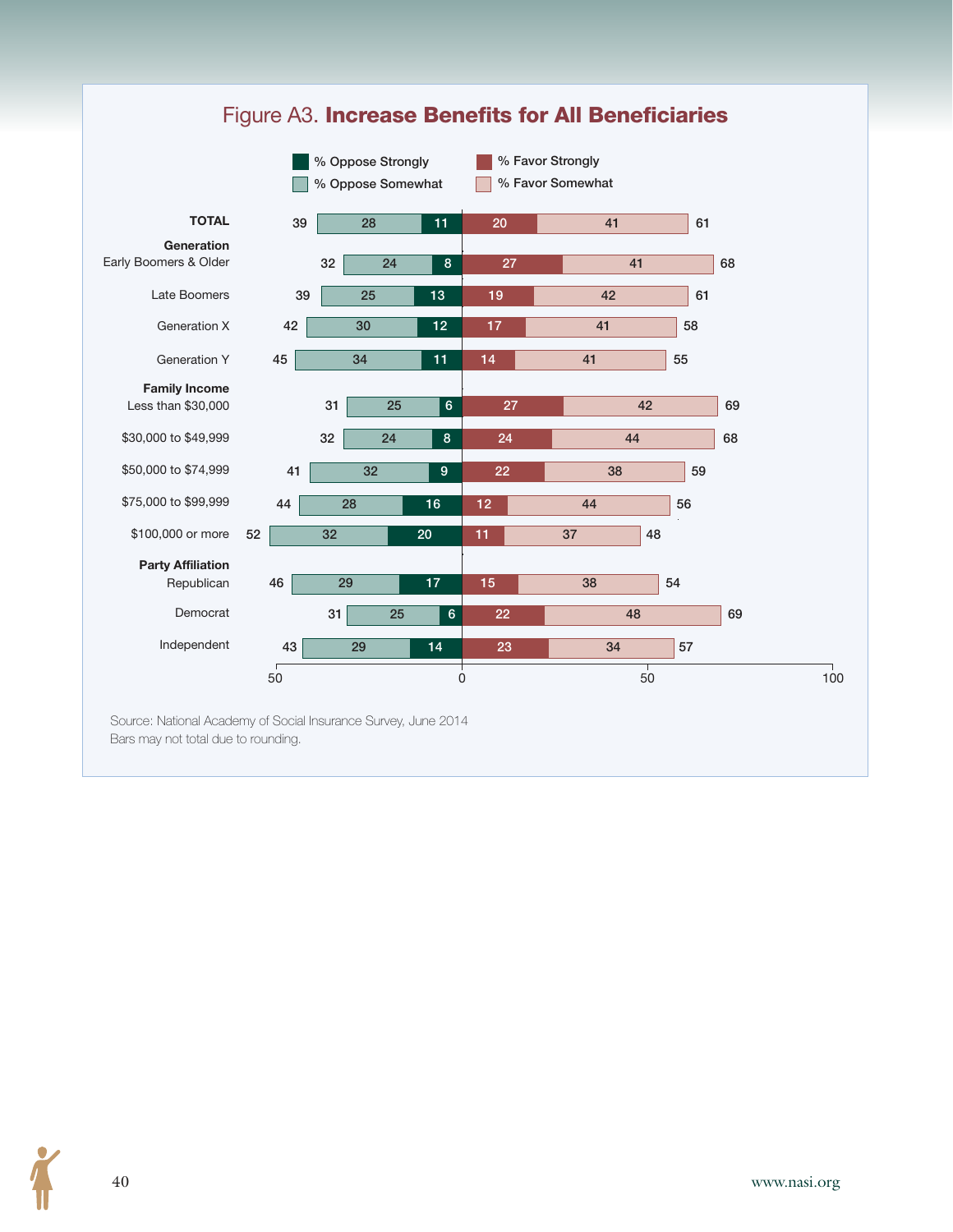Figure A3. **Increase Benefits for All Beneficiaries**

% Oppose Strongly
% Oppose Somewhat
% Favor Strongly
% Favor Somewhat

TOTAL
39 28 11 20 41 61

**Generation**

Early Boomers & Older
32 24 8 27 41 68

Late Boomers
39 25 13 19 42 61

Generation X
42 30 12 17 41 58

Generation Y
45 34 11 14 41 55

**Family Income**

Less than $30,000
31 25 6 27 42 69

$30,000 to $49,999
32 24 8 24 44 68

$50,000 to $74,999
41 32 9 22 38 59

$75,000 to $99,999
44 28 16 12 44 56

$100,000 or more
52 32 20 11 37 48

**Party Affiliation**

Republican
46 29 17 15 38 54

Democrat
31 25 6 22 48 69

Independent
43 29 14 23 34 57

50 0 50 100

Source: National Academy of Social Insurance Survey, June 2014
Bars may not total due to rounding.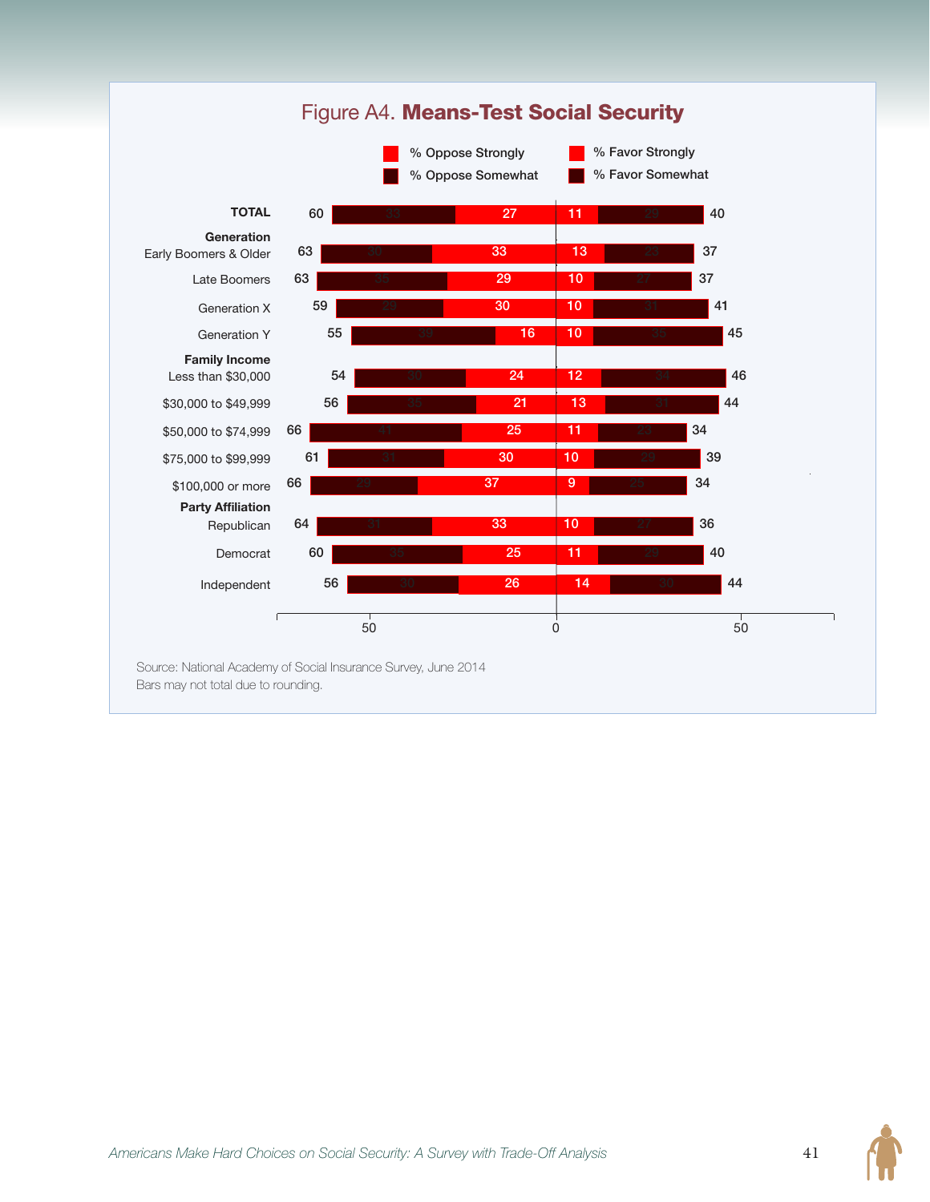Figure A4. **Means-Test Social Security**

% Oppose Strongly
% Oppose Somewhat
% Favor Strongly
% Favor Somewhat

TOTAL 60 33 27 11 29 40

Generation
Early Boomers & Older 63 30 33 13 23 37
Late Boomers 63 35 29 10 27 37
Generation X 59 29 30 10 31 41
Generation Y 55 39 16 10 35 45

Family Income
Less than $30,000 54 30 24 12 34 46
$30,000 to $49,999 56 35 21 13 31 44
$50,000 to $74,999 66 41 25 11 23 34
$75,000 to $99,999 61 31 30 10 29 39
$100,000 or more 66 29 37 9 25 34

Party Affiliation
Republican 64 31 33 10 27 36
Democrat 60 35 25 11 29 40
Independent 56 30 26 14 30 44

50 0 50

Source: National Academy of Social Insurance Survey, June 2014
Bars may not total due to rounding.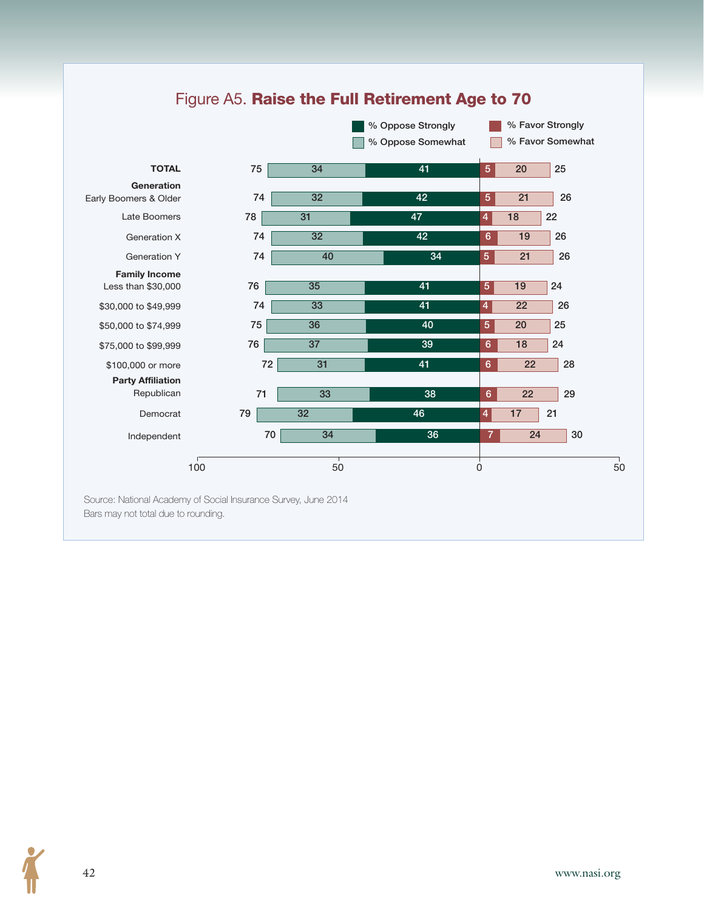# Figure A5. **Raise the Full Retirement Age to 70**

% Oppose Strongly
% Oppose Somewhat
% Favor Strongly
% Favor Somewhat

**TOTAL** 75 34 41 5 20 25

**Generation**

Early Boomers & Older 74 32 42 5 21 26

Late Boomers 78 31 47 4 18 22

Generation X 74 32 42 6 19 26

Generation Y 74 40 34 5 21 26

**Family Income**

Less than $30,000 76 35 41 5 19 24

$30,000 to $49,999 74 33 41 4 22 26

$50,000 to $74,999 75 36 40 5 20 25

$75,000 to $99,999 76 37 39 6 18 24

$100,000 or more 72 31 41 6 22 28

**Party Affiliation**

Republican 71 33 38 6 22 29

Democrat 79 32 46 4 17 21

Independent 70 34 36 7 24 30

100 50 0 50

Source: National Academy of Social Insurance Survey, June 2014
Bars may not total due to rounding.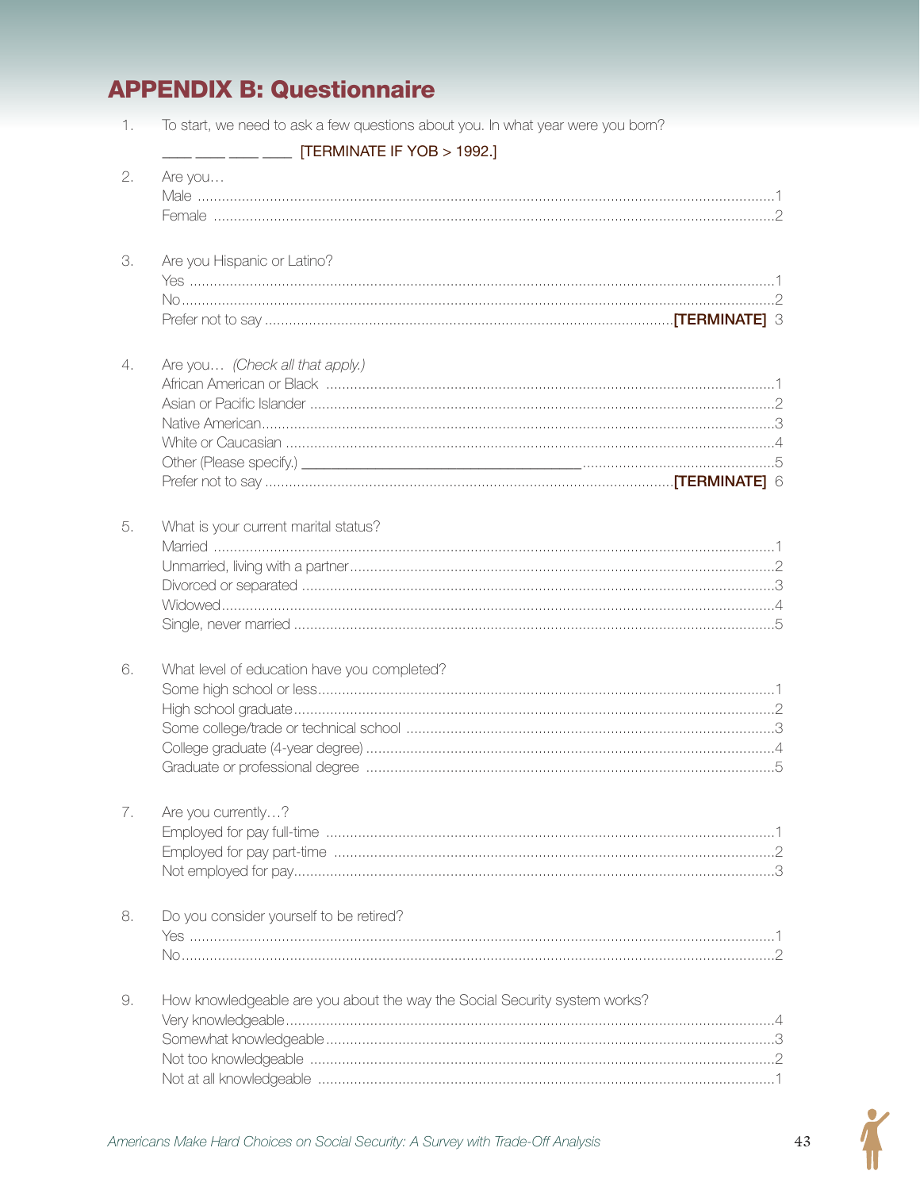# APPENDIX B: Questionnaire

1. To start, we need to ask a few questions about you. In what year were you born?

   ___ ___ ___ ___ [TERMINATE IF YOB > 1992.]

2. Are you…

   Male ....................................................................................................................................1
   Female ................................................................................................................................2

3. Are you Hispanic or Latino?

   Yes .......................................................................................................................................1
   No.........................................................................................................................................2
   Prefer not to say ....................................................................................................**[TERMINATE]** 3

4. Are you… *(Check all that apply.)*

   African American or Black .....................................................................................................1
   Asian or Pacific Islander .........................................................................................................2
   Native American.....................................................................................................................3
   White or Caucasian ...............................................................................................................4
   Other (Please specify.) ________________________________ ...............................................5
   Prefer not to say ....................................................................................................**[TERMINATE]** 6

5. What is your current marital status?

   Married .................................................................................................................................1
   Unmarried, living with a partner...............................................................................................2
   Divorced or separated ...........................................................................................................3
   Widowed...............................................................................................................................4
   Single, never married .............................................................................................................5

6. What level of education have you completed?

   Some high school or less.......................................................................................................1
   High school graduate.............................................................................................................2
   Some college/trade or technical school ..................................................................................3
   College graduate (4-year degree) ...........................................................................................4
   Graduate or professional degree ...........................................................................................5

7. Are you currently…?

   Employed for pay full-time .....................................................................................................1
   Employed for pay part-time ...................................................................................................2
   Not employed for pay.............................................................................................................3

8. Do you consider yourself to be retired?

   Yes .......................................................................................................................................1
   No.........................................................................................................................................2

9. How knowledgeable are you about the way the Social Security system works?

   Very knowledgeable...............................................................................................................4
   Somewhat knowledgeable.....................................................................................................3
   Not too knowledgeable .........................................................................................................2
   Not at all knowledgeable .......................................................................................................1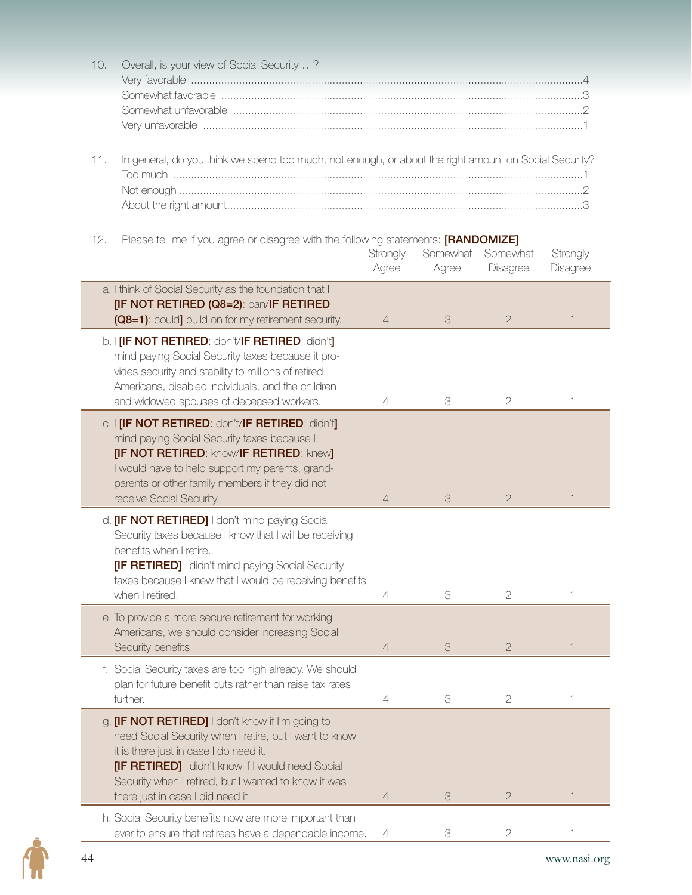10. Overall, is your view of Social Security …?
    Very favorable ....................4
    Somewhat favorable ....................3
    Somewhat unfavorable ....................2
    Very unfavorable ....................1

11. In general, do you think we spend too much, not enough, or about the right amount on Social Security?
    Too much ....................1
    Not enough ....................2
    About the right amount....................3

12. Please tell me if you agree or disagree with the following statements: **[RANDOMIZE]**

| | Strongly Agree | Somewhat Agree | Somewhat Disagree | Strongly Disagree |
|---|---|---|---|---|
| a. I think of Social Security as the foundation that I **[IF NOT RETIRED (Q8=2)**: can/**IF RETIRED (Q8=1)**: could**]** build on for my retirement security. | 4 | 3 | 2 | 1 |
| b. I **[IF NOT RETIRED**: don't/**IF RETIRED**: didn't**]** mind paying Social Security taxes because it provides security and stability to millions of retired Americans, disabled individuals, and the children and widowed spouses of deceased workers. | 4 | 3 | 2 | 1 |
| c. I **[IF NOT RETIRED**: don't/**IF RETIRED**: didn't**]** mind paying Social Security taxes because I **[IF NOT RETIRED**: know/**IF RETIRED**: knew**]** I would have to help support my parents, grandparents or other family members if they did not receive Social Security. | 4 | 3 | 2 | 1 |
| d. **[IF NOT RETIRED]** I don't mind paying Social Security taxes because I know that I will be receiving benefits when I retire. **[IF RETIRED]** I didn't mind paying Social Security taxes because I knew that I would be receiving benefits when I retired. | 4 | 3 | 2 | 1 |
| e. To provide a more secure retirement for working Americans, we should consider increasing Social Security benefits. | 4 | 3 | 2 | 1 |
| f. Social Security taxes are too high already. We should plan for future benefit cuts rather than raise tax rates further. | 4 | 3 | 2 | 1 |
| g. **[IF NOT RETIRED]** I don't know if I'm going to need Social Security when I retire, but I want to know it is there just in case I do need it. **[IF RETIRED]** I didn't know if I would need Social Security when I retired, but I wanted to know it was there just in case I did need it. | 4 | 3 | 2 | 1 |
| h. Social Security benefits now are more important than ever to ensure that retirees have a dependable income. | 4 | 3 | 2 | 1 |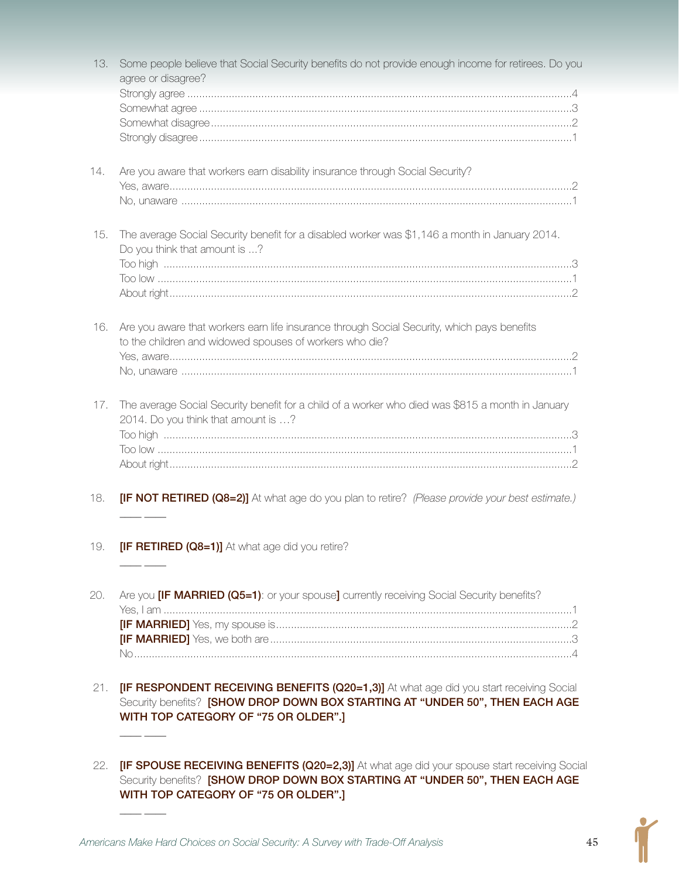13. Some people believe that Social Security benefits do not provide enough income for retirees. Do you agree or disagree?
    Strongly agree ....................................................................................................................4
    Somewhat agree ..................................................................................................................3
    Somewhat disagree...............................................................................................................2
    Strongly disagree..................................................................................................................1

14. Are you aware that workers earn disability insurance through Social Security?
    Yes, aware............................................................................................................................2
    No, unaware ........................................................................................................................1

15. The average Social Security benefit for a disabled worker was $1,146 a month in January 2014. Do you think that amount is ...?
    Too high ..............................................................................................................................3
    Too low ................................................................................................................................1
    About right............................................................................................................................2

16. Are you aware that workers earn life insurance through Social Security, which pays benefits to the children and widowed spouses of workers who die?
    Yes, aware............................................................................................................................2
    No, unaware ........................................................................................................................1

17. The average Social Security benefit for a child of a worker who died was $815 a month in January 2014. Do you think that amount is …?
    Too high ..............................................................................................................................3
    Too low ................................................................................................................................1
    About right............................................................................................................................2

18. **[IF NOT RETIRED (Q8=2)]** At what age do you plan to retire? *(Please provide your best estimate.)*

    ___ ___

19. **[IF RETIRED (Q8=1)]** At what age did you retire?

    ___ ___

20. Are you **[IF MARRIED (Q5=1)**: or your spouse**]** currently receiving Social Security benefits?
    Yes, I am ..............................................................................................................................1
    **[IF MARRIED]** Yes, my spouse is........................................................................................2
    **[IF MARRIED]** Yes, we both are..........................................................................................3
    No........................................................................................................................................4

21. **[IF RESPONDENT RECEIVING BENEFITS (Q20=1,3)]** At what age did you start receiving Social Security benefits? **[SHOW DROP DOWN BOX STARTING AT "UNDER 50", THEN EACH AGE WITH TOP CATEGORY OF "75 OR OLDER".]**

    ___ ___

22. **[IF SPOUSE RECEIVING BENEFITS (Q20=2,3)]** At what age did your spouse start receiving Social Security benefits? **[SHOW DROP DOWN BOX STARTING AT "UNDER 50", THEN EACH AGE WITH TOP CATEGORY OF "75 OR OLDER".]**

    ___ ___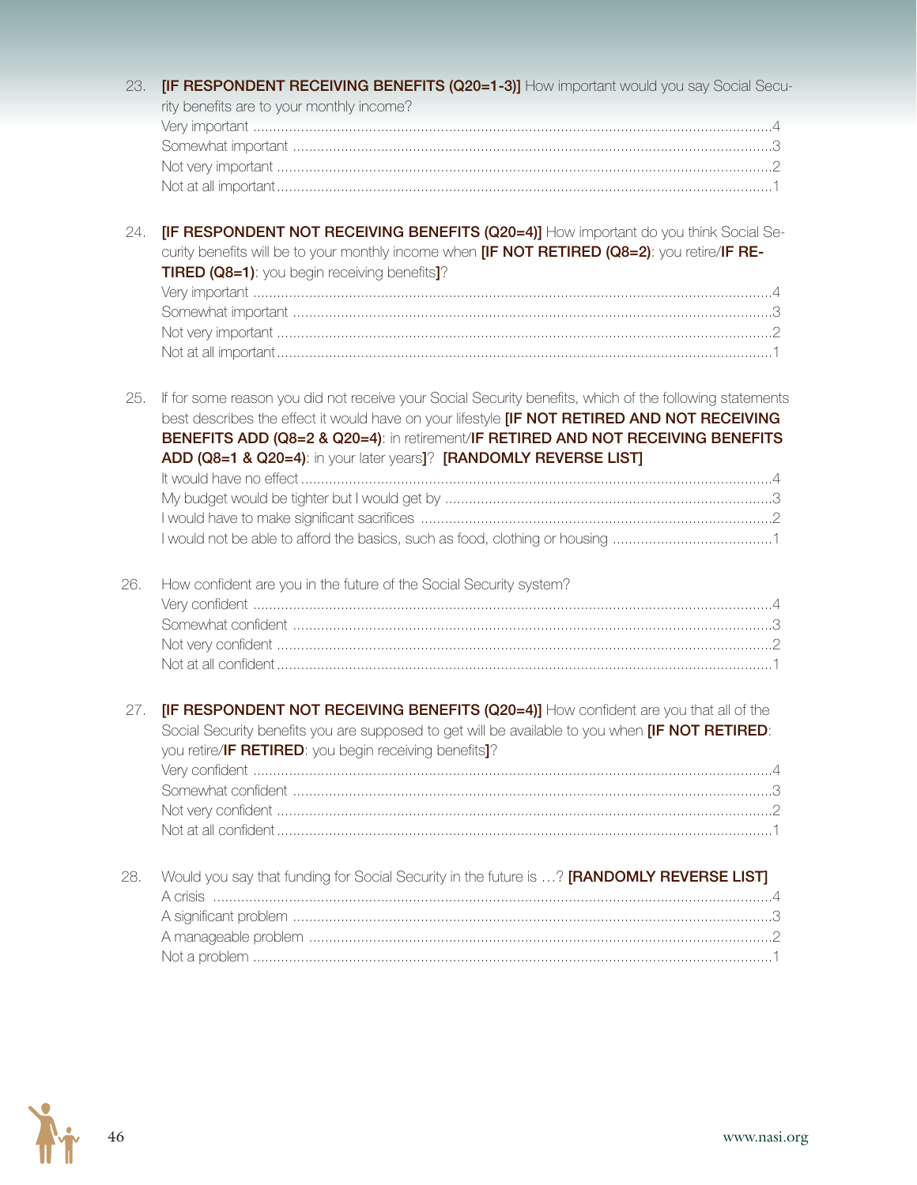23. **[IF RESPONDENT RECEIVING BENEFITS (Q20=1-3)]** How important would you say Social Security benefits are to your monthly income?

| | |
|---|---|
| Very important | 4 |
| Somewhat important | 3 |
| Not very important | 2 |
| Not at all important | 1 |

24. **[IF RESPONDENT NOT RECEIVING BENEFITS (Q20=4)]** How important do you think Social Security benefits will be to your monthly income when **[IF NOT RETIRED (Q8=2)**: you retire/**IF RETIRED (Q8=1)**: you begin receiving benefits**]**?

| | |
|---|---|
| Very important | 4 |
| Somewhat important | 3 |
| Not very important | 2 |
| Not at all important | 1 |

25. If for some reason you did not receive your Social Security benefits, which of the following statements best describes the effect it would have on your lifestyle **[IF NOT RETIRED AND NOT RECEIVING BENEFITS ADD (Q8=2 & Q20=4)**: in retirement/**IF RETIRED AND NOT RECEIVING BENEFITS ADD (Q8=1 & Q20=4)**: in your later years**]**? **[RANDOMLY REVERSE LIST]**

| | |
|---|---|
| It would have no effect | 4 |
| My budget would be tighter but I would get by | 3 |
| I would have to make significant sacrifices | 2 |
| I would not be able to afford the basics, such as food, clothing or housing | 1 |

26. How confident are you in the future of the Social Security system?

| | |
|---|---|
| Very confident | 4 |
| Somewhat confident | 3 |
| Not very confident | 2 |
| Not at all confident | 1 |

27. **[IF RESPONDENT NOT RECEIVING BENEFITS (Q20=4)]** How confident are you that all of the Social Security benefits you are supposed to get will be available to you when **[IF NOT RETIRED**: you retire/**IF RETIRED**: you begin receiving benefits**]**?

| | |
|---|---|
| Very confident | 4 |
| Somewhat confident | 3 |
| Not very confident | 2 |
| Not at all confident | 1 |

28. Would you say that funding for Social Security in the future is …? **[RANDOMLY REVERSE LIST]**

| | |
|---|---|
| A crisis | 4 |
| A significant problem | 3 |
| A manageable problem | 2 |
| Not a problem | 1 |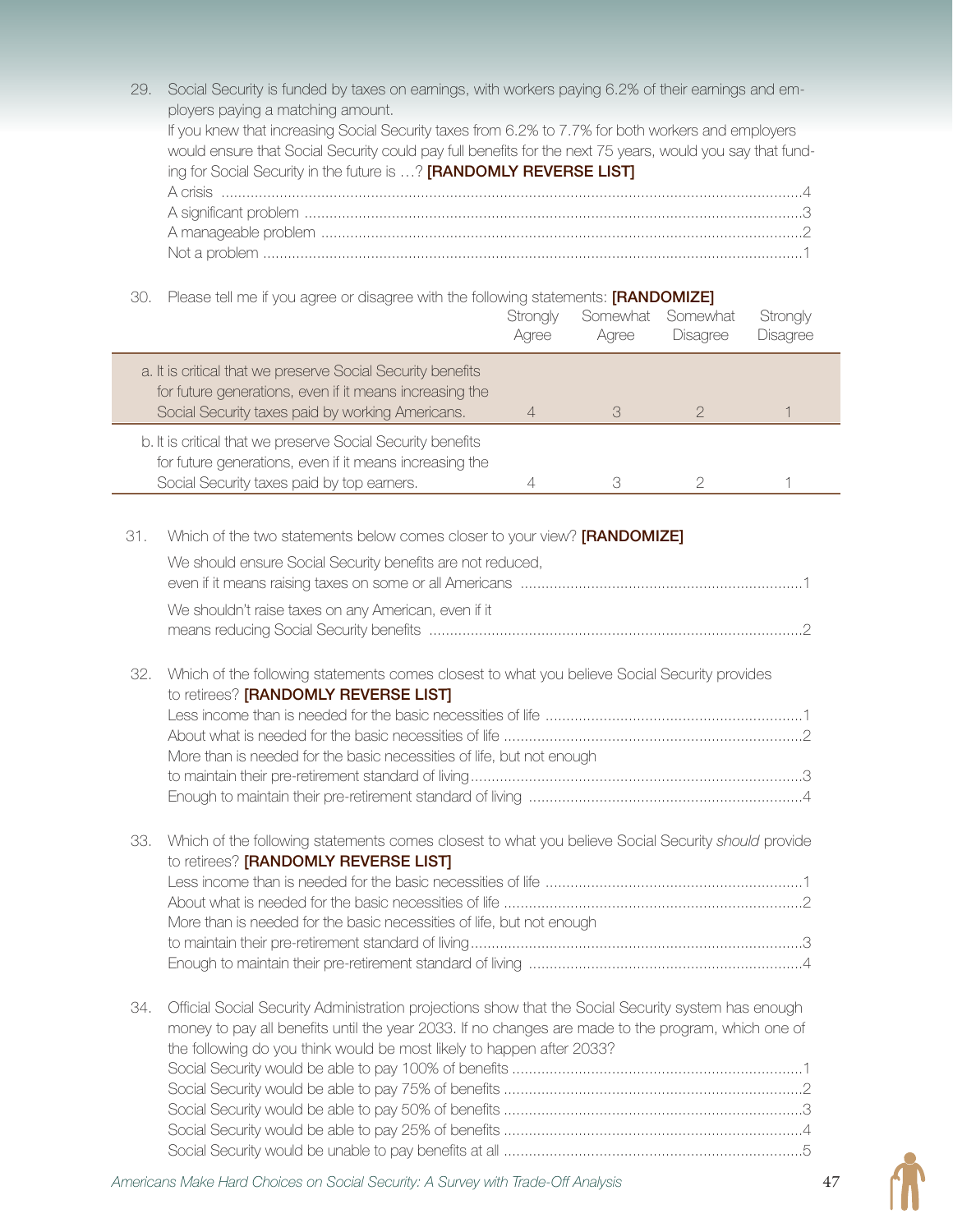29. Social Security is funded by taxes on earnings, with workers paying 6.2% of their earnings and employers paying a matching amount.
If you knew that increasing Social Security taxes from 6.2% to 7.7% for both workers and employers would ensure that Social Security could pay full benefits for the next 75 years, would you say that funding for Social Security in the future is …? **[RANDOMLY REVERSE LIST]**
A crisis ....................................................................................4
A significant problem ....................................................................3
A manageable problem ....................................................................2
Not a problem ...........................................................................1

30. Please tell me if you agree or disagree with the following statements: **[RANDOMIZE]**

| | Strongly Agree | Somewhat Agree | Somewhat Disagree | Strongly Disagree |
|---|---|---|---|---|
| a. It is critical that we preserve Social Security benefits for future generations, even if it means increasing the Social Security taxes paid by working Americans. | 4 | 3 | 2 | 1 |
| b. It is critical that we preserve Social Security benefits for future generations, even if it means increasing the Social Security taxes paid by top earners. | 4 | 3 | 2 | 1 |

31. Which of the two statements below comes closer to your view? **[RANDOMIZE]**
We should ensure Social Security benefits are not reduced, even if it means raising taxes on some or all Americans ....................1
We shouldn't raise taxes on any American, even if it means reducing Social Security benefits ....................2

32. Which of the following statements comes closest to what you believe Social Security provides to retirees? **[RANDOMLY REVERSE LIST]**
Less income than is needed for the basic necessities of life ....................1
About what is needed for the basic necessities of life ....................2
More than is needed for the basic necessities of life, but not enough to maintain their pre-retirement standard of living....................3
Enough to maintain their pre-retirement standard of living ....................4

33. Which of the following statements comes closest to what you believe Social Security *should* provide to retirees? **[RANDOMLY REVERSE LIST]**
Less income than is needed for the basic necessities of life ....................1
About what is needed for the basic necessities of life ....................2
More than is needed for the basic necessities of life, but not enough to maintain their pre-retirement standard of living....................3
Enough to maintain their pre-retirement standard of living ....................4

34. Official Social Security Administration projections show that the Social Security system has enough money to pay all benefits until the year 2033. If no changes are made to the program, which one of the following do you think would be most likely to happen after 2033?
Social Security would be able to pay 100% of benefits ....................1
Social Security would be able to pay 75% of benefits ....................2
Social Security would be able to pay 50% of benefits ....................3
Social Security would be able to pay 25% of benefits ....................4
Social Security would be unable to pay benefits at all ....................5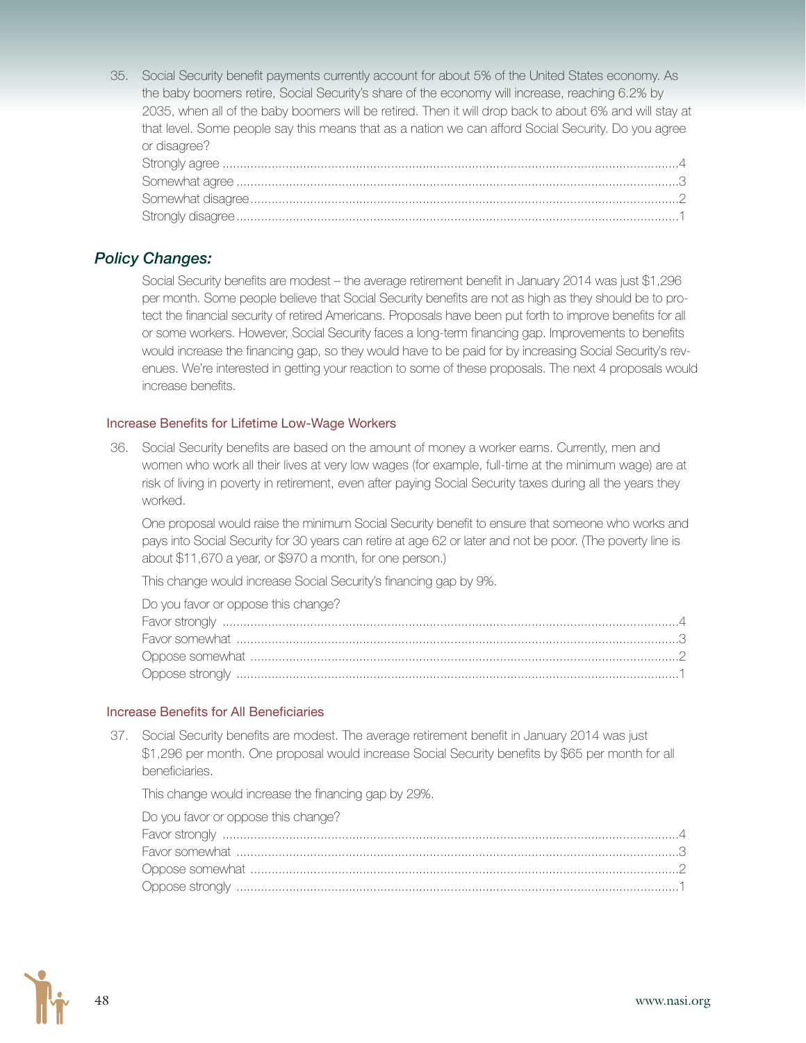35. Social Security benefit payments currently account for about 5% of the United States economy. As the baby boomers retire, Social Security's share of the economy will increase, reaching 6.2% by 2035, when all of the baby boomers will be retired. Then it will drop back to about 6% and will stay at that level. Some people say this means that as a nation we can afford Social Security. Do you agree or disagree?

    Strongly agree ....................................................................................................................................4
    Somewhat agree ..................................................................................................................................3
    Somewhat disagree..............................................................................................................................2
    Strongly disagree..................................................................................................................................1

## *Policy Changes:*

Social Security benefits are modest – the average retirement benefit in January 2014 was just $1,296 per month. Some people believe that Social Security benefits are not as high as they should be to protect the financial security of retired Americans. Proposals have been put forth to improve benefits for all or some workers. However, Social Security faces a long-term financing gap. Improvements to benefits would increase the financing gap, so they would have to be paid for by increasing Social Security's revenues. We're interested in getting your reaction to some of these proposals. The next 4 proposals would increase benefits.

### Increase Benefits for Lifetime Low-Wage Workers

36. Social Security benefits are based on the amount of money a worker earns. Currently, men and women who work all their lives at very low wages (for example, full-time at the minimum wage) are at risk of living in poverty in retirement, even after paying Social Security taxes during all the years they worked.

    One proposal would raise the minimum Social Security benefit to ensure that someone who works and pays into Social Security for 30 years can retire at age 62 or later and not be poor. (The poverty line is about $11,670 a year, or $970 a month, for one person.)

    This change would increase Social Security's financing gap by 9%.

    Do you favor or oppose this change?
    Favor strongly .....................................................................................................................................4
    Favor somewhat ..................................................................................................................................3
    Oppose somewhat ...............................................................................................................................2
    Oppose strongly ...................................................................................................................................1

### Increase Benefits for All Beneficiaries

37. Social Security benefits are modest. The average retirement benefit in January 2014 was just $1,296 per month. One proposal would increase Social Security benefits by $65 per month for all beneficiaries.

    This change would increase the financing gap by 29%.

    Do you favor or oppose this change?
    Favor strongly .....................................................................................................................................4
    Favor somewhat ..................................................................................................................................3
    Oppose somewhat ...............................................................................................................................2
    Oppose strongly ...................................................................................................................................1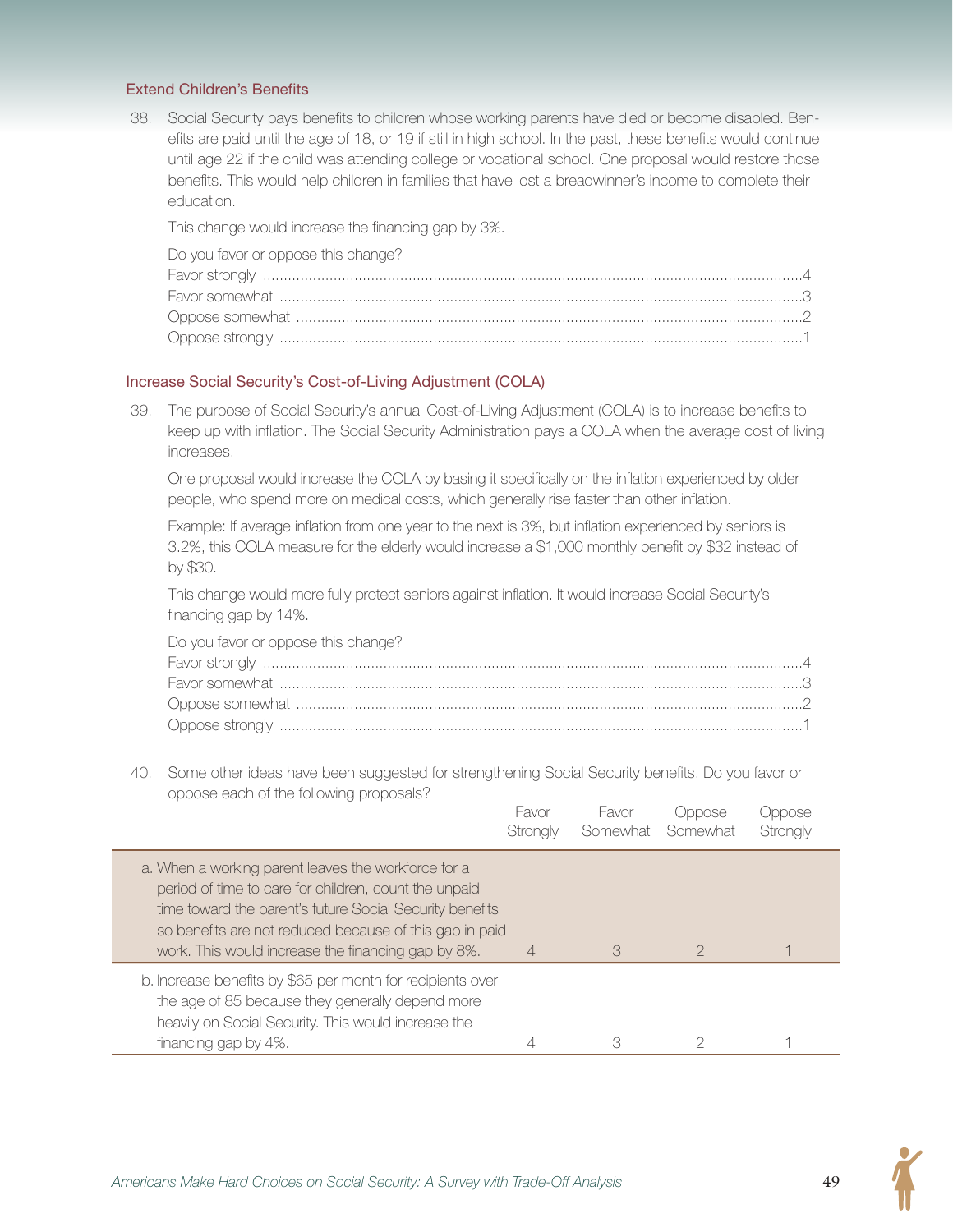### Extend Children's Benefits

38. Social Security pays benefits to children whose working parents have died or become disabled. Benefits are paid until the age of 18, or 19 if still in high school. In the past, these benefits would continue until age 22 if the child was attending college or vocational school. One proposal would restore those benefits. This would help children in families that have lost a breadwinner's income to complete their education.

    This change would increase the financing gap by 3%.

    Do you favor or oppose this change?

    Favor strongly ....................4
    Favor somewhat ....................3
    Oppose somewhat ....................2
    Oppose strongly ....................1

### Increase Social Security's Cost-of-Living Adjustment (COLA)

39. The purpose of Social Security's annual Cost-of-Living Adjustment (COLA) is to increase benefits to keep up with inflation. The Social Security Administration pays a COLA when the average cost of living increases.

    One proposal would increase the COLA by basing it specifically on the inflation experienced by older people, who spend more on medical costs, which generally rise faster than other inflation.

    Example: If average inflation from one year to the next is 3%, but inflation experienced by seniors is 3.2%, this COLA measure for the elderly would increase a $1,000 monthly benefit by $32 instead of by $30.

    This change would more fully protect seniors against inflation. It would increase Social Security's financing gap by 14%.

    Do you favor or oppose this change?

    Favor strongly ....................4
    Favor somewhat ....................3
    Oppose somewhat ....................2
    Oppose strongly ....................1

40. Some other ideas have been suggested for strengthening Social Security benefits. Do you favor or oppose each of the following proposals?

| | Favor Strongly | Favor Somewhat | Oppose Somewhat | Oppose Strongly |
|---|---|---|---|---|
| a. When a working parent leaves the workforce for a period of time to care for children, count the unpaid time toward the parent's future Social Security benefits so benefits are not reduced because of this gap in paid work. This would increase the financing gap by 8%. | 4 | 3 | 2 | 1 |
| b. Increase benefits by $65 per month for recipients over the age of 85 because they generally depend more heavily on Social Security. This would increase the financing gap by 4%. | 4 | 3 | 2 | 1 |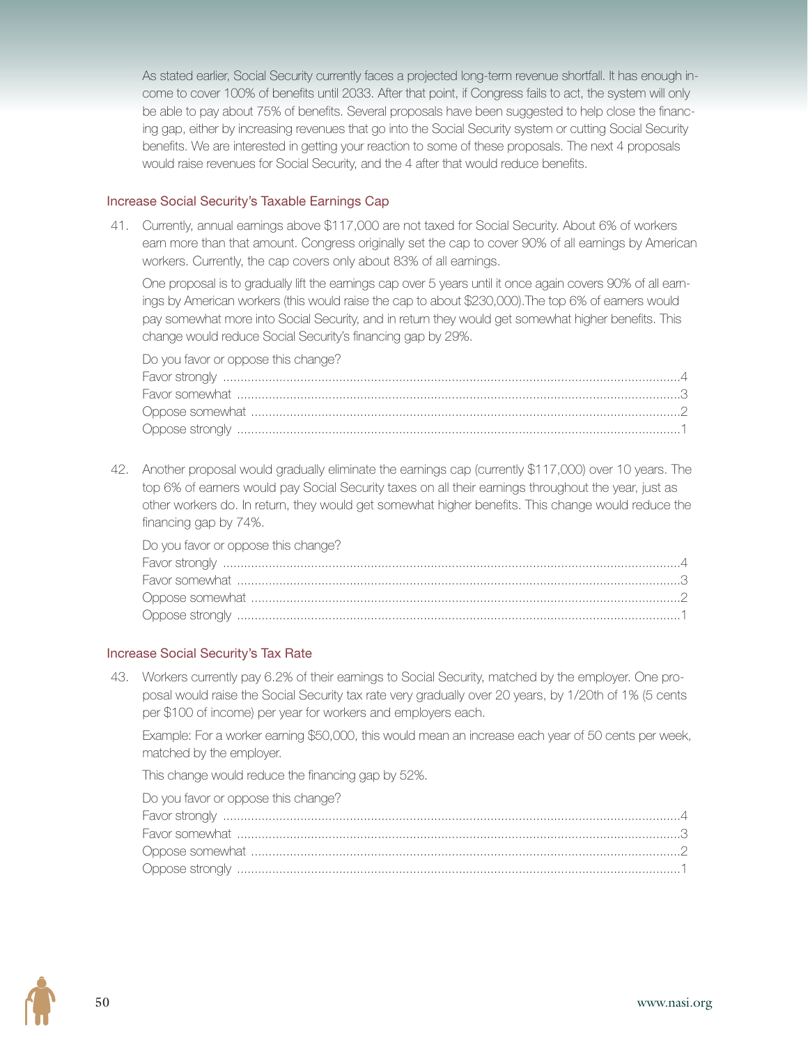As stated earlier, Social Security currently faces a projected long-term revenue shortfall. It has enough income to cover 100% of benefits until 2033. After that point, if Congress fails to act, the system will only be able to pay about 75% of benefits. Several proposals have been suggested to help close the financing gap, either by increasing revenues that go into the Social Security system or cutting Social Security benefits. We are interested in getting your reaction to some of these proposals. The next 4 proposals would raise revenues for Social Security, and the 4 after that would reduce benefits.

## Increase Social Security's Taxable Earnings Cap

41. Currently, annual earnings above $117,000 are not taxed for Social Security. About 6% of workers earn more than that amount. Congress originally set the cap to cover 90% of all earnings by American workers. Currently, the cap covers only about 83% of all earnings.

    One proposal is to gradually lift the earnings cap over 5 years until it once again covers 90% of all earnings by American workers (this would raise the cap to about $230,000).The top 6% of earners would pay somewhat more into Social Security, and in return they would get somewhat higher benefits. This change would reduce Social Security's financing gap by 29%.

    Do you favor or oppose this change?
    Favor strongly ........................................4
    Favor somewhat ........................................3
    Oppose somewhat ........................................2
    Oppose strongly ........................................1

42. Another proposal would gradually eliminate the earnings cap (currently $117,000) over 10 years. The top 6% of earners would pay Social Security taxes on all their earnings throughout the year, just as other workers do. In return, they would get somewhat higher benefits. This change would reduce the financing gap by 74%.

    Do you favor or oppose this change?
    Favor strongly ........................................4
    Favor somewhat ........................................3
    Oppose somewhat ........................................2
    Oppose strongly ........................................1

## Increase Social Security's Tax Rate

43. Workers currently pay 6.2% of their earnings to Social Security, matched by the employer. One proposal would raise the Social Security tax rate very gradually over 20 years, by 1/20th of 1% (5 cents per $100 of income) per year for workers and employers each.

    Example: For a worker earning $50,000, this would mean an increase each year of 50 cents per week, matched by the employer.

    This change would reduce the financing gap by 52%.

    Do you favor or oppose this change?
    Favor strongly ........................................4
    Favor somewhat ........................................3
    Oppose somewhat ........................................2
    Oppose strongly ........................................1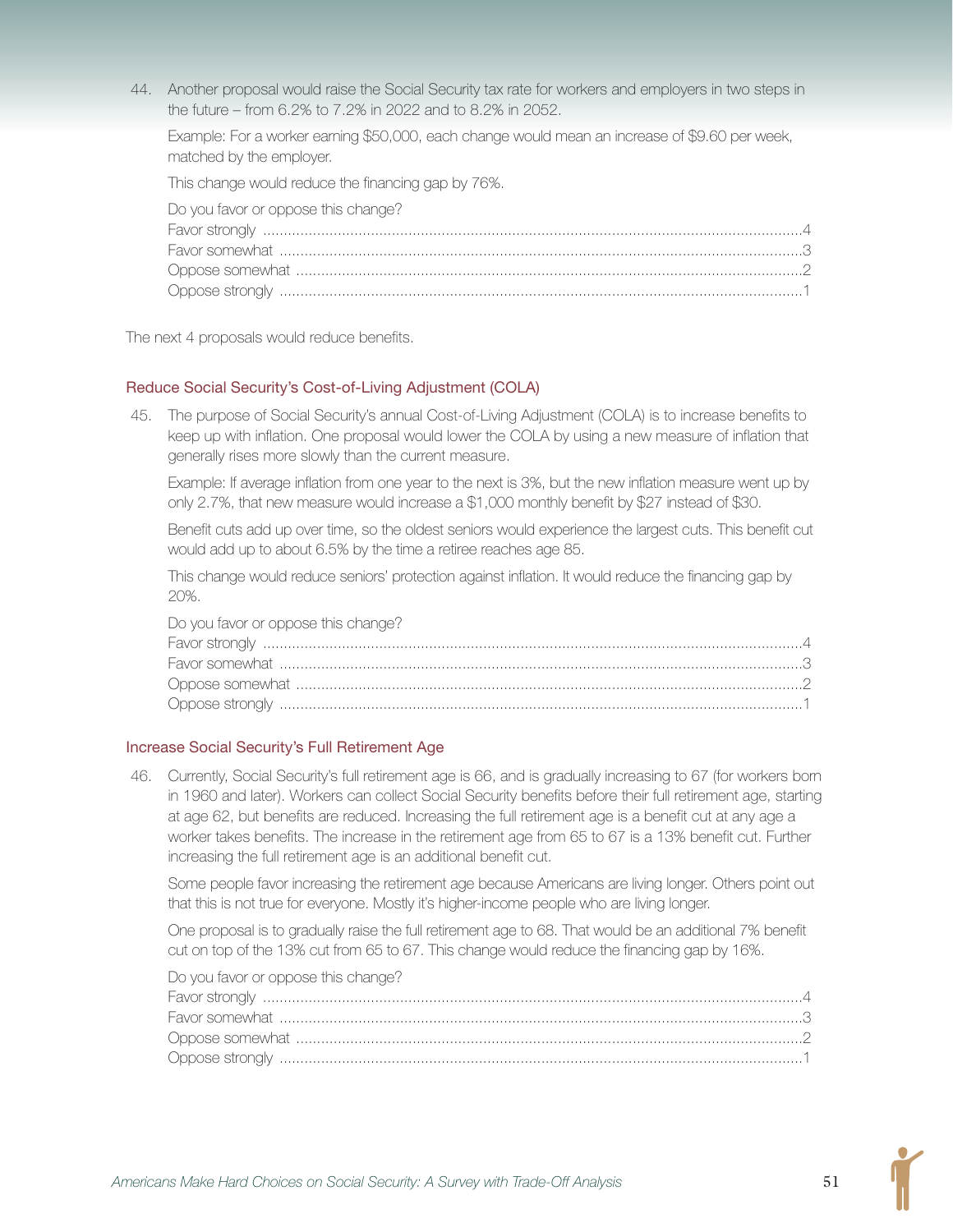44. Another proposal would raise the Social Security tax rate for workers and employers in two steps in the future – from 6.2% to 7.2% in 2022 and to 8.2% in 2052.

    Example: For a worker earning $50,000, each change would mean an increase of $9.60 per week, matched by the employer.

    This change would reduce the financing gap by 76%.

    Do you favor or oppose this change?
    Favor strongly ....................................................................4
    Favor somewhat ..................................................................3
    Oppose somewhat ...............................................................2
    Oppose strongly ..................................................................1

The next 4 proposals would reduce benefits.

### Reduce Social Security's Cost-of-Living Adjustment (COLA)

45. The purpose of Social Security's annual Cost-of-Living Adjustment (COLA) is to increase benefits to keep up with inflation. One proposal would lower the COLA by using a new measure of inflation that generally rises more slowly than the current measure.

    Example: If average inflation from one year to the next is 3%, but the new inflation measure went up by only 2.7%, that new measure would increase a $1,000 monthly benefit by $27 instead of $30.

    Benefit cuts add up over time, so the oldest seniors would experience the largest cuts. This benefit cut would add up to about 6.5% by the time a retiree reaches age 85.

    This change would reduce seniors' protection against inflation. It would reduce the financing gap by 20%.

    Do you favor or oppose this change?
    Favor strongly ....................................................................4
    Favor somewhat ..................................................................3
    Oppose somewhat ...............................................................2
    Oppose strongly ..................................................................1

### Increase Social Security's Full Retirement Age

46. Currently, Social Security's full retirement age is 66, and is gradually increasing to 67 (for workers born in 1960 and later). Workers can collect Social Security benefits before their full retirement age, starting at age 62, but benefits are reduced. Increasing the full retirement age is a benefit cut at any age a worker takes benefits. The increase in the retirement age from 65 to 67 is a 13% benefit cut. Further increasing the full retirement age is an additional benefit cut.

    Some people favor increasing the retirement age because Americans are living longer. Others point out that this is not true for everyone. Mostly it's higher-income people who are living longer.

    One proposal is to gradually raise the full retirement age to 68. That would be an additional 7% benefit cut on top of the 13% cut from 65 to 67. This change would reduce the financing gap by 16%.

    Do you favor or oppose this change?
    Favor strongly ....................................................................4
    Favor somewhat ..................................................................3
    Oppose somewhat ...............................................................2
    Oppose strongly ..................................................................1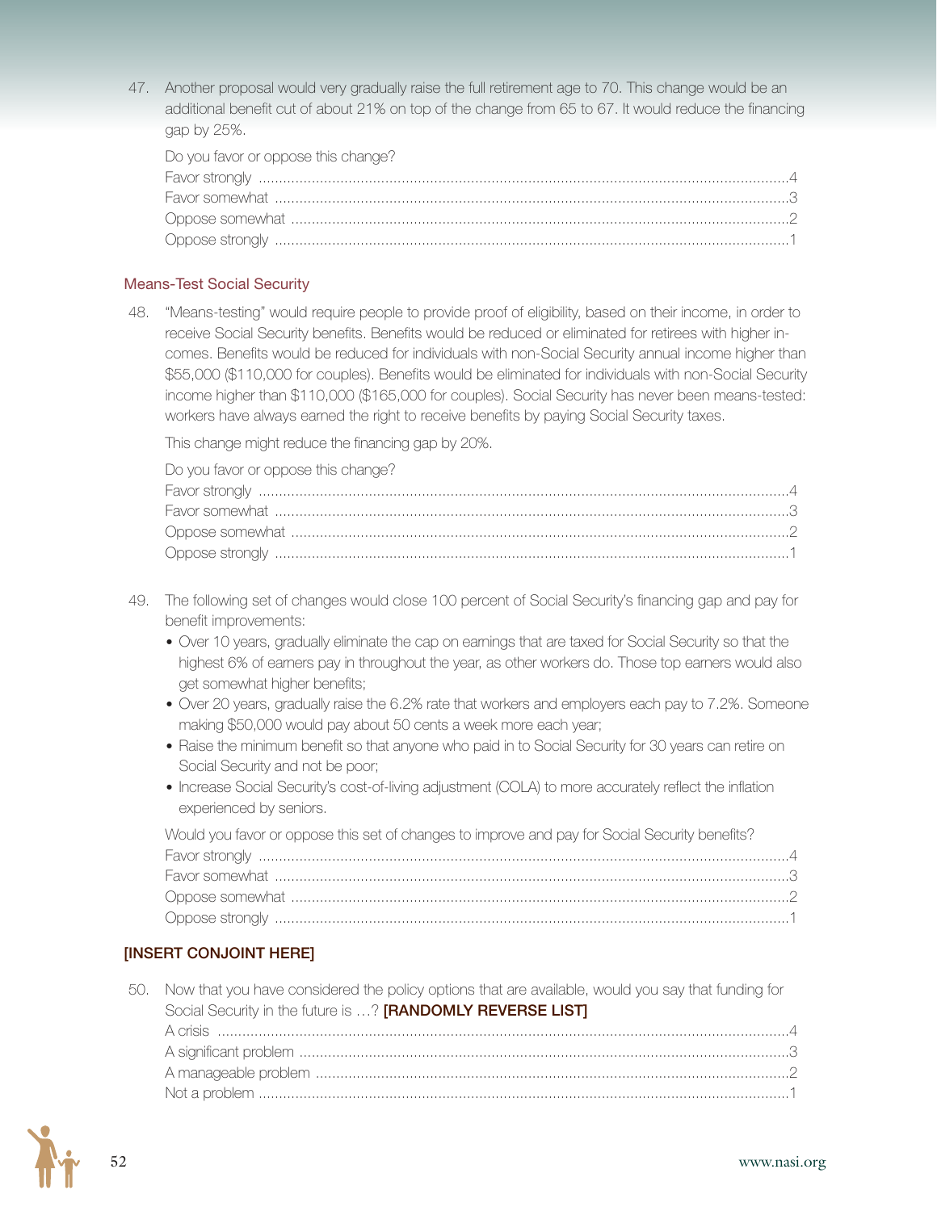47. Another proposal would very gradually raise the full retirement age to 70. This change would be an additional benefit cut of about 21% on top of the change from 65 to 67. It would reduce the financing gap by 25%.

    Do you favor or oppose this change?
    Favor strongly ....................................4
    Favor somewhat ....................................3
    Oppose somewhat ....................................2
    Oppose strongly ....................................1

## Means-Test Social Security

48. "Means-testing" would require people to provide proof of eligibility, based on their income, in order to receive Social Security benefits. Benefits would be reduced or eliminated for retirees with higher incomes. Benefits would be reduced for individuals with non-Social Security annual income higher than $55,000 ($110,000 for couples). Benefits would be eliminated for individuals with non-Social Security income higher than $110,000 ($165,000 for couples). Social Security has never been means-tested: workers have always earned the right to receive benefits by paying Social Security taxes.

    This change might reduce the financing gap by 20%.

    Do you favor or oppose this change?
    Favor strongly ....................................4
    Favor somewhat ....................................3
    Oppose somewhat ....................................2
    Oppose strongly ....................................1

49. The following set of changes would close 100 percent of Social Security's financing gap and pay for benefit improvements:
    - Over 10 years, gradually eliminate the cap on earnings that are taxed for Social Security so that the highest 6% of earners pay in throughout the year, as other workers do. Those top earners would also get somewhat higher benefits;
    - Over 20 years, gradually raise the 6.2% rate that workers and employers each pay to 7.2%. Someone making $50,000 would pay about 50 cents a week more each year;
    - Raise the minimum benefit so that anyone who paid in to Social Security for 30 years can retire on Social Security and not be poor;
    - Increase Social Security's cost-of-living adjustment (COLA) to more accurately reflect the inflation experienced by seniors.

    Would you favor or oppose this set of changes to improve and pay for Social Security benefits?
    Favor strongly ....................................4
    Favor somewhat ....................................3
    Oppose somewhat ....................................2
    Oppose strongly ....................................1

**[INSERT CONJOINT HERE]**

50. Now that you have considered the policy options that are available, would you say that funding for Social Security in the future is …? **[RANDOMLY REVERSE LIST]**
    A crisis ....................................4
    A significant problem ....................................3
    A manageable problem ....................................2
    Not a problem ....................................1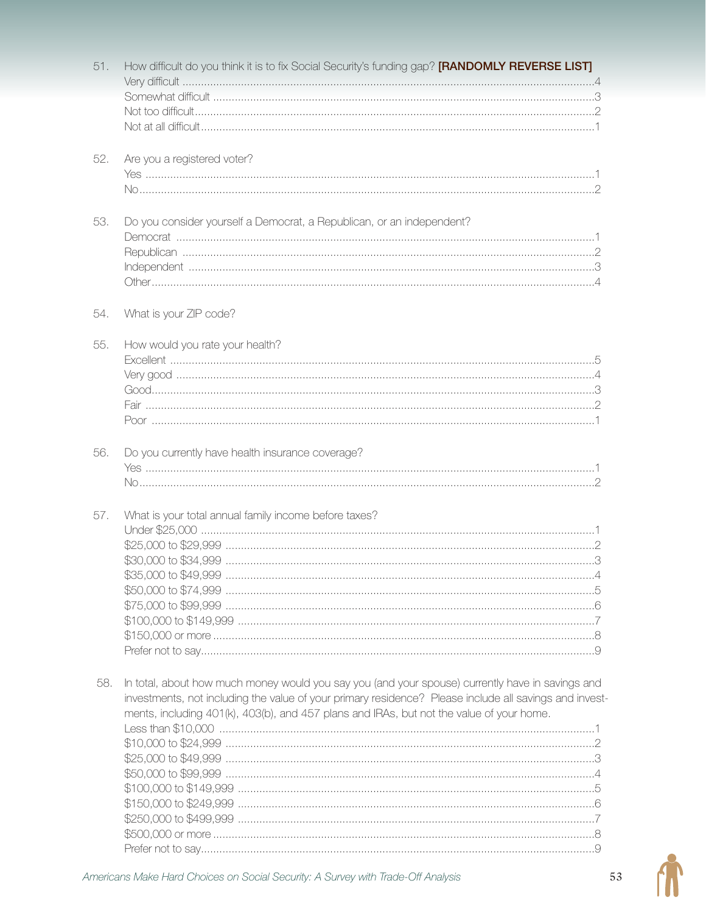51. How difficult do you think it is to fix Social Security's funding gap? **[RANDOMLY REVERSE LIST]**
Very difficult ....................................................................................................................4
Somewhat difficult ..........................................................................................................3
Not too difficult................................................................................................................2
Not at all difficult..............................................................................................................1

52. Are you a registered voter?
Yes ..................................................................................................................................1
No....................................................................................................................................2

53. Do you consider yourself a Democrat, a Republican, or an independent?
Democrat ........................................................................................................................1
Republican ......................................................................................................................2
Independent ....................................................................................................................3
Other................................................................................................................................4

54. What is your ZIP code?

55. How would you rate your health?
Excellent ..........................................................................................................................5
Very good ........................................................................................................................4
Good................................................................................................................................3
Fair ..................................................................................................................................2
Poor ................................................................................................................................1

56. Do you currently have health insurance coverage?
Yes ..................................................................................................................................1
No....................................................................................................................................2

57. What is your total annual family income before taxes?
Under $25,000 ................................................................................................................1
$25,000 to $29,999 ........................................................................................................2
$30,000 to $34,999 ........................................................................................................3
$35,000 to $49,999 ........................................................................................................4
$50,000 to $74,999 ........................................................................................................5
$75,000 to $99,999 ........................................................................................................6
$100,000 to $149,999 ....................................................................................................7
$150,000 or more ............................................................................................................8
Prefer not to say................................................................................................................9

58. In total, about how much money would you say you (and your spouse) currently have in savings and investments, not including the value of your primary residence? Please include all savings and investments, including 401(k), 403(b), and 457 plans and IRAs, but not the value of your home.
Less than $10,000 ..........................................................................................................1
$10,000 to $24,999 ........................................................................................................2
$25,000 to $49,999 ........................................................................................................3
$50,000 to $99,999 ........................................................................................................4
$100,000 to $149,999 ....................................................................................................5
$150,000 to $249,999 ....................................................................................................6
$250,000 to $499,999 ....................................................................................................7
$500,000 or more ............................................................................................................8
Prefer not to say................................................................................................................9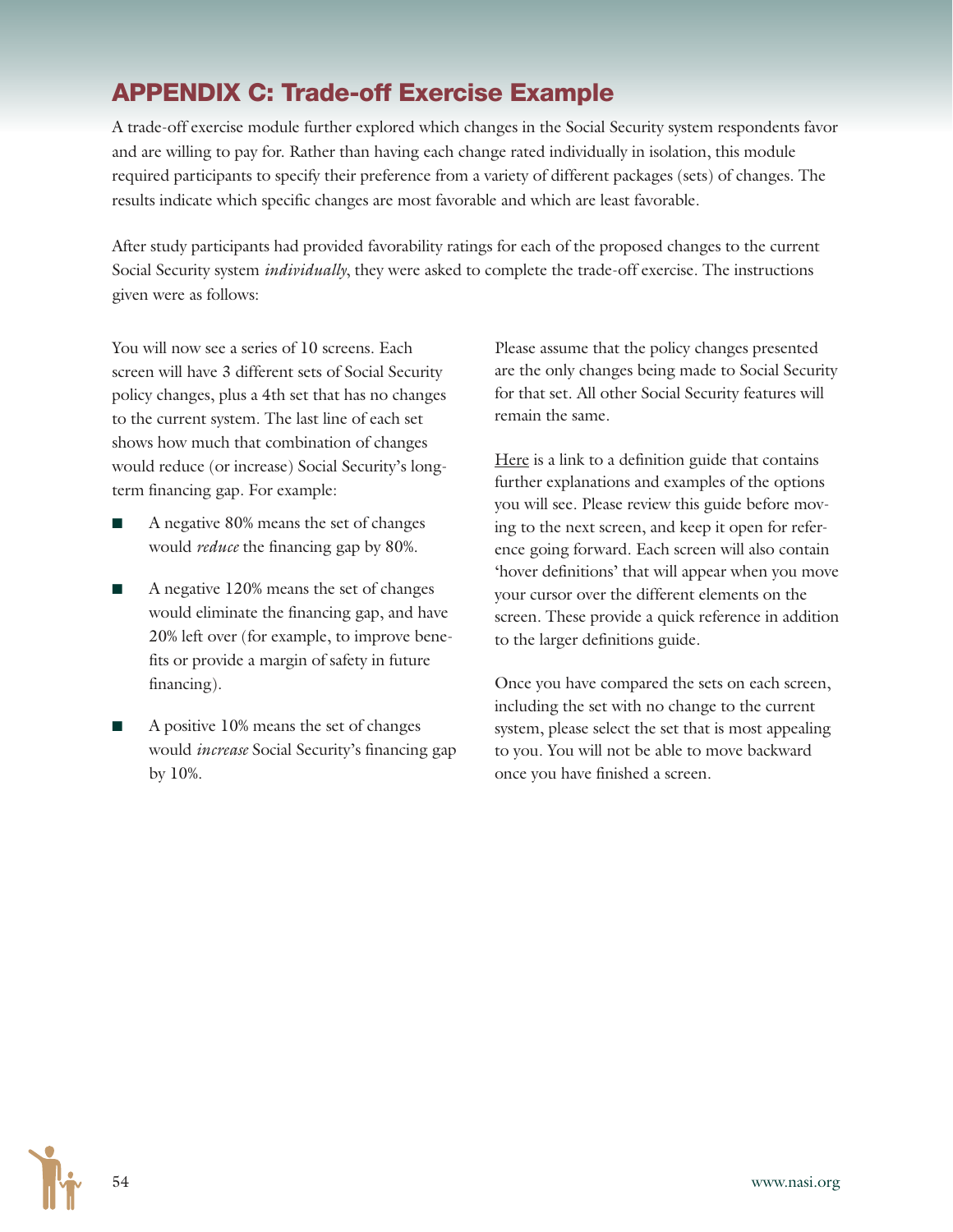## APPENDIX C: Trade-off Exercise Example

A trade-off exercise module further explored which changes in the Social Security system respondents favor and are willing to pay for. Rather than having each change rated individually in isolation, this module required participants to specify their preference from a variety of different packages (sets) of changes. The results indicate which specific changes are most favorable and which are least favorable.

After study participants had provided favorability ratings for each of the proposed changes to the current Social Security system *individually*, they were asked to complete the trade-off exercise. The instructions given were as follows:

You will now see a series of 10 screens. Each screen will have 3 different sets of Social Security policy changes, plus a 4th set that has no changes to the current system. The last line of each set shows how much that combination of changes would reduce (or increase) Social Security's long-term financing gap. For example:

- A negative 80% means the set of changes would *reduce* the financing gap by 80%.
- A negative 120% means the set of changes would eliminate the financing gap, and have 20% left over (for example, to improve benefits or provide a margin of safety in future financing).
- A positive 10% means the set of changes would *increase* Social Security's financing gap by 10%.

Please assume that the policy changes presented are the only changes being made to Social Security for that set. All other Social Security features will remain the same.

Here is a link to a definition guide that contains further explanations and examples of the options you will see. Please review this guide before moving to the next screen, and keep it open for reference going forward. Each screen will also contain 'hover definitions' that will appear when you move your cursor over the different elements on the screen. These provide a quick reference in addition to the larger definitions guide.

Once you have compared the sets on each screen, including the set with no change to the current system, please select the set that is most appealing to you. You will not be able to move backward once you have finished a screen.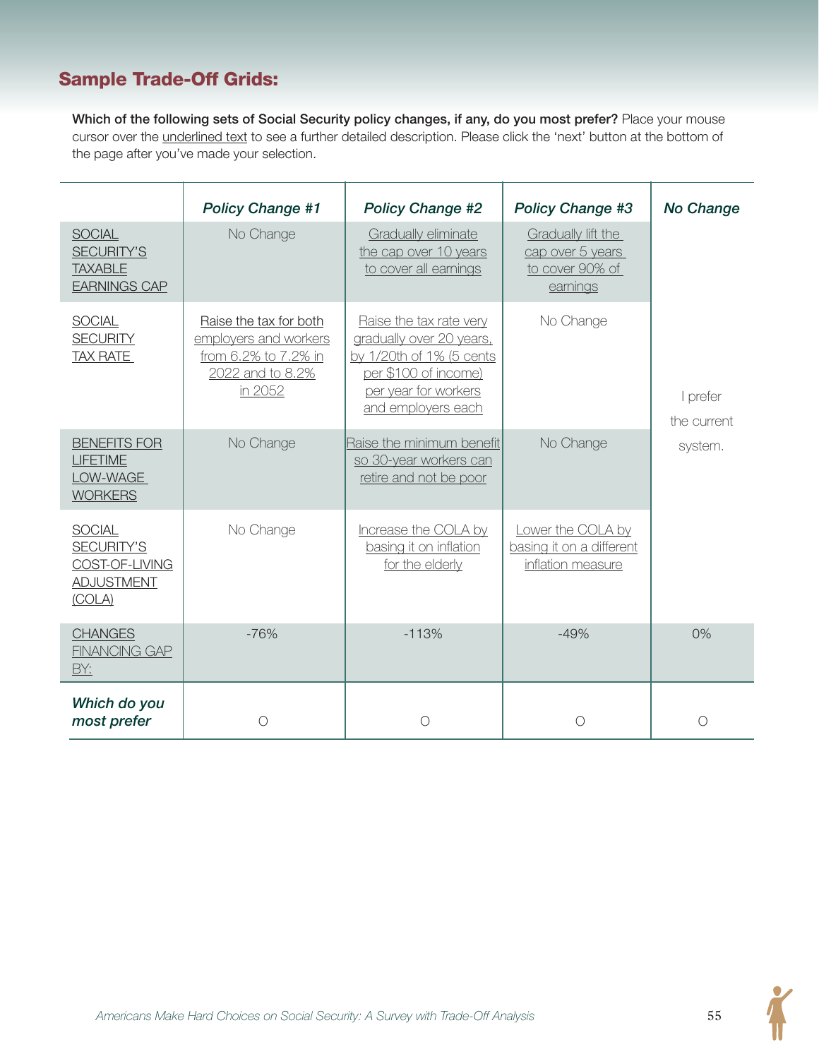## Sample Trade-Off Grids:

**Which of the following sets of Social Security policy changes, if any, do you most prefer?** Place your mouse cursor over the underlined text to see a further detailed description. Please click the 'next' button at the bottom of the page after you've made your selection.

| | *Policy Change #1* | *Policy Change #2* | *Policy Change #3* | *No Change* |
|---|---|---|---|---|
| SOCIAL SECURITY'S TAXABLE EARNINGS CAP | No Change | Gradually eliminate the cap over 10 years to cover all earnings | Gradually lift the cap over 5 years to cover 90% of earnings | I prefer the current system. |
| SOCIAL SECURITY TAX RATE | Raise the tax for both employers and workers from 6.2% to 7.2% in 2022 and to 8.2% in 2052 | Raise the tax rate very gradually over 20 years, by 1/20th of 1% (5 cents per $100 of income) per year for workers and employers each | No Change | |
| BENEFITS FOR LIFETIME LOW-WAGE WORKERS | No Change | Raise the minimum benefit so 30-year workers can retire and not be poor | No Change | |
| SOCIAL SECURITY'S COST-OF-LIVING ADJUSTMENT (COLA) | No Change | Increase the COLA by basing it on inflation for the elderly | Lower the COLA by basing it on a different inflation measure | |
| CHANGES FINANCING GAP BY: | -76% | -113% | -49% | 0% |
| *Which do you most prefer* | ○ | ○ | ○ | ○ |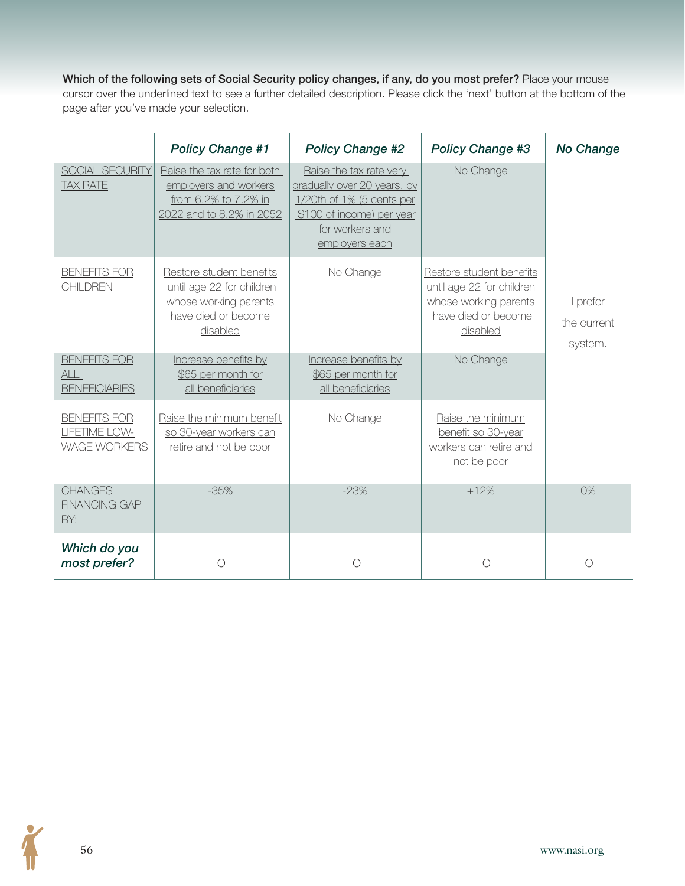**Which of the following sets of Social Security policy changes, if any, do you most prefer?** Place your mouse cursor over the underlined text to see a further detailed description. Please click the 'next' button at the bottom of the page after you've made your selection.

| | *Policy Change #1* | *Policy Change #2* | *Policy Change #3* | *No Change* |
|---|---|---|---|---|
| SOCIAL SECURITY TAX RATE | Raise the tax rate for both employers and workers from 6.2% to 7.2% in 2022 and to 8.2% in 2052 | Raise the tax rate very gradually over 20 years, by 1/20th of 1% (5 cents per $100 of income) per year for workers and employers each | No Change | I prefer the current system. |
| BENEFITS FOR CHILDREN | Restore student benefits until age 22 for children whose working parents have died or become disabled | No Change | Restore student benefits until age 22 for children whose working parents have died or become disabled | |
| BENEFITS FOR ALL BENEFICIARIES | Increase benefits by $65 per month for all beneficiaries | Increase benefits by $65 per month for all beneficiaries | No Change | |
| BENEFITS FOR LIFETIME LOW-WAGE WORKERS | Raise the minimum benefit so 30-year workers can retire and not be poor | No Change | Raise the minimum benefit so 30-year workers can retire and not be poor | |
| CHANGES FINANCING GAP BY: | -35% | -23% | +12% | 0% |
| ***Which do you most prefer?*** | ○ | ○ | ○ | ○ |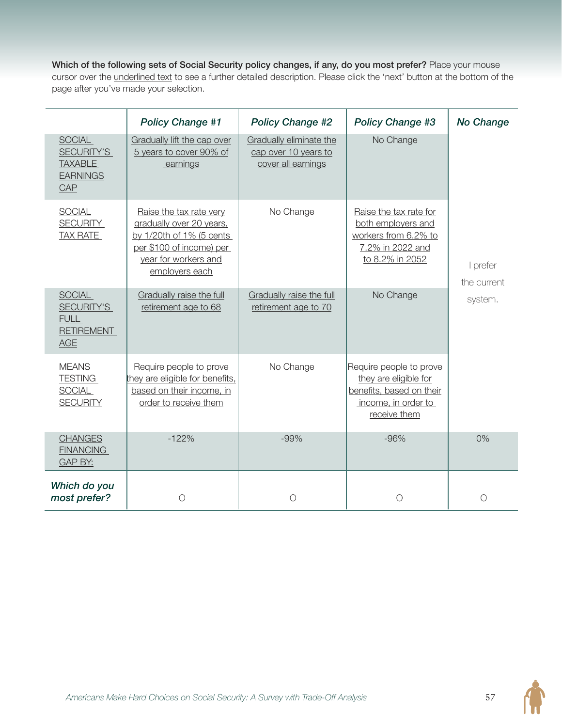**Which of the following sets of Social Security policy changes, if any, do you most prefer?** Place your mouse cursor over the underlined text to see a further detailed description. Please click the 'next' button at the bottom of the page after you've made your selection.

| | *Policy Change #1* | *Policy Change #2* | *Policy Change #3* | *No Change* |
|---|---|---|---|---|
| SOCIAL SECURITY'S TAXABLE EARNINGS CAP | Gradually lift the cap over 5 years to cover 90% of earnings | Gradually eliminate the cap over 10 years to cover all earnings | No Change | I prefer the current system. |
| SOCIAL SECURITY TAX RATE | Raise the tax rate very gradually over 20 years, by 1/20th of 1% (5 cents per $100 of income) per year for workers and employers each | No Change | Raise the tax rate for both employers and workers from 6.2% to 7.2% in 2022 and to 8.2% in 2052 | |
| SOCIAL SECURITY'S FULL RETIREMENT AGE | Gradually raise the full retirement age to 68 | Gradually raise the full retirement age to 70 | No Change | |
| MEANS TESTING SOCIAL SECURITY | Require people to prove they are eligible for benefits, based on their income, in order to receive them | No Change | Require people to prove they are eligible for benefits, based on their income, in order to receive them | |
| CHANGES FINANCING GAP BY: | -122% | -99% | -96% | 0% |
| ***Which do you most prefer?*** | ○ | ○ | ○ | ○ |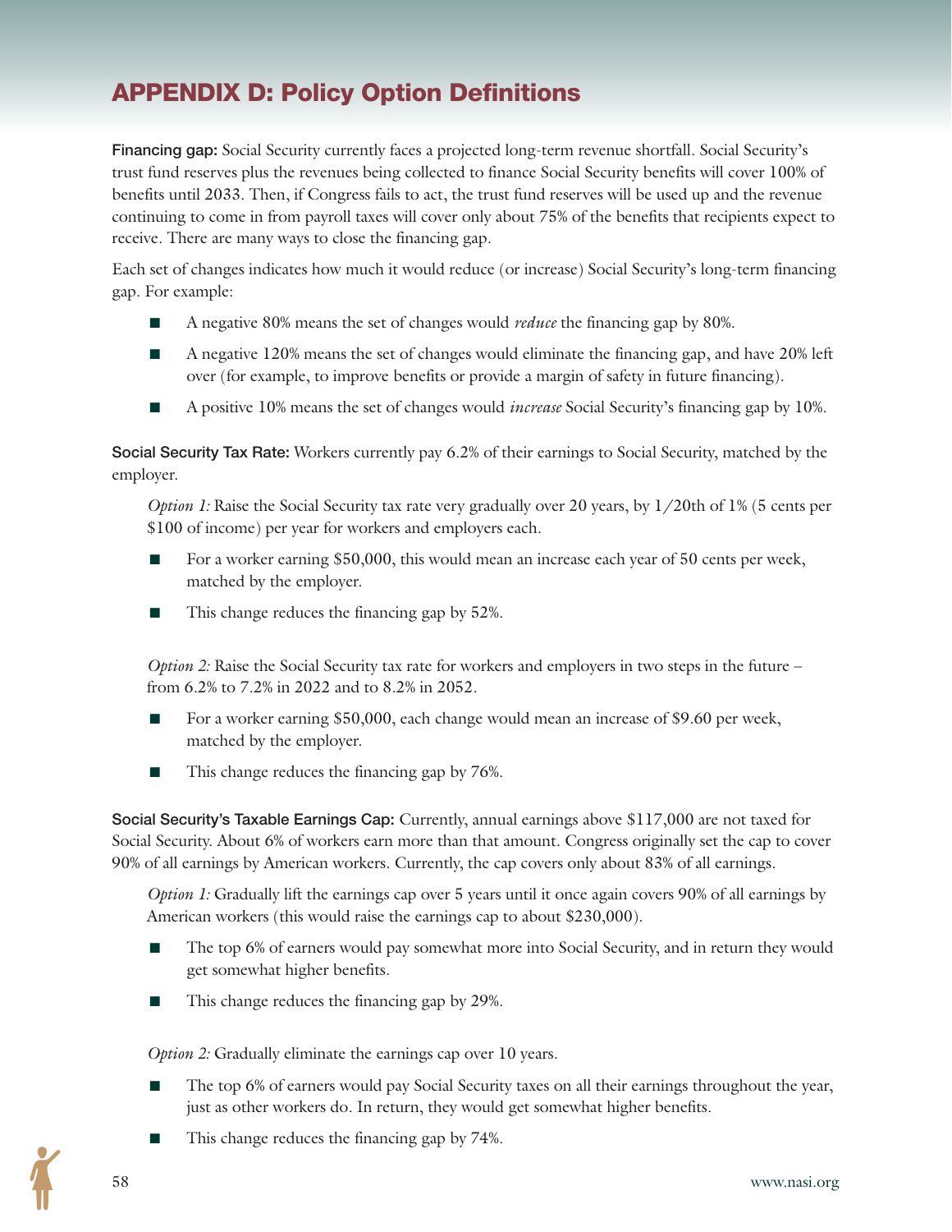## APPENDIX D: Policy Option Definitions

**Financing gap:** Social Security currently faces a projected long-term revenue shortfall. Social Security's trust fund reserves plus the revenues being collected to finance Social Security benefits will cover 100% of benefits until 2033. Then, if Congress fails to act, the trust fund reserves will be used up and the revenue continuing to come in from payroll taxes will cover only about 75% of the benefits that recipients expect to receive. There are many ways to close the financing gap.

Each set of changes indicates how much it would reduce (or increase) Social Security's long-term financing gap. For example:

- A negative 80% means the set of changes would *reduce* the financing gap by 80%.
- A negative 120% means the set of changes would eliminate the financing gap, and have 20% left over (for example, to improve benefits or provide a margin of safety in future financing).
- A positive 10% means the set of changes would *increase* Social Security's financing gap by 10%.

**Social Security Tax Rate:** Workers currently pay 6.2% of their earnings to Social Security, matched by the employer.

*Option 1:* Raise the Social Security tax rate very gradually over 20 years, by 1/20th of 1% (5 cents per $100 of income) per year for workers and employers each.

- For a worker earning $50,000, this would mean an increase each year of 50 cents per week, matched by the employer.
- This change reduces the financing gap by 52%.

*Option 2:* Raise the Social Security tax rate for workers and employers in two steps in the future – from 6.2% to 7.2% in 2022 and to 8.2% in 2052.

- For a worker earning $50,000, each change would mean an increase of $9.60 per week, matched by the employer.
- This change reduces the financing gap by 76%.

**Social Security's Taxable Earnings Cap:** Currently, annual earnings above $117,000 are not taxed for Social Security. About 6% of workers earn more than that amount. Congress originally set the cap to cover 90% of all earnings by American workers. Currently, the cap covers only about 83% of all earnings.

*Option 1:* Gradually lift the earnings cap over 5 years until it once again covers 90% of all earnings by American workers (this would raise the earnings cap to about $230,000).

- The top 6% of earners would pay somewhat more into Social Security, and in return they would get somewhat higher benefits.
- This change reduces the financing gap by 29%.

*Option 2:* Gradually eliminate the earnings cap over 10 years.

- The top 6% of earners would pay Social Security taxes on all their earnings throughout the year, just as other workers do. In return, they would get somewhat higher benefits.
- This change reduces the financing gap by 74%.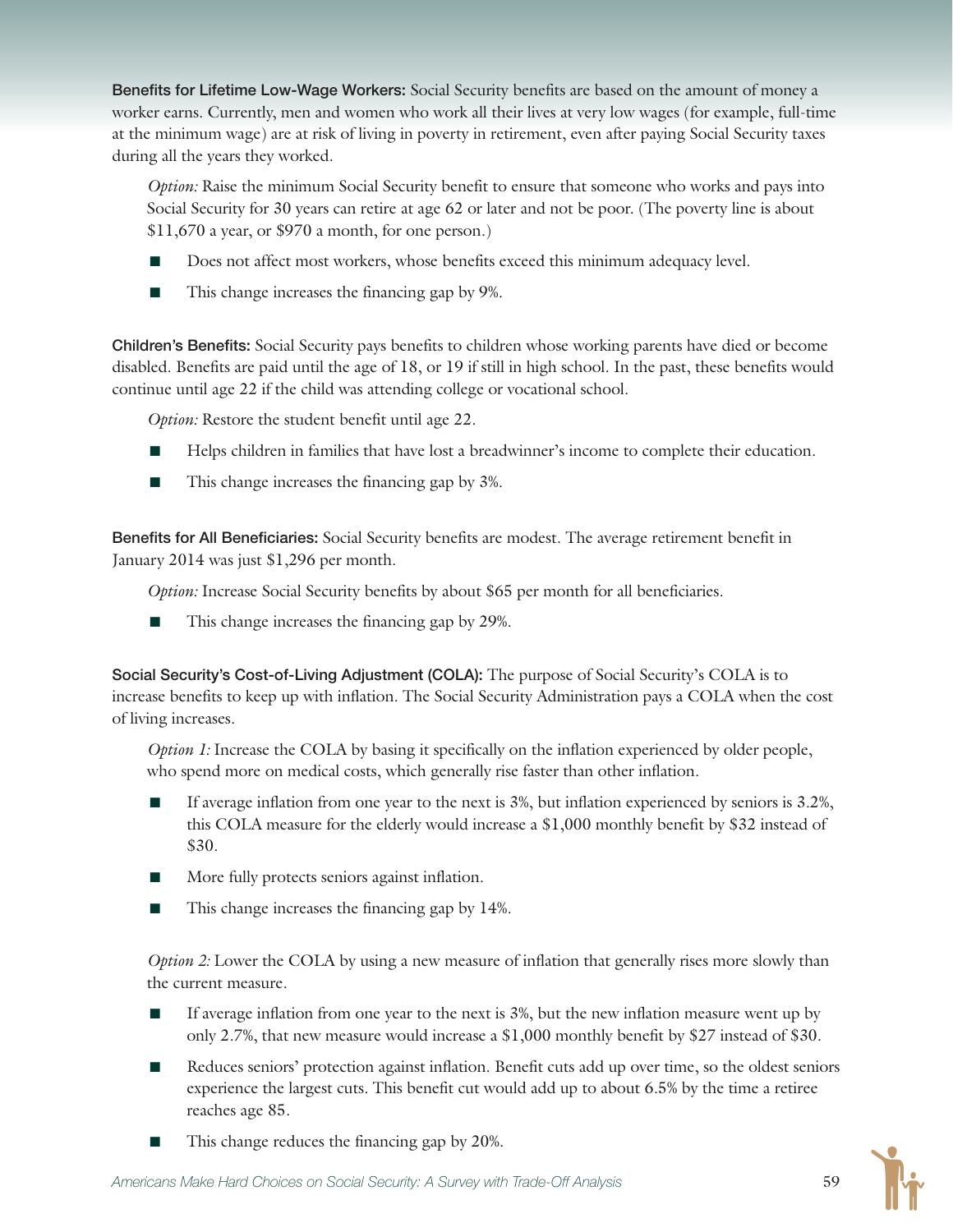**Benefits for Lifetime Low-Wage Workers:** Social Security benefits are based on the amount of money a worker earns. Currently, men and women who work all their lives at very low wages (for example, full-time at the minimum wage) are at risk of living in poverty in retirement, even after paying Social Security taxes during all the years they worked.

*Option:* Raise the minimum Social Security benefit to ensure that someone who works and pays into Social Security for 30 years can retire at age 62 or later and not be poor. (The poverty line is about $11,670 a year, or $970 a month, for one person.)

- Does not affect most workers, whose benefits exceed this minimum adequacy level.
- This change increases the financing gap by 9%.

**Children's Benefits:** Social Security pays benefits to children whose working parents have died or become disabled. Benefits are paid until the age of 18, or 19 if still in high school. In the past, these benefits would continue until age 22 if the child was attending college or vocational school.

*Option:* Restore the student benefit until age 22.

- Helps children in families that have lost a breadwinner's income to complete their education.
- This change increases the financing gap by 3%.

**Benefits for All Beneficiaries:** Social Security benefits are modest. The average retirement benefit in January 2014 was just $1,296 per month.

*Option:* Increase Social Security benefits by about $65 per month for all beneficiaries.

- This change increases the financing gap by 29%.

**Social Security's Cost-of-Living Adjustment (COLA):** The purpose of Social Security's COLA is to increase benefits to keep up with inflation. The Social Security Administration pays a COLA when the cost of living increases.

*Option 1:* Increase the COLA by basing it specifically on the inflation experienced by older people, who spend more on medical costs, which generally rise faster than other inflation.

- If average inflation from one year to the next is 3%, but inflation experienced by seniors is 3.2%, this COLA measure for the elderly would increase a $1,000 monthly benefit by $32 instead of $30.
- More fully protects seniors against inflation.
- This change increases the financing gap by 14%.

*Option 2:* Lower the COLA by using a new measure of inflation that generally rises more slowly than the current measure.

- If average inflation from one year to the next is 3%, but the new inflation measure went up by only 2.7%, that new measure would increase a $1,000 monthly benefit by $27 instead of $30.
- Reduces seniors' protection against inflation. Benefit cuts add up over time, so the oldest seniors experience the largest cuts. This benefit cut would add up to about 6.5% by the time a retiree reaches age 85.
- This change reduces the financing gap by 20%.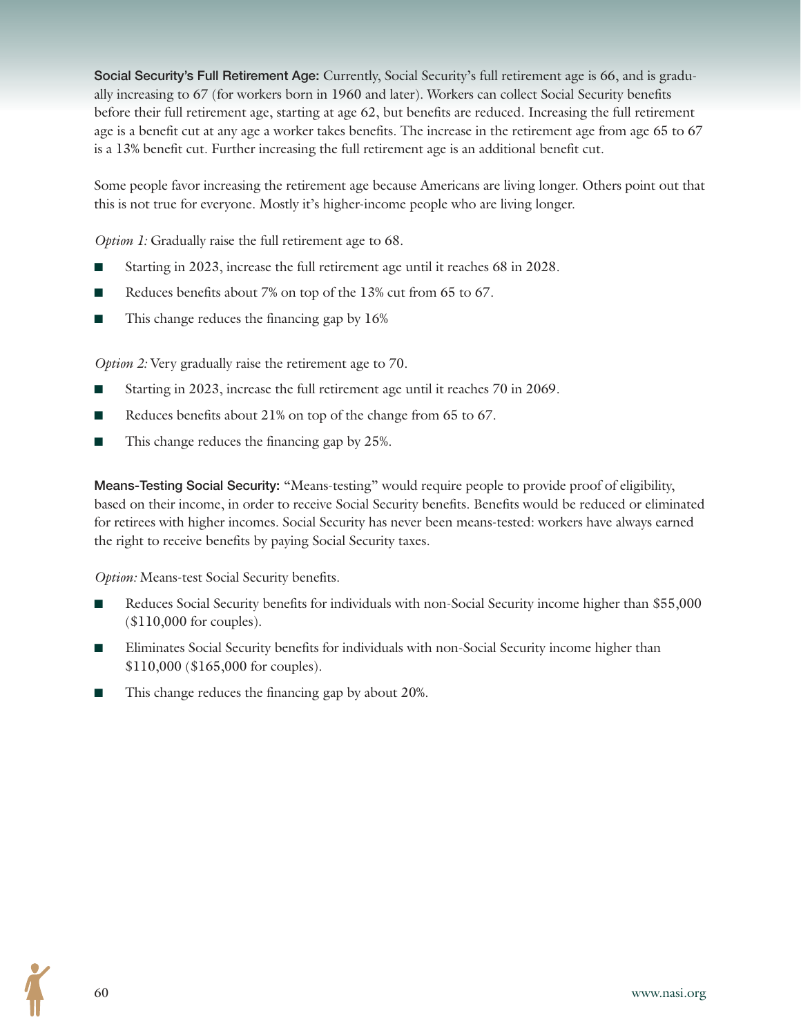**Social Security's Full Retirement Age:** Currently, Social Security's full retirement age is 66, and is gradually increasing to 67 (for workers born in 1960 and later). Workers can collect Social Security benefits before their full retirement age, starting at age 62, but benefits are reduced. Increasing the full retirement age is a benefit cut at any age a worker takes benefits. The increase in the retirement age from age 65 to 67 is a 13% benefit cut. Further increasing the full retirement age is an additional benefit cut.

Some people favor increasing the retirement age because Americans are living longer. Others point out that this is not true for everyone. Mostly it's higher-income people who are living longer.

*Option 1:* Gradually raise the full retirement age to 68.

- Starting in 2023, increase the full retirement age until it reaches 68 in 2028.
- Reduces benefits about 7% on top of the 13% cut from 65 to 67.
- This change reduces the financing gap by 16%

*Option 2:* Very gradually raise the retirement age to 70.

- Starting in 2023, increase the full retirement age until it reaches 70 in 2069.
- Reduces benefits about 21% on top of the change from 65 to 67.
- This change reduces the financing gap by 25%.

**Means-Testing Social Security:** "Means-testing" would require people to provide proof of eligibility, based on their income, in order to receive Social Security benefits. Benefits would be reduced or eliminated for retirees with higher incomes. Social Security has never been means-tested: workers have always earned the right to receive benefits by paying Social Security taxes.

*Option:* Means-test Social Security benefits.

- Reduces Social Security benefits for individuals with non-Social Security income higher than $55,000 ($110,000 for couples).
- Eliminates Social Security benefits for individuals with non-Social Security income higher than $110,000 ($165,000 for couples).
- This change reduces the financing gap by about 20%.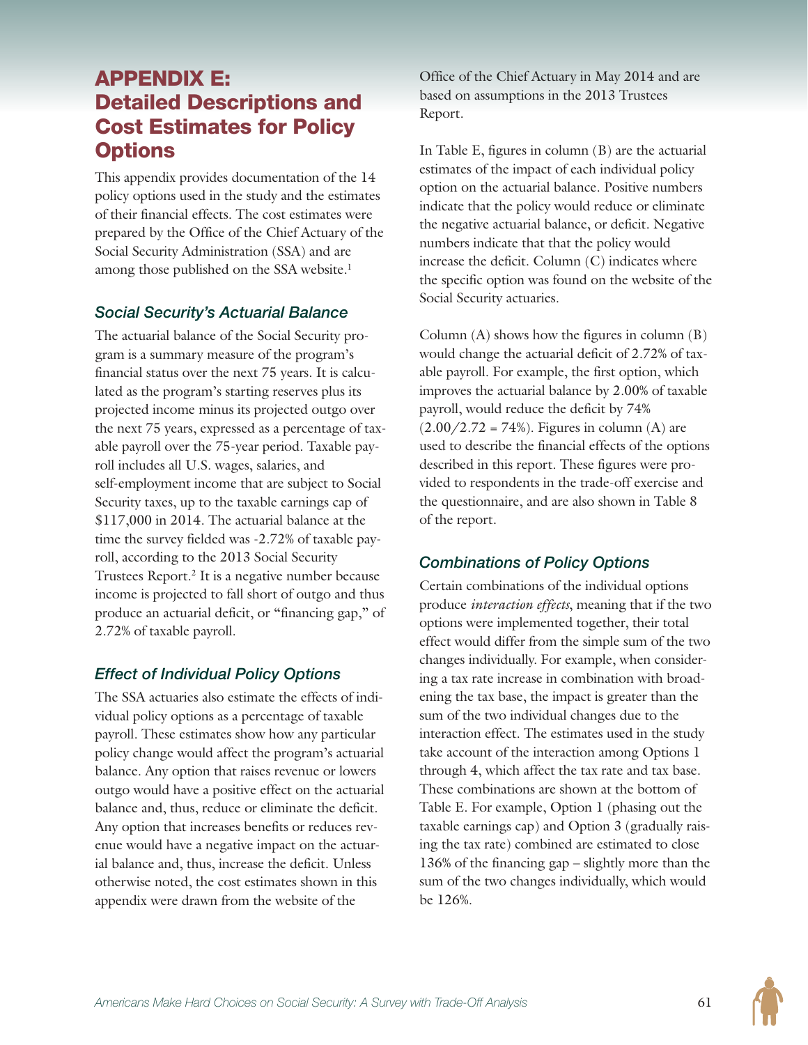# APPENDIX E: Detailed Descriptions and Cost Estimates for Policy Options

This appendix provides documentation of the 14 policy options used in the study and the estimates of their financial effects. The cost estimates were prepared by the Office of the Chief Actuary of the Social Security Administration (SSA) and are among those published on the SSA website.[1]

### *Social Security's Actuarial Balance*

The actuarial balance of the Social Security program is a summary measure of the program's financial status over the next 75 years. It is calculated as the program's starting reserves plus its projected income minus its projected outgo over the next 75 years, expressed as a percentage of taxable payroll over the 75-year period. Taxable payroll includes all U.S. wages, salaries, and self-employment income that are subject to Social Security taxes, up to the taxable earnings cap of $117,000 in 2014. The actuarial balance at the time the survey fielded was -2.72% of taxable payroll, according to the 2013 Social Security Trustees Report.[2] It is a negative number because income is projected to fall short of outgo and thus produce an actuarial deficit, or "financing gap," of 2.72% of taxable payroll.

### *Effect of Individual Policy Options*

The SSA actuaries also estimate the effects of individual policy options as a percentage of taxable payroll. These estimates show how any particular policy change would affect the program's actuarial balance. Any option that raises revenue or lowers outgo would have a positive effect on the actuarial balance and, thus, reduce or eliminate the deficit. Any option that increases benefits or reduces revenue would have a negative impact on the actuarial balance and, thus, increase the deficit. Unless otherwise noted, the cost estimates shown in this appendix were drawn from the website of the Office of the Chief Actuary in May 2014 and are based on assumptions in the 2013 Trustees Report.

In Table E, figures in column (B) are the actuarial estimates of the impact of each individual policy option on the actuarial balance. Positive numbers indicate that the policy would reduce or eliminate the negative actuarial balance, or deficit. Negative numbers indicate that that the policy would increase the deficit. Column (C) indicates where the specific option was found on the website of the Social Security actuaries.

Column (A) shows how the figures in column (B) would change the actuarial deficit of 2.72% of taxable payroll. For example, the first option, which improves the actuarial balance by 2.00% of taxable payroll, would reduce the deficit by 74% (2.00/2.72 = 74%). Figures in column (A) are used to describe the financial effects of the options described in this report. These figures were provided to respondents in the trade-off exercise and the questionnaire, and are also shown in Table 8 of the report.

### *Combinations of Policy Options*

Certain combinations of the individual options produce *interaction effects*, meaning that if the two options were implemented together, their total effect would differ from the simple sum of the two changes individually. For example, when considering a tax rate increase in combination with broadening the tax base, the impact is greater than the sum of the two individual changes due to the interaction effect. The estimates used in the study take account of the interaction among Options 1 through 4, which affect the tax rate and tax base. These combinations are shown at the bottom of Table E. For example, Option 1 (phasing out the taxable earnings cap) and Option 3 (gradually raising the tax rate) combined are estimated to close 136% of the financing gap – slightly more than the sum of the two changes individually, which would be 126%.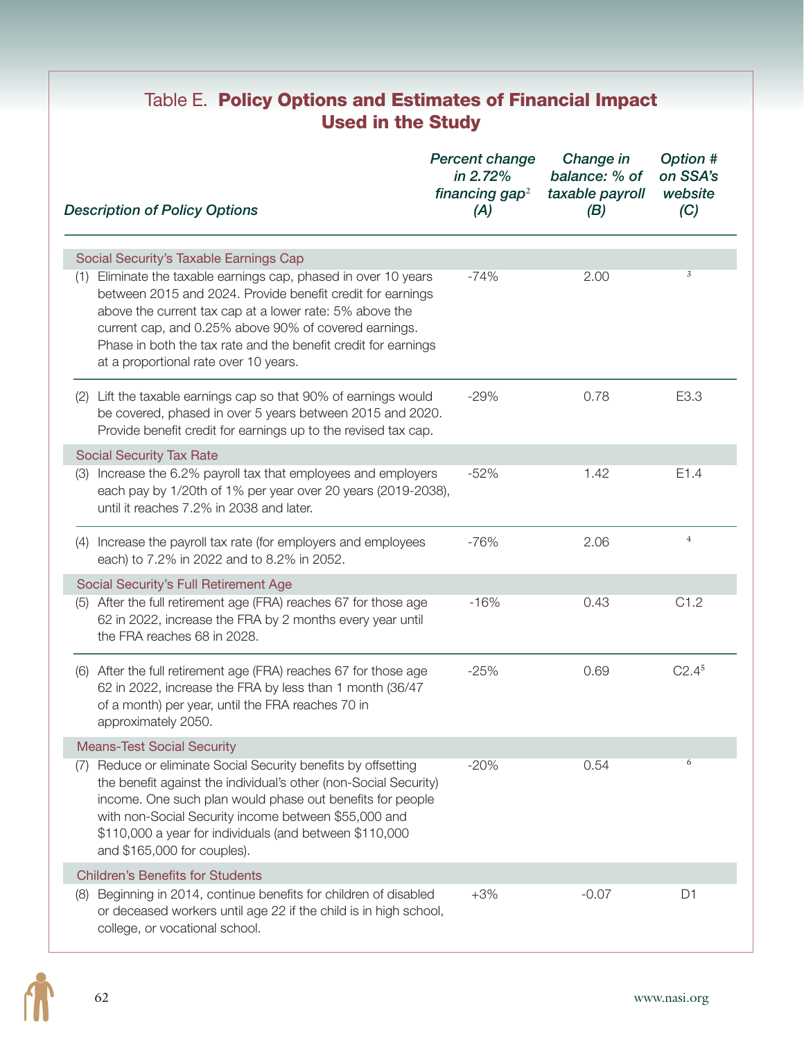## Table E. **Policy Options and Estimates of Financial Impact Used in the Study**

| *Description of Policy Options* | *Percent change in 2.72% financing gap*[2] *(A)* | *Change in balance: % of taxable payroll (B)* | *Option # on SSA's website (C)* |
|---|---|---|---|
| **Social Security's Taxable Earnings Cap** | | | |
| (1) Eliminate the taxable earnings cap, phased in over 10 years between 2015 and 2024. Provide benefit credit for earnings above the current tax cap at a lower rate: 5% above the current cap, and 0.25% above 90% of covered earnings. Phase in both the tax rate and the benefit credit for earnings at a proportional rate over 10 years. | -74% | 2.00 | [3] |
| (2) Lift the taxable earnings cap so that 90% of earnings would be covered, phased in over 5 years between 2015 and 2020. Provide benefit credit for earnings up to the revised tax cap. | -29% | 0.78 | E3.3 |
| **Social Security Tax Rate** | | | |
| (3) Increase the 6.2% payroll tax that employees and employers each pay by 1/20th of 1% per year over 20 years (2019-2038), until it reaches 7.2% in 2038 and later. | -52% | 1.42 | E1.4 |
| (4) Increase the payroll tax rate (for employers and employees each) to 7.2% in 2022 and to 8.2% in 2052. | -76% | 2.06 | [4] |
| **Social Security's Full Retirement Age** | | | |
| (5) After the full retirement age (FRA) reaches 67 for those age 62 in 2022, increase the FRA by 2 months every year until the FRA reaches 68 in 2028. | -16% | 0.43 | C1.2 |
| (6) After the full retirement age (FRA) reaches 67 for those age 62 in 2022, increase the FRA by less than 1 month (36/47 of a month) per year, until the FRA reaches 70 in approximately 2050. | -25% | 0.69 | C2.4[5] |
| **Means-Test Social Security** | | | |
| (7) Reduce or eliminate Social Security benefits by offsetting the benefit against the individual's other (non-Social Security) income. One such plan would phase out benefits for people with non-Social Security income between $55,000 and $110,000 a year for individuals (and between $110,000 and $165,000 for couples). | -20% | 0.54 | [6] |
| **Children's Benefits for Students** | | | |
| (8) Beginning in 2014, continue benefits for children of disabled or deceased workers until age 22 if the child is in high school, college, or vocational school. | +3% | -0.07 | D1 |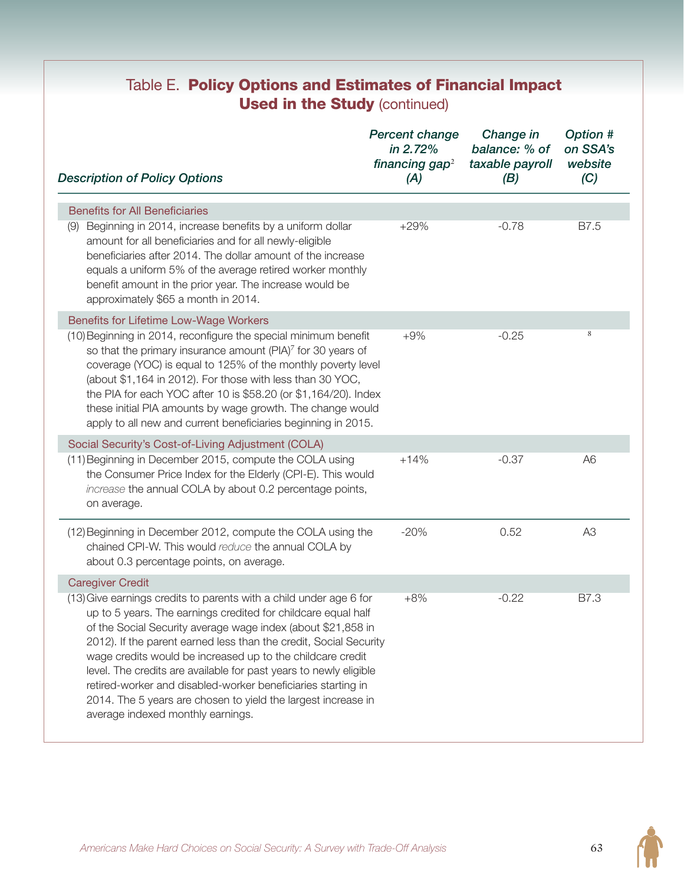## Table E. **Policy Options and Estimates of Financial Impact Used in the Study** (continued)

| *Description of Policy Options* | *Percent change in 2.72% financing gap*[2] *(A)* | *Change in balance: % of taxable payroll (B)* | *Option # on SSA's website (C)* |
|---|---|---|---|
| **Benefits for All Beneficiaries** | | | |
| (9) Beginning in 2014, increase benefits by a uniform dollar amount for all beneficiaries and for all newly-eligible beneficiaries after 2014. The dollar amount of the increase equals a uniform 5% of the average retired worker monthly benefit amount in the prior year. The increase would be approximately $65 a month in 2014. | +29% | -0.78 | B7.5 |
| **Benefits for Lifetime Low-Wage Workers** | | | |
| (10) Beginning in 2014, reconfigure the special minimum benefit so that the primary insurance amount (PIA)[7] for 30 years of coverage (YOC) is equal to 125% of the monthly poverty level (about $1,164 in 2012). For those with less than 30 YOC, the PIA for each YOC after 10 is $58.20 (or $1,164/20). Index these initial PIA amounts by wage growth. The change would apply to all new and current beneficiaries beginning in 2015. | +9% | -0.25 | [8] |
| **Social Security's Cost-of-Living Adjustment (COLA)** | | | |
| (11) Beginning in December 2015, compute the COLA using the Consumer Price Index for the Elderly (CPI-E). This would *increase* the annual COLA by about 0.2 percentage points, on average. | +14% | -0.37 | A6 |
| (12) Beginning in December 2012, compute the COLA using the chained CPI-W. This would *reduce* the annual COLA by about 0.3 percentage points, on average. | -20% | 0.52 | A3 |
| **Caregiver Credit** | | | |
| (13) Give earnings credits to parents with a child under age 6 for up to 5 years. The earnings credited for childcare equal half of the Social Security average wage index (about $21,858 in 2012). If the parent earned less than the credit, Social Security wage credits would be increased up to the childcare credit level. The credits are available for past years to newly eligible retired-worker and disabled-worker beneficiaries starting in 2014. The 5 years are chosen to yield the largest increase in average indexed monthly earnings. | +8% | -0.22 | B7.3 |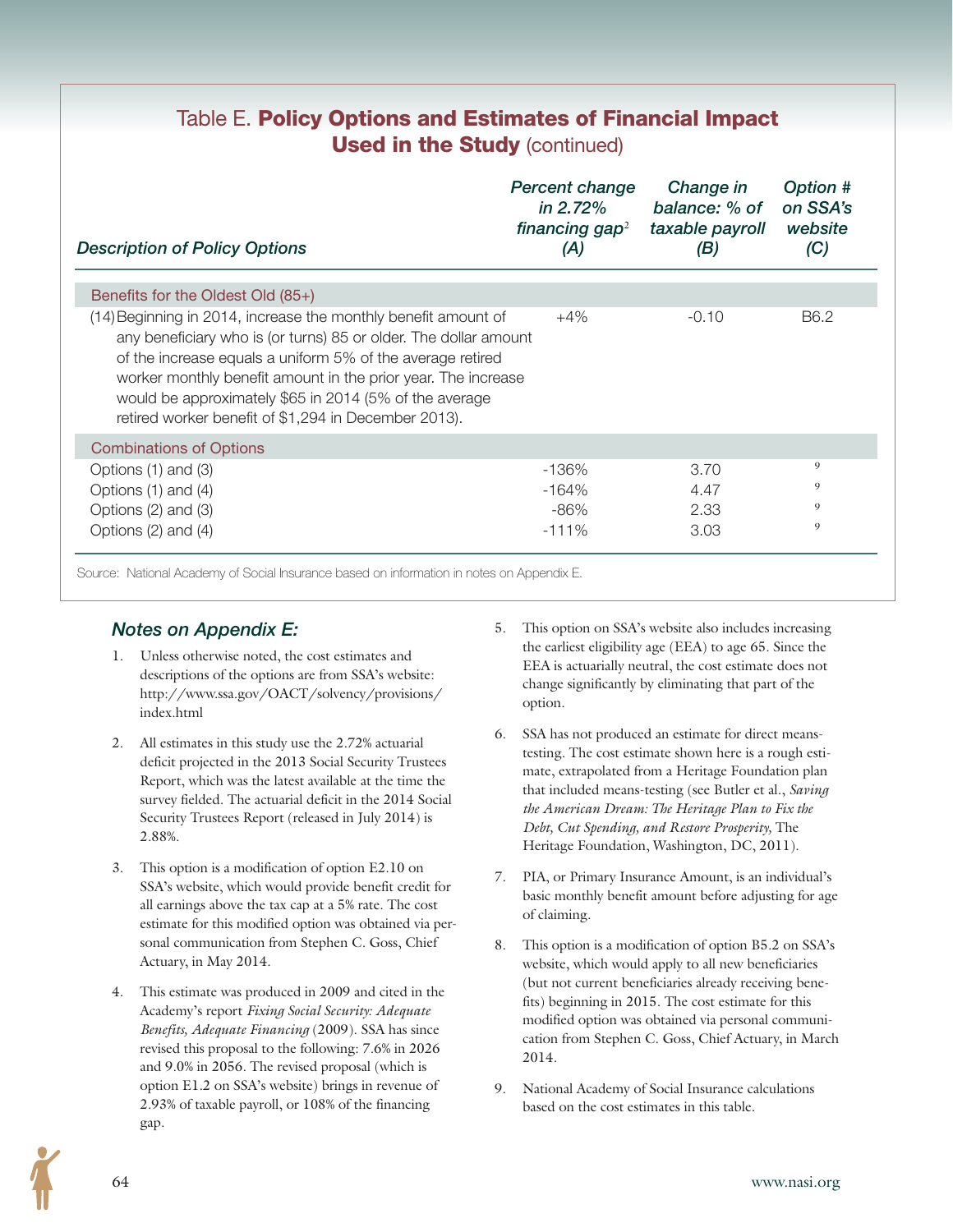# Table E. **Policy Options and Estimates of Financial Impact Used in the Study** (continued)

| *Description of Policy Options* | *Percent change in 2.72% financing gap*[2] *(A)* | *Change in balance: % of taxable payroll (B)* | *Option # on SSA's website (C)* |
|---|---|---|---|
| **Benefits for the Oldest Old (85+)** | | | |
| (14) Beginning in 2014, increase the monthly benefit amount of any beneficiary who is (or turns) 85 or older. The dollar amount of the increase equals a uniform 5% of the average retired worker monthly benefit amount in the prior year. The increase would be approximately $65 in 2014 (5% of the average retired worker benefit of $1,294 in December 2013). | +4% | -0.10 | B6.2 |
| **Combinations of Options** | | | |
| Options (1) and (3) | -136% | 3.70 | [9] |
| Options (1) and (4) | -164% | 4.47 | [9] |
| Options (2) and (3) | -86% | 2.33 | [9] |
| Options (2) and (4) | -111% | 3.03 | [9] |

Source: National Academy of Social Insurance based on information in notes on Appendix E.

### *Notes on Appendix E:*

1. Unless otherwise noted, the cost estimates and descriptions of the options are from SSA's website: http://www.ssa.gov/OACT/solvency/provisions/index.html

2. All estimates in this study use the 2.72% actuarial deficit projected in the 2013 Social Security Trustees Report, which was the latest available at the time the survey fielded. The actuarial deficit in the 2014 Social Security Trustees Report (released in July 2014) is 2.88%.

3. This option is a modification of option E2.10 on SSA's website, which would provide benefit credit for all earnings above the tax cap at a 5% rate. The cost estimate for this modified option was obtained via personal communication from Stephen C. Goss, Chief Actuary, in May 2014.

4. This estimate was produced in 2009 and cited in the Academy's report *Fixing Social Security: Adequate Benefits, Adequate Financing* (2009). SSA has since revised this proposal to the following: 7.6% in 2026 and 9.0% in 2056. The revised proposal (which is option E1.2 on SSA's website) brings in revenue of 2.93% of taxable payroll, or 108% of the financing gap.

5. This option on SSA's website also includes increasing the earliest eligibility age (EEA) to age 65. Since the EEA is actuarially neutral, the cost estimate does not change significantly by eliminating that part of the option.

6. SSA has not produced an estimate for direct means-testing. The cost estimate shown here is a rough estimate, extrapolated from a Heritage Foundation plan that included means-testing (see Butler et al., *Saving the American Dream: The Heritage Plan to Fix the Debt, Cut Spending, and Restore Prosperity,* The Heritage Foundation, Washington, DC, 2011).

7. PIA, or Primary Insurance Amount, is an individual's basic monthly benefit amount before adjusting for age of claiming.

8. This option is a modification of option B5.2 on SSA's website, which would apply to all new beneficiaries (but not current beneficiaries already receiving benefits) beginning in 2015. The cost estimate for this modified option was obtained via personal communication from Stephen C. Goss, Chief Actuary, in March 2014.

9. National Academy of Social Insurance calculations based on the cost estimates in this table.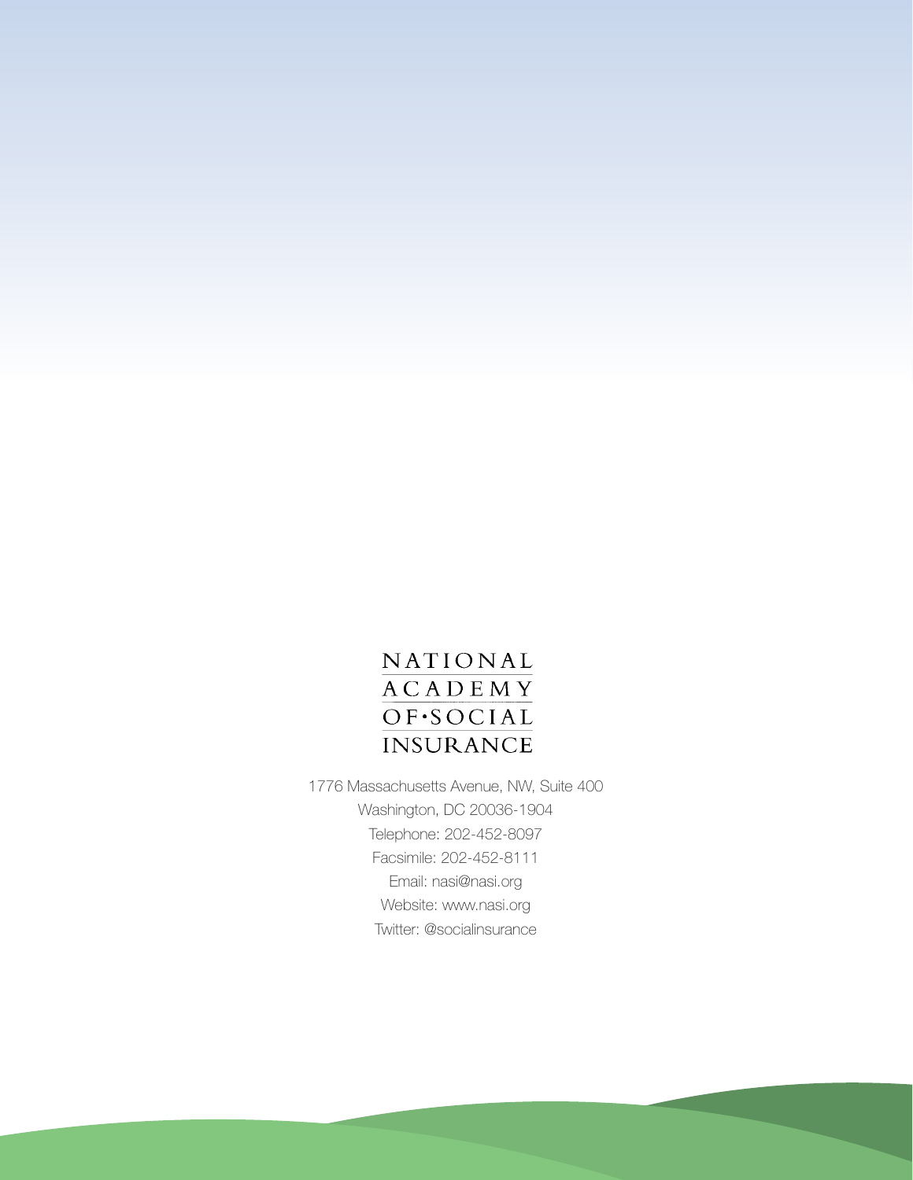NATIONAL
ACADEMY
OF·SOCIAL
INSURANCE

1776 Massachusetts Avenue, NW, Suite 400
Washington, DC 20036-1904
Telephone: 202-452-8097
Facsimile: 202-452-8111
Email: nasi@nasi.org
Website: www.nasi.org
Twitter: @socialinsurance